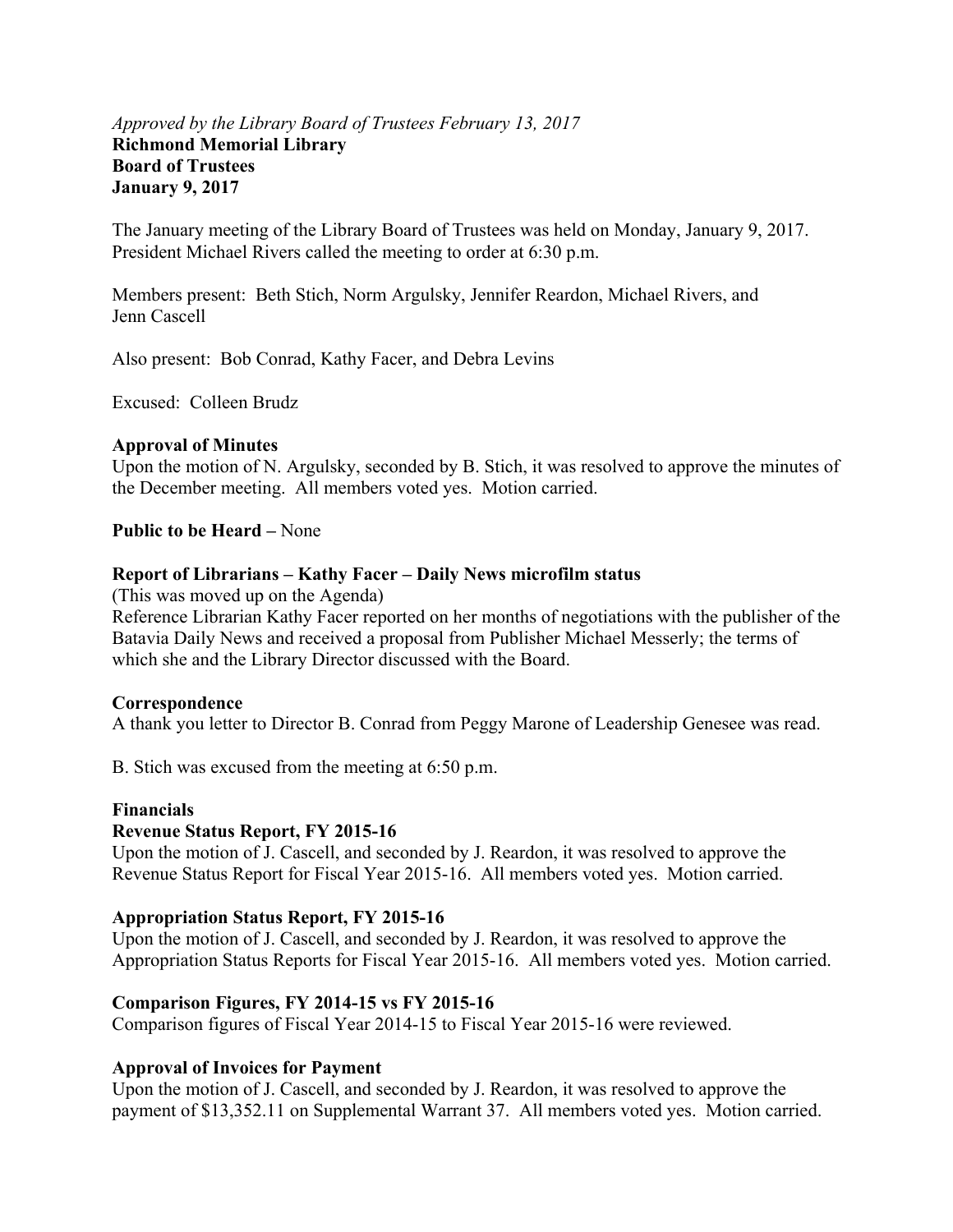*Approved by the Library Board of Trustees February 13, 2017*
**Richmond Memorial Library**
**Board of Trustees**
**January 9, 2017**

The January meeting of the Library Board of Trustees was held on Monday, January 9, 2017. President Michael Rivers called the meeting to order at 6:30 p.m.

Members present: Beth Stich, Norm Argulsky, Jennifer Reardon, Michael Rivers, and Jenn Cascell

Also present: Bob Conrad, Kathy Facer, and Debra Levins

Excused: Colleen Brudz

**Approval of Minutes**
Upon the motion of N. Argulsky, seconded by B. Stich, it was resolved to approve the minutes of the December meeting. All members voted yes. Motion carried.

**Public to be Heard –** None

**Report of Librarians – Kathy Facer – Daily News microfilm status**
(This was moved up on the Agenda)
Reference Librarian Kathy Facer reported on her months of negotiations with the publisher of the Batavia Daily News and received a proposal from Publisher Michael Messerly; the terms of which she and the Library Director discussed with the Board.

**Correspondence**
A thank you letter to Director B. Conrad from Peggy Marone of Leadership Genesee was read.

B. Stich was excused from the meeting at 6:50 p.m.

**Financials**
**Revenue Status Report, FY 2015-16**
Upon the motion of J. Cascell, and seconded by J. Reardon, it was resolved to approve the Revenue Status Report for Fiscal Year 2015-16. All members voted yes. Motion carried.

**Appropriation Status Report, FY 2015-16**
Upon the motion of J. Cascell, and seconded by J. Reardon, it was resolved to approve the Appropriation Status Reports for Fiscal Year 2015-16. All members voted yes. Motion carried.

**Comparison Figures, FY 2014-15 vs FY 2015-16**
Comparison figures of Fiscal Year 2014-15 to Fiscal Year 2015-16 were reviewed.

**Approval of Invoices for Payment**
Upon the motion of J. Cascell, and seconded by J. Reardon, it was resolved to approve the payment of $13,352.11 on Supplemental Warrant 37. All members voted yes. Motion carried.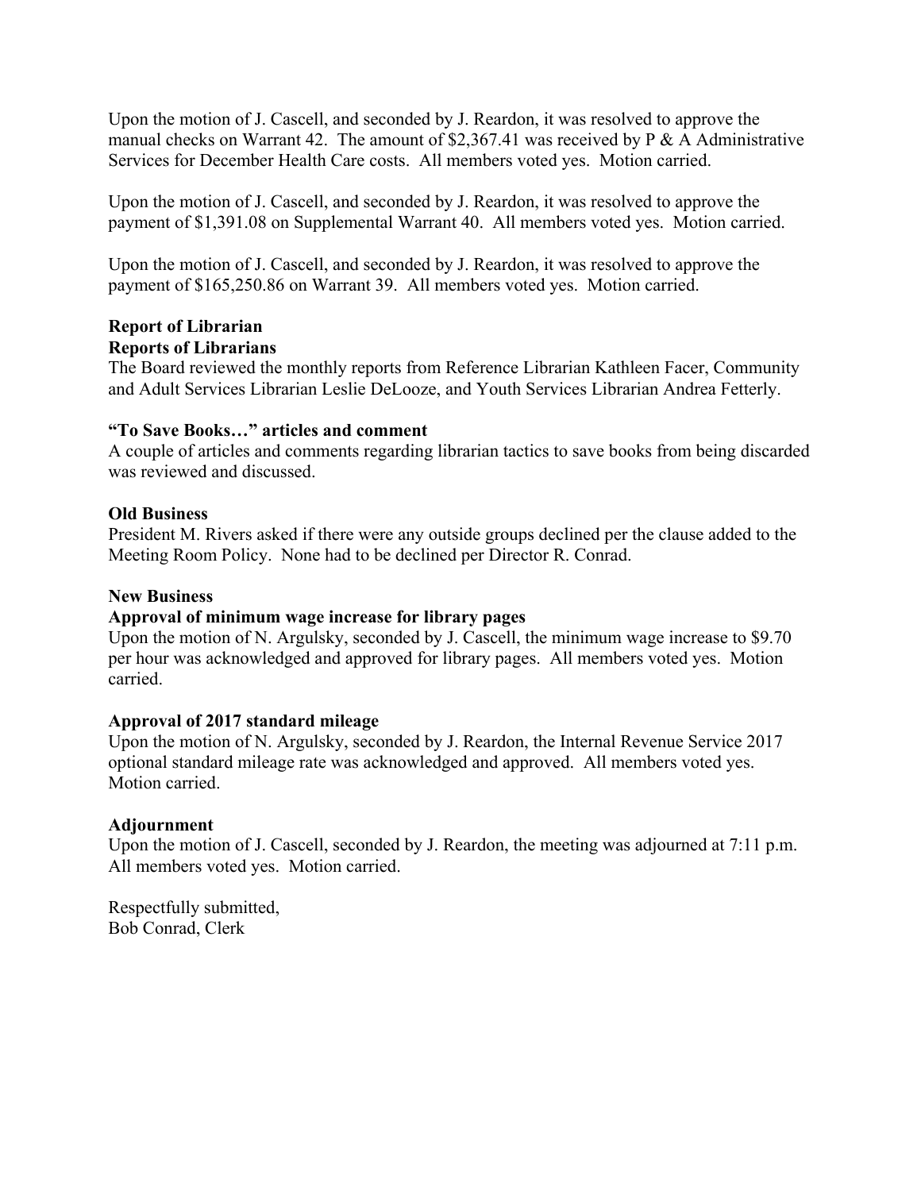Upon the motion of J. Cascell, and seconded by J. Reardon, it was resolved to approve the manual checks on Warrant 42. The amount of $2,367.41 was received by P & A Administrative Services for December Health Care costs. All members voted yes. Motion carried.

Upon the motion of J. Cascell, and seconded by J. Reardon, it was resolved to approve the payment of $1,391.08 on Supplemental Warrant 40. All members voted yes. Motion carried.

Upon the motion of J. Cascell, and seconded by J. Reardon, it was resolved to approve the payment of $165,250.86 on Warrant 39. All members voted yes. Motion carried.

**Report of Librarian**

**Reports of Librarians**

The Board reviewed the monthly reports from Reference Librarian Kathleen Facer, Community and Adult Services Librarian Leslie DeLooze, and Youth Services Librarian Andrea Fetterly.

**"To Save Books…" articles and comment**

A couple of articles and comments regarding librarian tactics to save books from being discarded was reviewed and discussed.

**Old Business**

President M. Rivers asked if there were any outside groups declined per the clause added to the Meeting Room Policy. None had to be declined per Director R. Conrad.

**New Business**

**Approval of minimum wage increase for library pages**

Upon the motion of N. Argulsky, seconded by J. Cascell, the minimum wage increase to $9.70 per hour was acknowledged and approved for library pages. All members voted yes. Motion carried.

**Approval of 2017 standard mileage**

Upon the motion of N. Argulsky, seconded by J. Reardon, the Internal Revenue Service 2017 optional standard mileage rate was acknowledged and approved. All members voted yes. Motion carried.

**Adjournment**

Upon the motion of J. Cascell, seconded by J. Reardon, the meeting was adjourned at 7:11 p.m. All members voted yes. Motion carried.

Respectfully submitted,
Bob Conrad, Clerk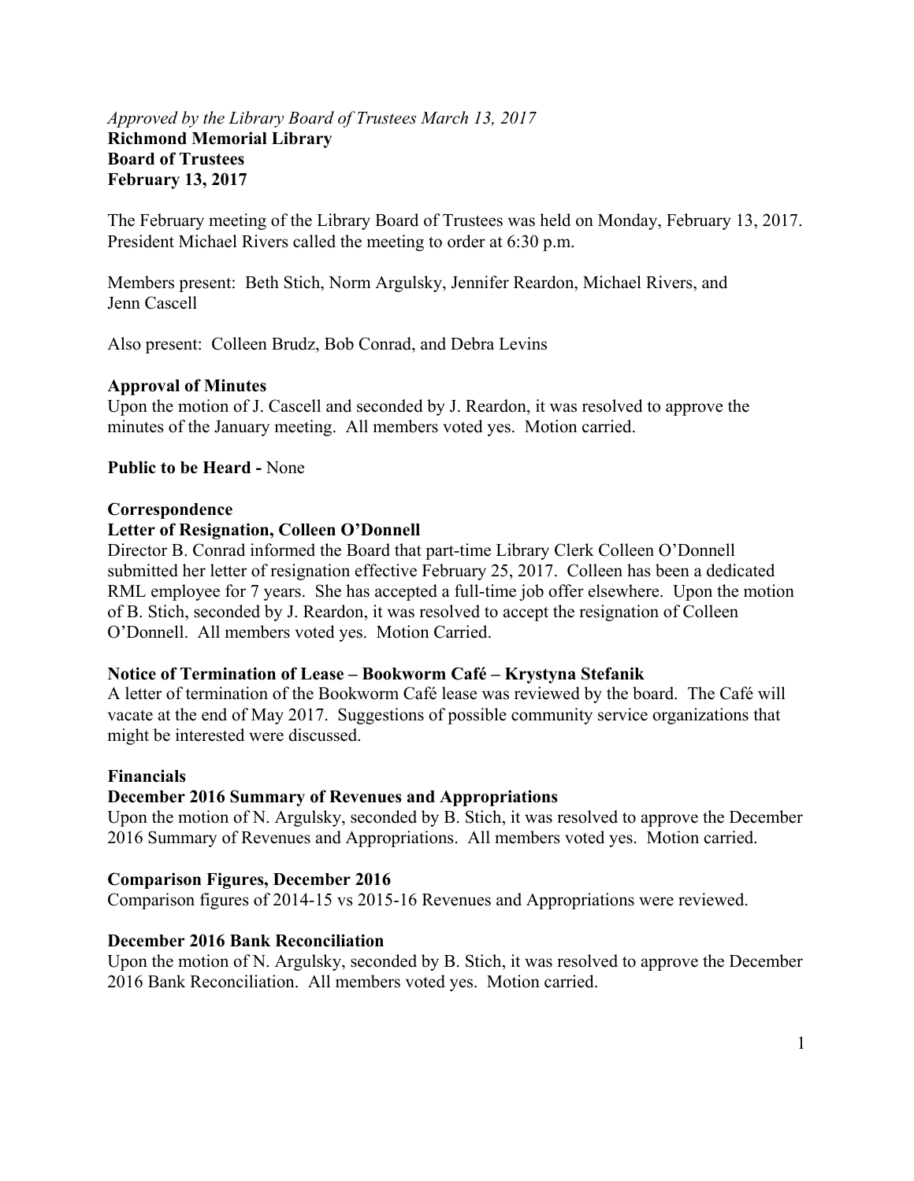*Approved by the Library Board of Trustees March 13, 2017*
**Richmond Memorial Library**
**Board of Trustees**
**February 13, 2017**

The February meeting of the Library Board of Trustees was held on Monday, February 13, 2017. President Michael Rivers called the meeting to order at 6:30 p.m.

Members present: Beth Stich, Norm Argulsky, Jennifer Reardon, Michael Rivers, and Jenn Cascell

Also present: Colleen Brudz, Bob Conrad, and Debra Levins

**Approval of Minutes**
Upon the motion of J. Cascell and seconded by J. Reardon, it was resolved to approve the minutes of the January meeting. All members voted yes. Motion carried.

**Public to be Heard -** None

**Correspondence**
**Letter of Resignation, Colleen O'Donnell**
Director B. Conrad informed the Board that part-time Library Clerk Colleen O'Donnell submitted her letter of resignation effective February 25, 2017. Colleen has been a dedicated RML employee for 7 years. She has accepted a full-time job offer elsewhere. Upon the motion of B. Stich, seconded by J. Reardon, it was resolved to accept the resignation of Colleen O'Donnell. All members voted yes. Motion Carried.

**Notice of Termination of Lease – Bookworm Café – Krystyna Stefanik**
A letter of termination of the Bookworm Café lease was reviewed by the board. The Café will vacate at the end of May 2017. Suggestions of possible community service organizations that might be interested were discussed.

**Financials**
**December 2016 Summary of Revenues and Appropriations**
Upon the motion of N. Argulsky, seconded by B. Stich, it was resolved to approve the December 2016 Summary of Revenues and Appropriations. All members voted yes. Motion carried.

**Comparison Figures, December 2016**
Comparison figures of 2014-15 vs 2015-16 Revenues and Appropriations were reviewed.

**December 2016 Bank Reconciliation**
Upon the motion of N. Argulsky, seconded by B. Stich, it was resolved to approve the December 2016 Bank Reconciliation. All members voted yes. Motion carried.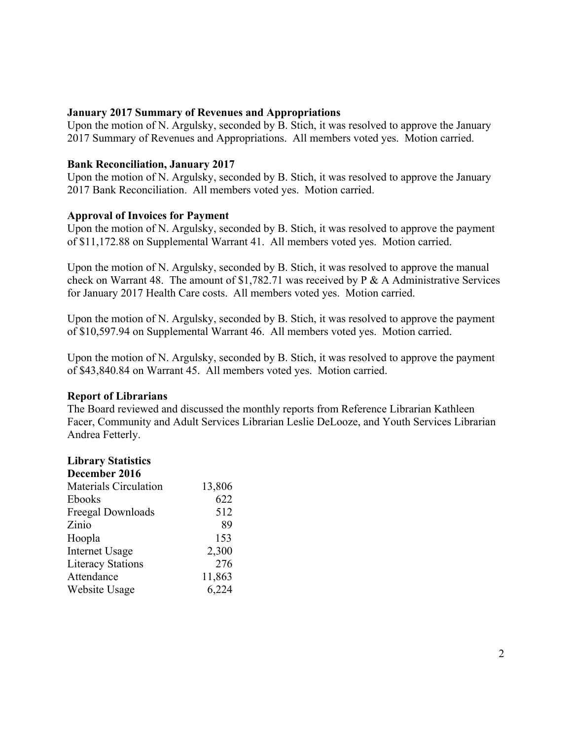**January 2017 Summary of Revenues and Appropriations**

Upon the motion of N. Argulsky, seconded by B. Stich, it was resolved to approve the January 2017 Summary of Revenues and Appropriations. All members voted yes. Motion carried.

**Bank Reconciliation, January 2017**

Upon the motion of N. Argulsky, seconded by B. Stich, it was resolved to approve the January 2017 Bank Reconciliation. All members voted yes. Motion carried.

**Approval of Invoices for Payment**

Upon the motion of N. Argulsky, seconded by B. Stich, it was resolved to approve the payment of $11,172.88 on Supplemental Warrant 41. All members voted yes. Motion carried.

Upon the motion of N. Argulsky, seconded by B. Stich, it was resolved to approve the manual check on Warrant 48. The amount of $1,782.71 was received by P & A Administrative Services for January 2017 Health Care costs. All members voted yes. Motion carried.

Upon the motion of N. Argulsky, seconded by B. Stich, it was resolved to approve the payment of $10,597.94 on Supplemental Warrant 46. All members voted yes. Motion carried.

Upon the motion of N. Argulsky, seconded by B. Stich, it was resolved to approve the payment of $43,840.84 on Warrant 45. All members voted yes. Motion carried.

**Report of Librarians**

The Board reviewed and discussed the monthly reports from Reference Librarian Kathleen Facer, Community and Adult Services Librarian Leslie DeLooze, and Youth Services Librarian Andrea Fetterly.

**Library Statistics**
**December 2016**

| | |
|---|---|
| Materials Circulation | 13,806 |
| Ebooks | 622 |
| Freegal Downloads | 512 |
| Zinio | 89 |
| Hoopla | 153 |
| Internet Usage | 2,300 |
| Literacy Stations | 276 |
| Attendance | 11,863 |
| Website Usage | 6,224 |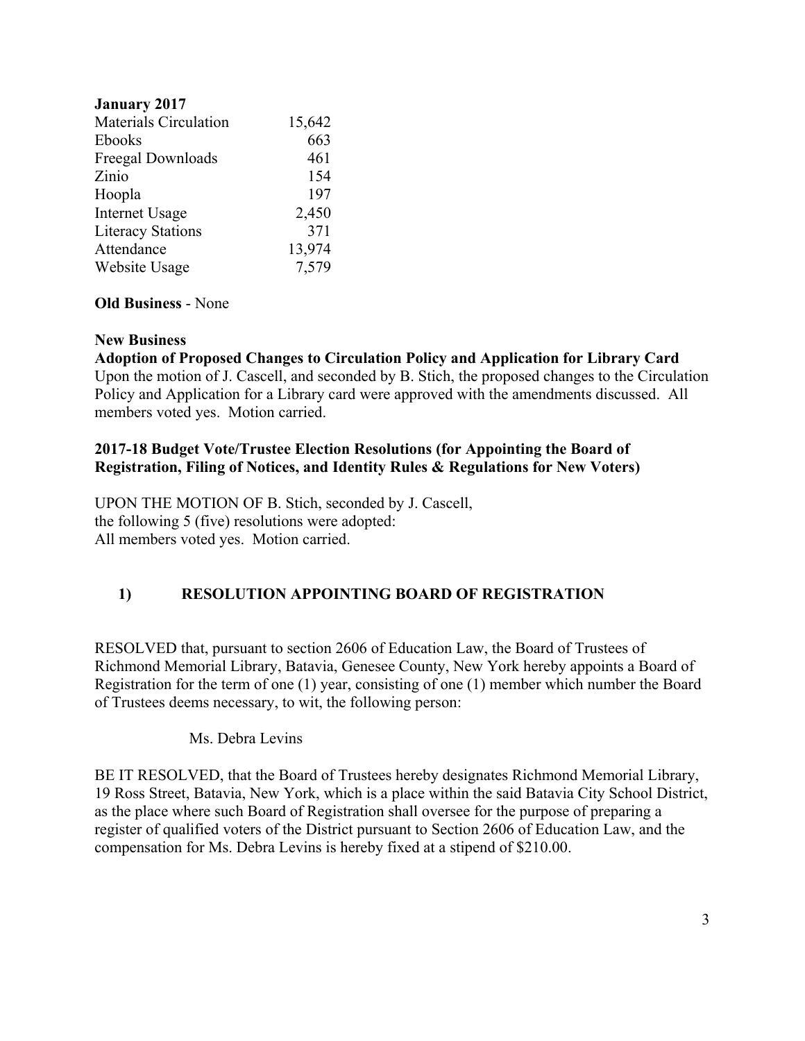**January 2017**

| | |
|---|---:|
| Materials Circulation | 15,642 |
| Ebooks | 663 |
| Freegal Downloads | 461 |
| Zinio | 154 |
| Hoopla | 197 |
| Internet Usage | 2,450 |
| Literacy Stations | 371 |
| Attendance | 13,974 |
| Website Usage | 7,579 |

**Old Business** - None

**New Business**

**Adoption of Proposed Changes to Circulation Policy and Application for Library Card**

Upon the motion of J. Cascell, and seconded by B. Stich, the proposed changes to the Circulation Policy and Application for a Library card were approved with the amendments discussed. All members voted yes. Motion carried.

**2017-18 Budget Vote/Trustee Election Resolutions (for Appointing the Board of Registration, Filing of Notices, and Identity Rules & Regulations for New Voters)**

UPON THE MOTION OF B. Stich, seconded by J. Cascell,
the following 5 (five) resolutions were adopted:
All members voted yes. Motion carried.

**1) RESOLUTION APPOINTING BOARD OF REGISTRATION**

RESOLVED that, pursuant to section 2606 of Education Law, the Board of Trustees of Richmond Memorial Library, Batavia, Genesee County, New York hereby appoints a Board of Registration for the term of one (1) year, consisting of one (1) member which number the Board of Trustees deems necessary, to wit, the following person:

Ms. Debra Levins

BE IT RESOLVED, that the Board of Trustees hereby designates Richmond Memorial Library, 19 Ross Street, Batavia, New York, which is a place within the said Batavia City School District, as the place where such Board of Registration shall oversee for the purpose of preparing a register of qualified voters of the District pursuant to Section 2606 of Education Law, and the compensation for Ms. Debra Levins is hereby fixed at a stipend of $210.00.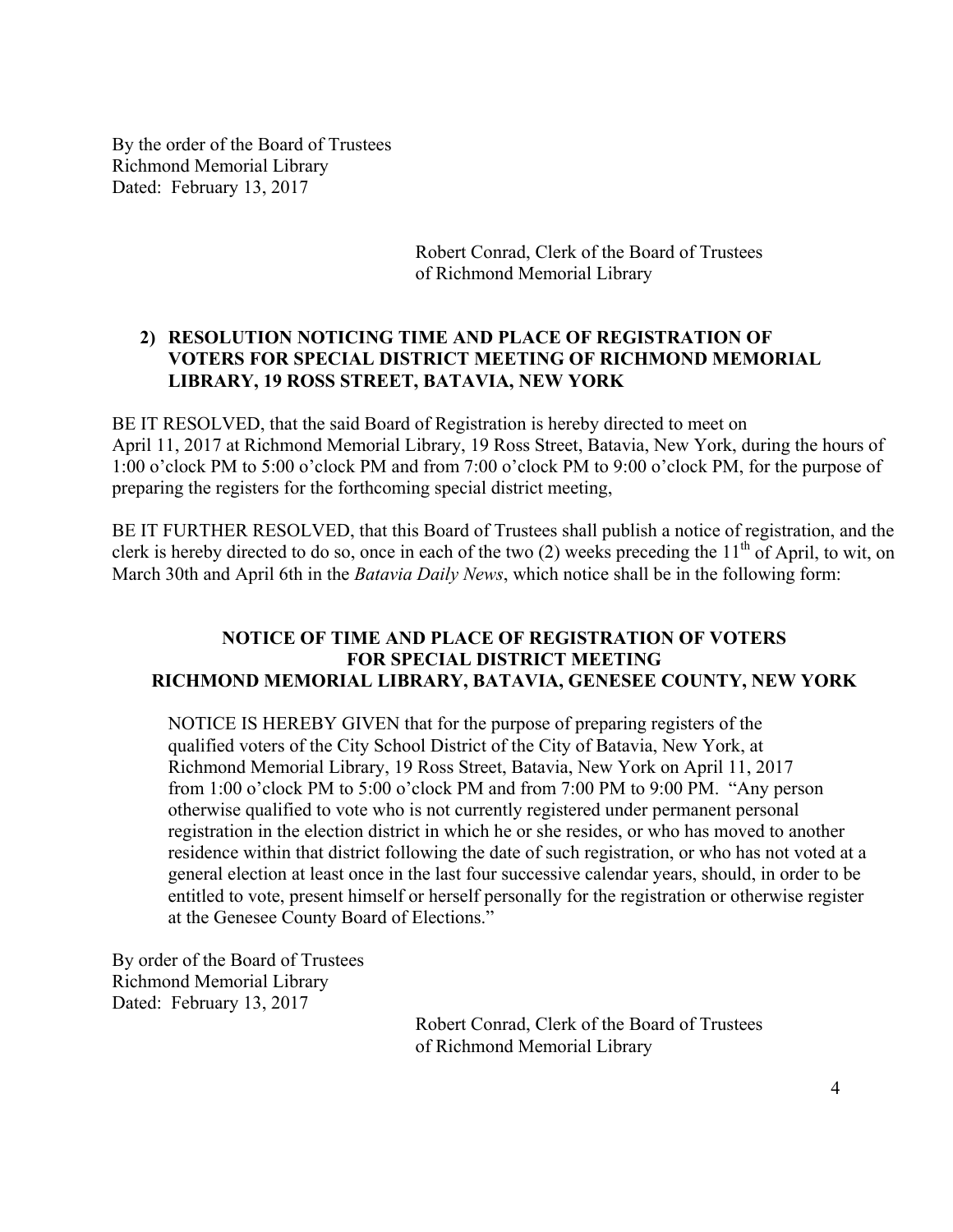By the order of the Board of Trustees
Richmond Memorial Library
Dated: February 13, 2017

Robert Conrad, Clerk of the Board of Trustees
of Richmond Memorial Library

**2) RESOLUTION NOTICING TIME AND PLACE OF REGISTRATION OF VOTERS FOR SPECIAL DISTRICT MEETING OF RICHMOND MEMORIAL LIBRARY, 19 ROSS STREET, BATAVIA, NEW YORK**

BE IT RESOLVED, that the said Board of Registration is hereby directed to meet on April 11, 2017 at Richmond Memorial Library, 19 Ross Street, Batavia, New York, during the hours of 1:00 o'clock PM to 5:00 o'clock PM and from 7:00 o'clock PM to 9:00 o'clock PM, for the purpose of preparing the registers for the forthcoming special district meeting,

BE IT FURTHER RESOLVED, that this Board of Trustees shall publish a notice of registration, and the clerk is hereby directed to do so, once in each of the two (2) weeks preceding the 11th of April, to wit, on March 30th and April 6th in the *Batavia Daily News*, which notice shall be in the following form:

**NOTICE OF TIME AND PLACE OF REGISTRATION OF VOTERS FOR SPECIAL DISTRICT MEETING RICHMOND MEMORIAL LIBRARY, BATAVIA, GENESEE COUNTY, NEW YORK**

NOTICE IS HEREBY GIVEN that for the purpose of preparing registers of the qualified voters of the City School District of the City of Batavia, New York, at Richmond Memorial Library, 19 Ross Street, Batavia, New York on April 11, 2017 from 1:00 o'clock PM to 5:00 o'clock PM and from 7:00 PM to 9:00 PM. "Any person otherwise qualified to vote who is not currently registered under permanent personal registration in the election district in which he or she resides, or who has moved to another residence within that district following the date of such registration, or who has not voted at a general election at least once in the last four successive calendar years, should, in order to be entitled to vote, present himself or herself personally for the registration or otherwise register at the Genesee County Board of Elections."

By order of the Board of Trustees
Richmond Memorial Library
Dated: February 13, 2017

Robert Conrad, Clerk of the Board of Trustees
of Richmond Memorial Library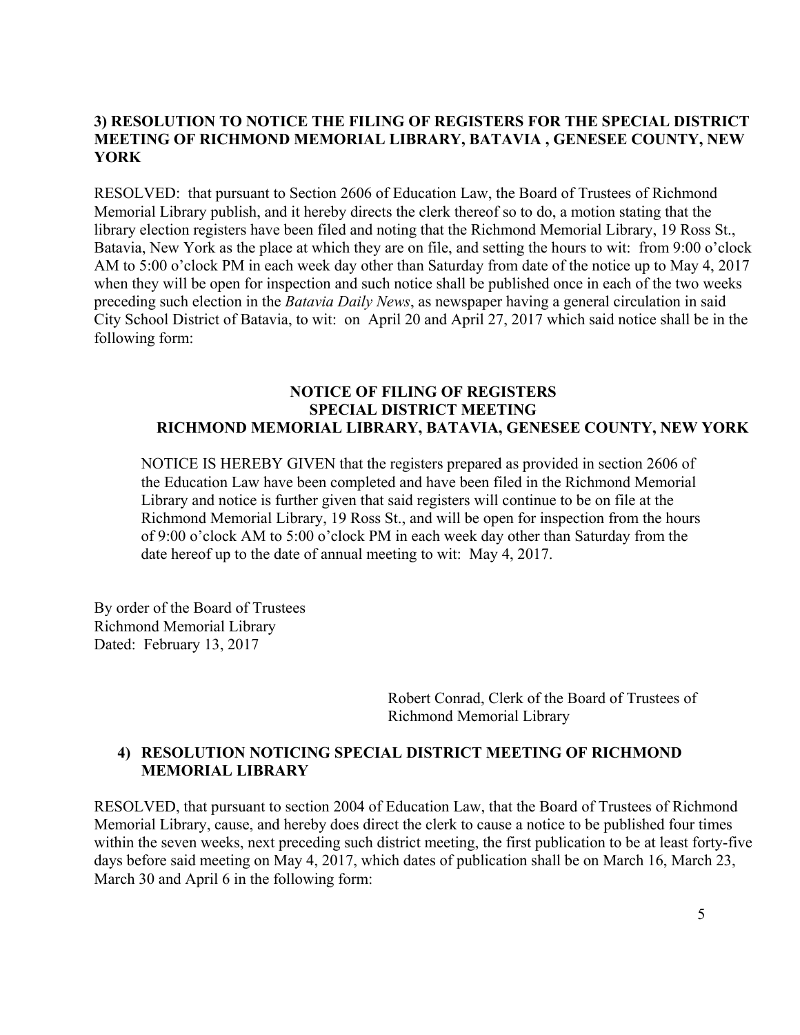### 3) RESOLUTION TO NOTICE THE FILING OF REGISTERS FOR THE SPECIAL DISTRICT MEETING OF RICHMOND MEMORIAL LIBRARY, BATAVIA , GENESEE COUNTY, NEW YORK

RESOLVED: that pursuant to Section 2606 of Education Law, the Board of Trustees of Richmond Memorial Library publish, and it hereby directs the clerk thereof so to do, a motion stating that the library election registers have been filed and noting that the Richmond Memorial Library, 19 Ross St., Batavia, New York as the place at which they are on file, and setting the hours to wit: from 9:00 o'clock AM to 5:00 o'clock PM in each week day other than Saturday from date of the notice up to May 4, 2017 when they will be open for inspection and such notice shall be published once in each of the two weeks preceding such election in the *Batavia Daily News*, as newspaper having a general circulation in said City School District of Batavia, to wit: on April 20 and April 27, 2017 which said notice shall be in the following form:

**NOTICE OF FILING OF REGISTERS**
**SPECIAL DISTRICT MEETING**
**RICHMOND MEMORIAL LIBRARY, BATAVIA, GENESEE COUNTY, NEW YORK**

NOTICE IS HEREBY GIVEN that the registers prepared as provided in section 2606 of the Education Law have been completed and have been filed in the Richmond Memorial Library and notice is further given that said registers will continue to be on file at the Richmond Memorial Library, 19 Ross St., and will be open for inspection from the hours of 9:00 o'clock AM to 5:00 o'clock PM in each week day other than Saturday from the date hereof up to the date of annual meeting to wit: May 4, 2017.

By order of the Board of Trustees
Richmond Memorial Library
Dated: February 13, 2017

Robert Conrad, Clerk of the Board of Trustees of
Richmond Memorial Library

### 4) RESOLUTION NOTICING SPECIAL DISTRICT MEETING OF RICHMOND MEMORIAL LIBRARY

RESOLVED, that pursuant to section 2004 of Education Law, that the Board of Trustees of Richmond Memorial Library, cause, and hereby does direct the clerk to cause a notice to be published four times within the seven weeks, next preceding such district meeting, the first publication to be at least forty-five days before said meeting on May 4, 2017, which dates of publication shall be on March 16, March 23, March 30 and April 6 in the following form: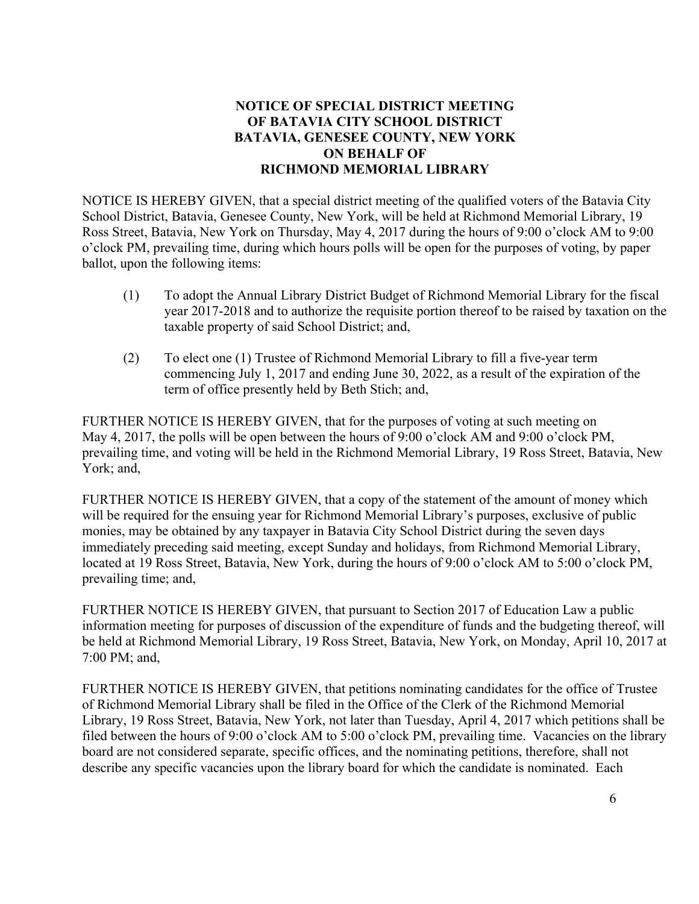**NOTICE OF SPECIAL DISTRICT MEETING
OF BATAVIA CITY SCHOOL DISTRICT
BATAVIA, GENESEE COUNTY, NEW YORK
ON BEHALF OF
RICHMOND MEMORIAL LIBRARY**

NOTICE IS HEREBY GIVEN, that a special district meeting of the qualified voters of the Batavia City School District, Batavia, Genesee County, New York, will be held at Richmond Memorial Library, 19 Ross Street, Batavia, New York on Thursday, May 4, 2017 during the hours of 9:00 o'clock AM to 9:00 o'clock PM, prevailing time, during which hours polls will be open for the purposes of voting, by paper ballot, upon the following items:

(1) To adopt the Annual Library District Budget of Richmond Memorial Library for the fiscal year 2017-2018 and to authorize the requisite portion thereof to be raised by taxation on the taxable property of said School District; and,

(2) To elect one (1) Trustee of Richmond Memorial Library to fill a five-year term commencing July 1, 2017 and ending June 30, 2022, as a result of the expiration of the term of office presently held by Beth Stich; and,

FURTHER NOTICE IS HEREBY GIVEN, that for the purposes of voting at such meeting on May 4, 2017, the polls will be open between the hours of 9:00 o'clock AM and 9:00 o'clock PM, prevailing time, and voting will be held in the Richmond Memorial Library, 19 Ross Street, Batavia, New York; and,

FURTHER NOTICE IS HEREBY GIVEN, that a copy of the statement of the amount of money which will be required for the ensuing year for Richmond Memorial Library's purposes, exclusive of public monies, may be obtained by any taxpayer in Batavia City School District during the seven days immediately preceding said meeting, except Sunday and holidays, from Richmond Memorial Library, located at 19 Ross Street, Batavia, New York, during the hours of 9:00 o'clock AM to 5:00 o'clock PM, prevailing time; and,

FURTHER NOTICE IS HEREBY GIVEN, that pursuant to Section 2017 of Education Law a public information meeting for purposes of discussion of the expenditure of funds and the budgeting thereof, will be held at Richmond Memorial Library, 19 Ross Street, Batavia, New York, on Monday, April 10, 2017 at 7:00 PM; and,

FURTHER NOTICE IS HEREBY GIVEN, that petitions nominating candidates for the office of Trustee of Richmond Memorial Library shall be filed in the Office of the Clerk of the Richmond Memorial Library, 19 Ross Street, Batavia, New York, not later than Tuesday, April 4, 2017 which petitions shall be filed between the hours of 9:00 o'clock AM to 5:00 o'clock PM, prevailing time. Vacancies on the library board are not considered separate, specific offices, and the nominating petitions, therefore, shall not describe any specific vacancies upon the library board for which the candidate is nominated. Each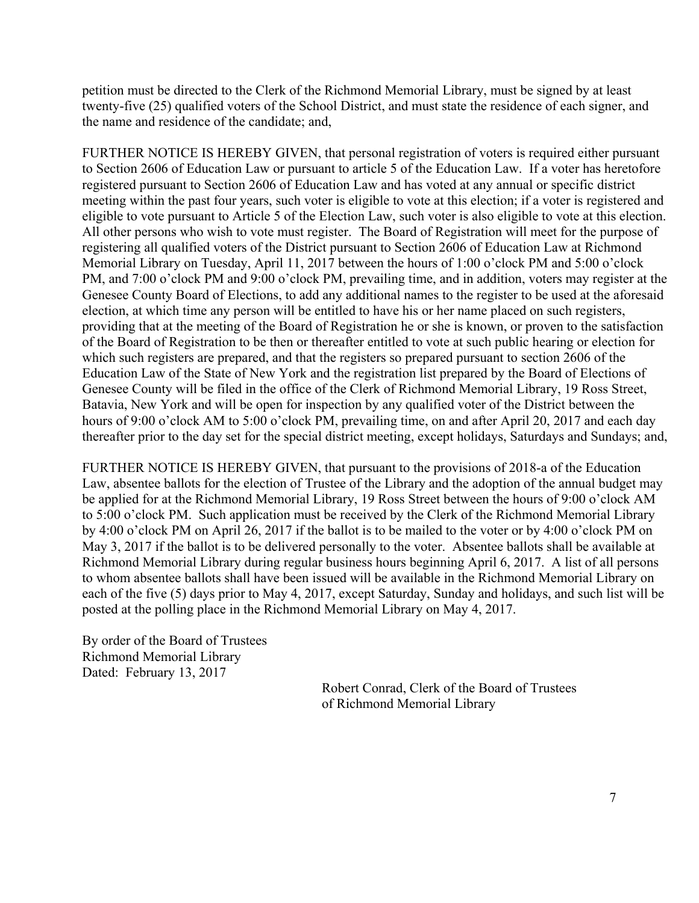petition must be directed to the Clerk of the Richmond Memorial Library, must be signed by at least twenty-five (25) qualified voters of the School District, and must state the residence of each signer, and the name and residence of the candidate; and,

FURTHER NOTICE IS HEREBY GIVEN, that personal registration of voters is required either pursuant to Section 2606 of Education Law or pursuant to article 5 of the Education Law. If a voter has heretofore registered pursuant to Section 2606 of Education Law and has voted at any annual or specific district meeting within the past four years, such voter is eligible to vote at this election; if a voter is registered and eligible to vote pursuant to Article 5 of the Election Law, such voter is also eligible to vote at this election. All other persons who wish to vote must register. The Board of Registration will meet for the purpose of registering all qualified voters of the District pursuant to Section 2606 of Education Law at Richmond Memorial Library on Tuesday, April 11, 2017 between the hours of 1:00 o'clock PM and 5:00 o'clock PM, and 7:00 o'clock PM and 9:00 o'clock PM, prevailing time, and in addition, voters may register at the Genesee County Board of Elections, to add any additional names to the register to be used at the aforesaid election, at which time any person will be entitled to have his or her name placed on such registers, providing that at the meeting of the Board of Registration he or she is known, or proven to the satisfaction of the Board of Registration to be then or thereafter entitled to vote at such public hearing or election for which such registers are prepared, and that the registers so prepared pursuant to section 2606 of the Education Law of the State of New York and the registration list prepared by the Board of Elections of Genesee County will be filed in the office of the Clerk of Richmond Memorial Library, 19 Ross Street, Batavia, New York and will be open for inspection by any qualified voter of the District between the hours of 9:00 o'clock AM to 5:00 o'clock PM, prevailing time, on and after April 20, 2017 and each day thereafter prior to the day set for the special district meeting, except holidays, Saturdays and Sundays; and,

FURTHER NOTICE IS HEREBY GIVEN, that pursuant to the provisions of 2018-a of the Education Law, absentee ballots for the election of Trustee of the Library and the adoption of the annual budget may be applied for at the Richmond Memorial Library, 19 Ross Street between the hours of 9:00 o'clock AM to 5:00 o'clock PM. Such application must be received by the Clerk of the Richmond Memorial Library by 4:00 o'clock PM on April 26, 2017 if the ballot is to be mailed to the voter or by 4:00 o'clock PM on May 3, 2017 if the ballot is to be delivered personally to the voter. Absentee ballots shall be available at Richmond Memorial Library during regular business hours beginning April 6, 2017. A list of all persons to whom absentee ballots shall have been issued will be available in the Richmond Memorial Library on each of the five (5) days prior to May 4, 2017, except Saturday, Sunday and holidays, and such list will be posted at the polling place in the Richmond Memorial Library on May 4, 2017.

By order of the Board of Trustees
Richmond Memorial Library
Dated: February 13, 2017

Robert Conrad, Clerk of the Board of Trustees
of Richmond Memorial Library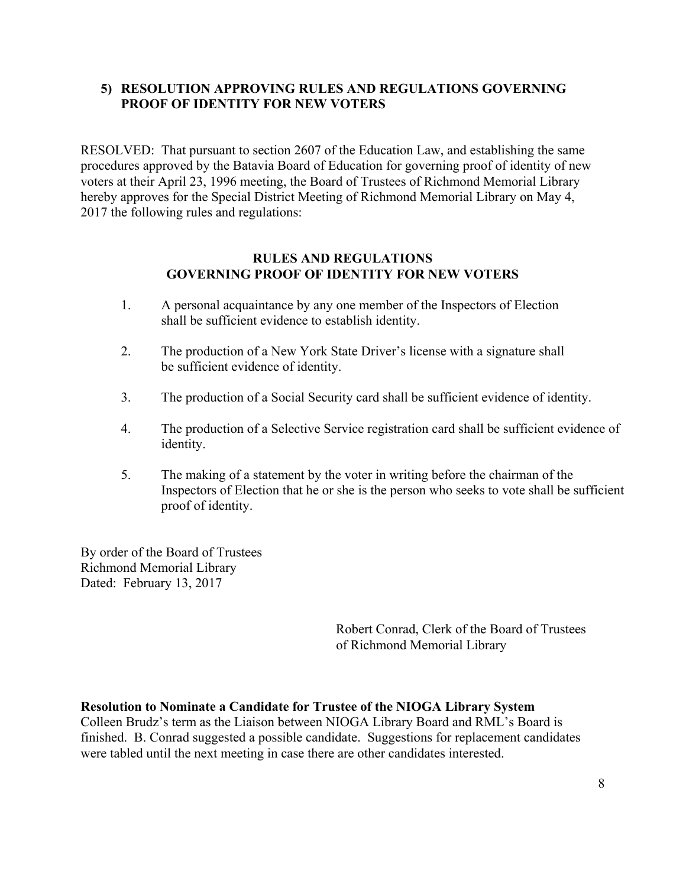### 5) RESOLUTION APPROVING RULES AND REGULATIONS GOVERNING PROOF OF IDENTITY FOR NEW VOTERS

RESOLVED: That pursuant to section 2607 of the Education Law, and establishing the same procedures approved by the Batavia Board of Education for governing proof of identity of new voters at their April 23, 1996 meeting, the Board of Trustees of Richmond Memorial Library hereby approves for the Special District Meeting of Richmond Memorial Library on May 4, 2017 the following rules and regulations:

**RULES AND REGULATIONS**
**GOVERNING PROOF OF IDENTITY FOR NEW VOTERS**

1. A personal acquaintance by any one member of the Inspectors of Election shall be sufficient evidence to establish identity.

2. The production of a New York State Driver's license with a signature shall be sufficient evidence of identity.

3. The production of a Social Security card shall be sufficient evidence of identity.

4. The production of a Selective Service registration card shall be sufficient evidence of identity.

5. The making of a statement by the voter in writing before the chairman of the Inspectors of Election that he or she is the person who seeks to vote shall be sufficient proof of identity.

By order of the Board of Trustees
Richmond Memorial Library
Dated: February 13, 2017

Robert Conrad, Clerk of the Board of Trustees
of Richmond Memorial Library

**Resolution to Nominate a Candidate for Trustee of the NIOGA Library System**
Colleen Brudz's term as the Liaison between NIOGA Library Board and RML's Board is finished. B. Conrad suggested a possible candidate. Suggestions for replacement candidates were tabled until the next meeting in case there are other candidates interested.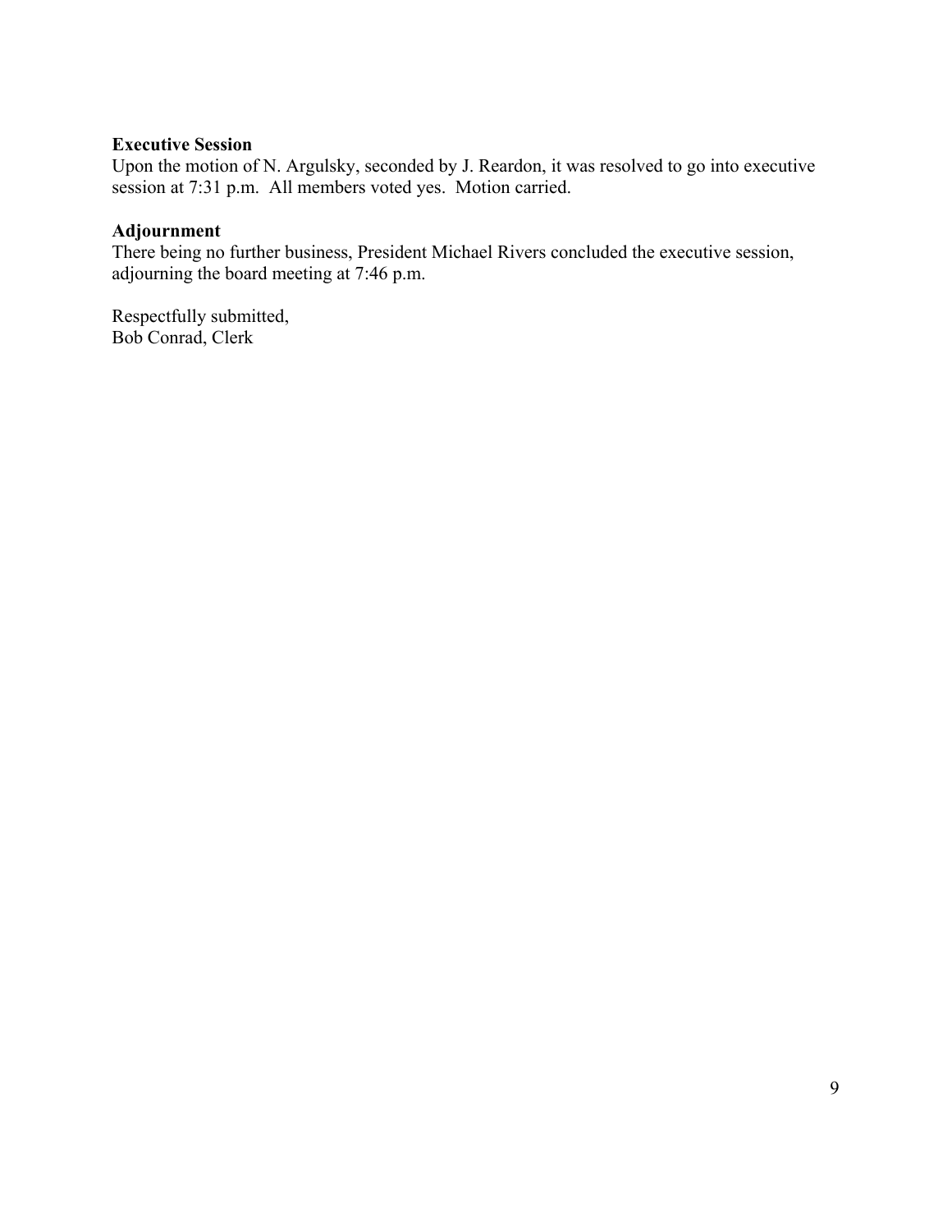**Executive Session**
Upon the motion of N. Argulsky, seconded by J. Reardon, it was resolved to go into executive session at 7:31 p.m. All members voted yes. Motion carried.

**Adjournment**
There being no further business, President Michael Rivers concluded the executive session, adjourning the board meeting at 7:46 p.m.

Respectfully submitted,
Bob Conrad, Clerk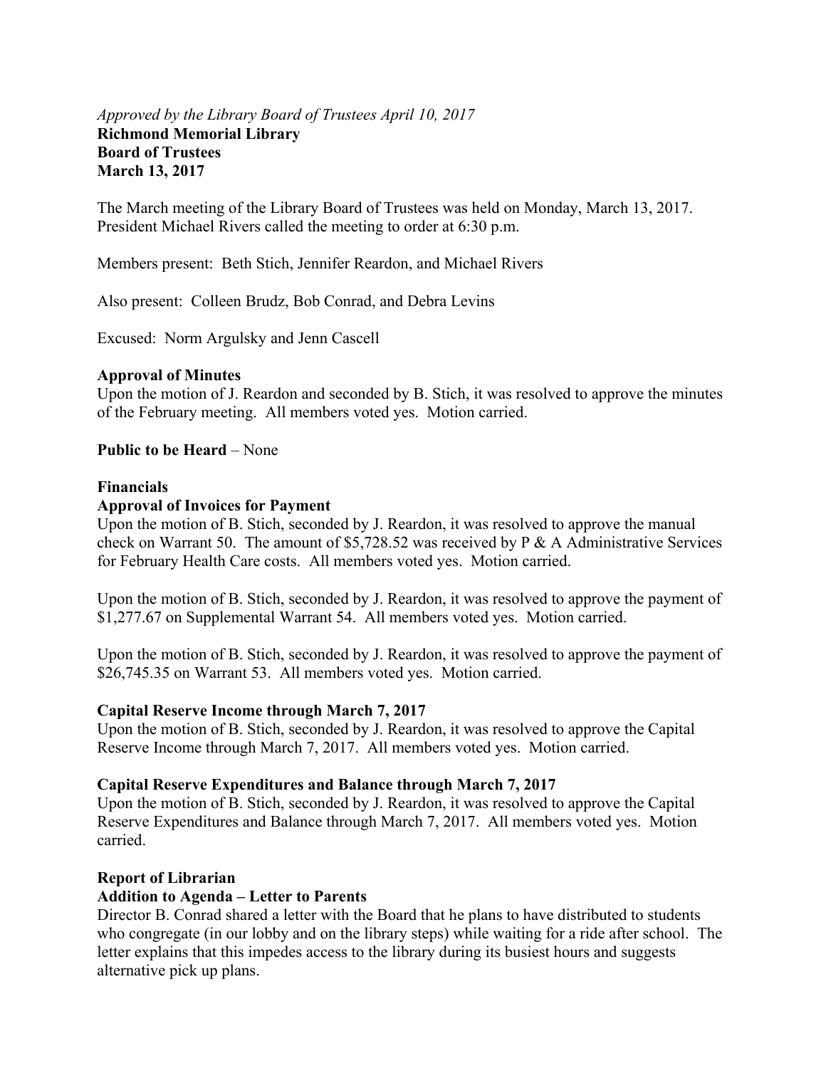*Approved by the Library Board of Trustees April 10, 2017*
**Richmond Memorial Library**
**Board of Trustees**
**March 13, 2017**

The March meeting of the Library Board of Trustees was held on Monday, March 13, 2017. President Michael Rivers called the meeting to order at 6:30 p.m.

Members present: Beth Stich, Jennifer Reardon, and Michael Rivers

Also present: Colleen Brudz, Bob Conrad, and Debra Levins

Excused: Norm Argulsky and Jenn Cascell

**Approval of Minutes**
Upon the motion of J. Reardon and seconded by B. Stich, it was resolved to approve the minutes of the February meeting. All members voted yes. Motion carried.

**Public to be Heard** – None

**Financials**
**Approval of Invoices for Payment**
Upon the motion of B. Stich, seconded by J. Reardon, it was resolved to approve the manual check on Warrant 50. The amount of $5,728.52 was received by P & A Administrative Services for February Health Care costs. All members voted yes. Motion carried.

Upon the motion of B. Stich, seconded by J. Reardon, it was resolved to approve the payment of $1,277.67 on Supplemental Warrant 54. All members voted yes. Motion carried.

Upon the motion of B. Stich, seconded by J. Reardon, it was resolved to approve the payment of $26,745.35 on Warrant 53. All members voted yes. Motion carried.

**Capital Reserve Income through March 7, 2017**
Upon the motion of B. Stich, seconded by J. Reardon, it was resolved to approve the Capital Reserve Income through March 7, 2017. All members voted yes. Motion carried.

**Capital Reserve Expenditures and Balance through March 7, 2017**
Upon the motion of B. Stich, seconded by J. Reardon, it was resolved to approve the Capital Reserve Expenditures and Balance through March 7, 2017. All members voted yes. Motion carried.

**Report of Librarian**
**Addition to Agenda – Letter to Parents**
Director B. Conrad shared a letter with the Board that he plans to have distributed to students who congregate (in our lobby and on the library steps) while waiting for a ride after school. The letter explains that this impedes access to the library during its busiest hours and suggests alternative pick up plans.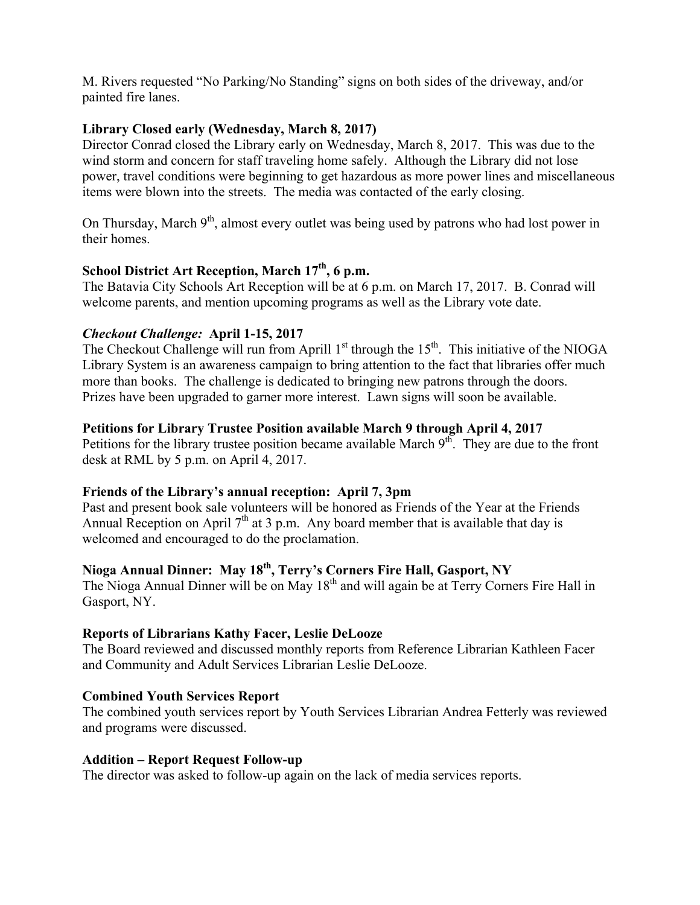M. Rivers requested "No Parking/No Standing" signs on both sides of the driveway, and/or painted fire lanes.

**Library Closed early (Wednesday, March 8, 2017)**

Director Conrad closed the Library early on Wednesday, March 8, 2017. This was due to the wind storm and concern for staff traveling home safely. Although the Library did not lose power, travel conditions were beginning to get hazardous as more power lines and miscellaneous items were blown into the streets. The media was contacted of the early closing.

On Thursday, March 9th, almost every outlet was being used by patrons who had lost power in their homes.

**School District Art Reception, March 17th, 6 p.m.**

The Batavia City Schools Art Reception will be at 6 p.m. on March 17, 2017. B. Conrad will welcome parents, and mention upcoming programs as well as the Library vote date.

***Checkout Challenge:* April 1-15, 2017**

The Checkout Challenge will run from Aprill 1st through the 15th. This initiative of the NIOGA Library System is an awareness campaign to bring attention to the fact that libraries offer much more than books. The challenge is dedicated to bringing new patrons through the doors. Prizes have been upgraded to garner more interest. Lawn signs will soon be available.

**Petitions for Library Trustee Position available March 9 through April 4, 2017**

Petitions for the library trustee position became available March 9th. They are due to the front desk at RML by 5 p.m. on April 4, 2017.

**Friends of the Library's annual reception: April 7, 3pm**

Past and present book sale volunteers will be honored as Friends of the Year at the Friends Annual Reception on April 7th at 3 p.m. Any board member that is available that day is welcomed and encouraged to do the proclamation.

**Nioga Annual Dinner: May 18th, Terry's Corners Fire Hall, Gasport, NY**

The Nioga Annual Dinner will be on May 18th and will again be at Terry Corners Fire Hall in Gasport, NY.

**Reports of Librarians Kathy Facer, Leslie DeLooze**

The Board reviewed and discussed monthly reports from Reference Librarian Kathleen Facer and Community and Adult Services Librarian Leslie DeLooze.

**Combined Youth Services Report**

The combined youth services report by Youth Services Librarian Andrea Fetterly was reviewed and programs were discussed.

**Addition – Report Request Follow-up**

The director was asked to follow-up again on the lack of media services reports.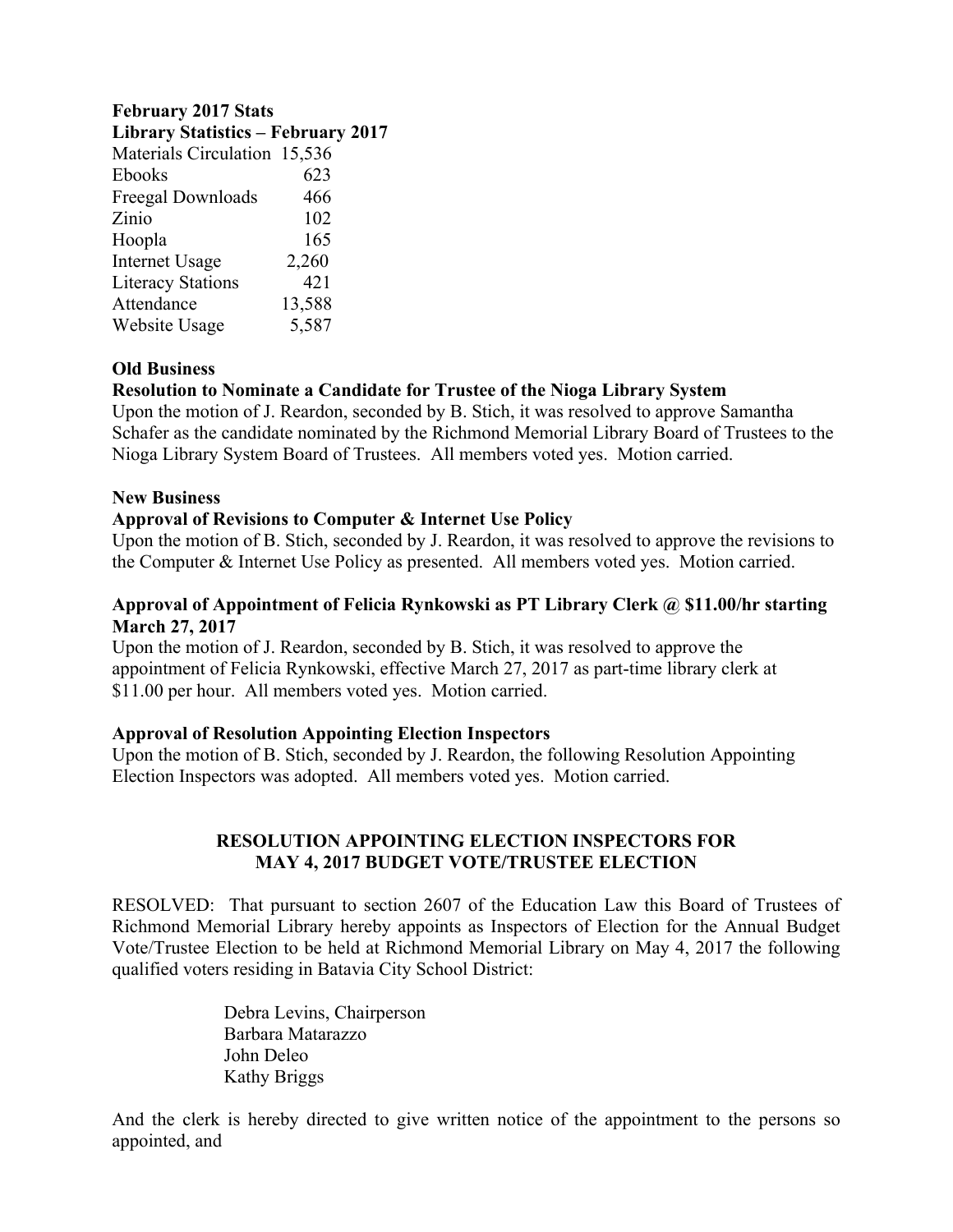**February 2017 Stats**

**Library Statistics – February 2017**

| | |
|---|---|
| Materials Circulation | 15,536 |
| Ebooks | 623 |
| Freegal Downloads | 466 |
| Zinio | 102 |
| Hoopla | 165 |
| Internet Usage | 2,260 |
| Literacy Stations | 421 |
| Attendance | 13,588 |
| Website Usage | 5,587 |

**Old Business**

**Resolution to Nominate a Candidate for Trustee of the Nioga Library System**

Upon the motion of J. Reardon, seconded by B. Stich, it was resolved to approve Samantha Schafer as the candidate nominated by the Richmond Memorial Library Board of Trustees to the Nioga Library System Board of Trustees. All members voted yes. Motion carried.

**New Business**

**Approval of Revisions to Computer & Internet Use Policy**

Upon the motion of B. Stich, seconded by J. Reardon, it was resolved to approve the revisions to the Computer & Internet Use Policy as presented. All members voted yes. Motion carried.

**Approval of Appointment of Felicia Rynkowski as PT Library Clerk @ $11.00/hr starting March 27, 2017**

Upon the motion of J. Reardon, seconded by B. Stich, it was resolved to approve the appointment of Felicia Rynkowski, effective March 27, 2017 as part-time library clerk at $11.00 per hour. All members voted yes. Motion carried.

**Approval of Resolution Appointing Election Inspectors**

Upon the motion of B. Stich, seconded by J. Reardon, the following Resolution Appointing Election Inspectors was adopted. All members voted yes. Motion carried.

**RESOLUTION APPOINTING ELECTION INSPECTORS FOR MAY 4, 2017 BUDGET VOTE/TRUSTEE ELECTION**

RESOLVED: That pursuant to section 2607 of the Education Law this Board of Trustees of Richmond Memorial Library hereby appoints as Inspectors of Election for the Annual Budget Vote/Trustee Election to be held at Richmond Memorial Library on May 4, 2017 the following qualified voters residing in Batavia City School District:

Debra Levins, Chairperson
Barbara Matarazzo
John Deleo
Kathy Briggs

And the clerk is hereby directed to give written notice of the appointment to the persons so appointed, and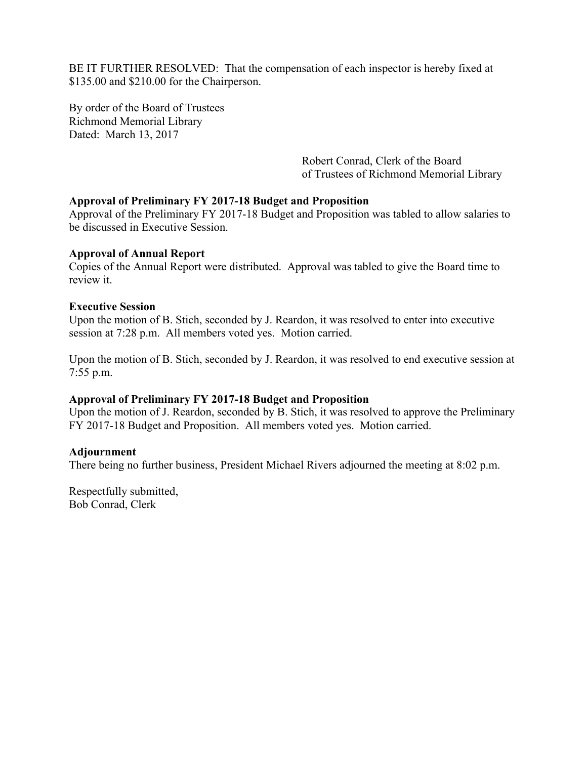BE IT FURTHER RESOLVED: That the compensation of each inspector is hereby fixed at $135.00 and $210.00 for the Chairperson.

By order of the Board of Trustees
Richmond Memorial Library
Dated: March 13, 2017

Robert Conrad, Clerk of the Board
of Trustees of Richmond Memorial Library

**Approval of Preliminary FY 2017-18 Budget and Proposition**
Approval of the Preliminary FY 2017-18 Budget and Proposition was tabled to allow salaries to be discussed in Executive Session.

**Approval of Annual Report**
Copies of the Annual Report were distributed. Approval was tabled to give the Board time to review it.

**Executive Session**
Upon the motion of B. Stich, seconded by J. Reardon, it was resolved to enter into executive session at 7:28 p.m. All members voted yes. Motion carried.

Upon the motion of B. Stich, seconded by J. Reardon, it was resolved to end executive session at 7:55 p.m.

**Approval of Preliminary FY 2017-18 Budget and Proposition**
Upon the motion of J. Reardon, seconded by B. Stich, it was resolved to approve the Preliminary FY 2017-18 Budget and Proposition. All members voted yes. Motion carried.

**Adjournment**
There being no further business, President Michael Rivers adjourned the meeting at 8:02 p.m.

Respectfully submitted,
Bob Conrad, Clerk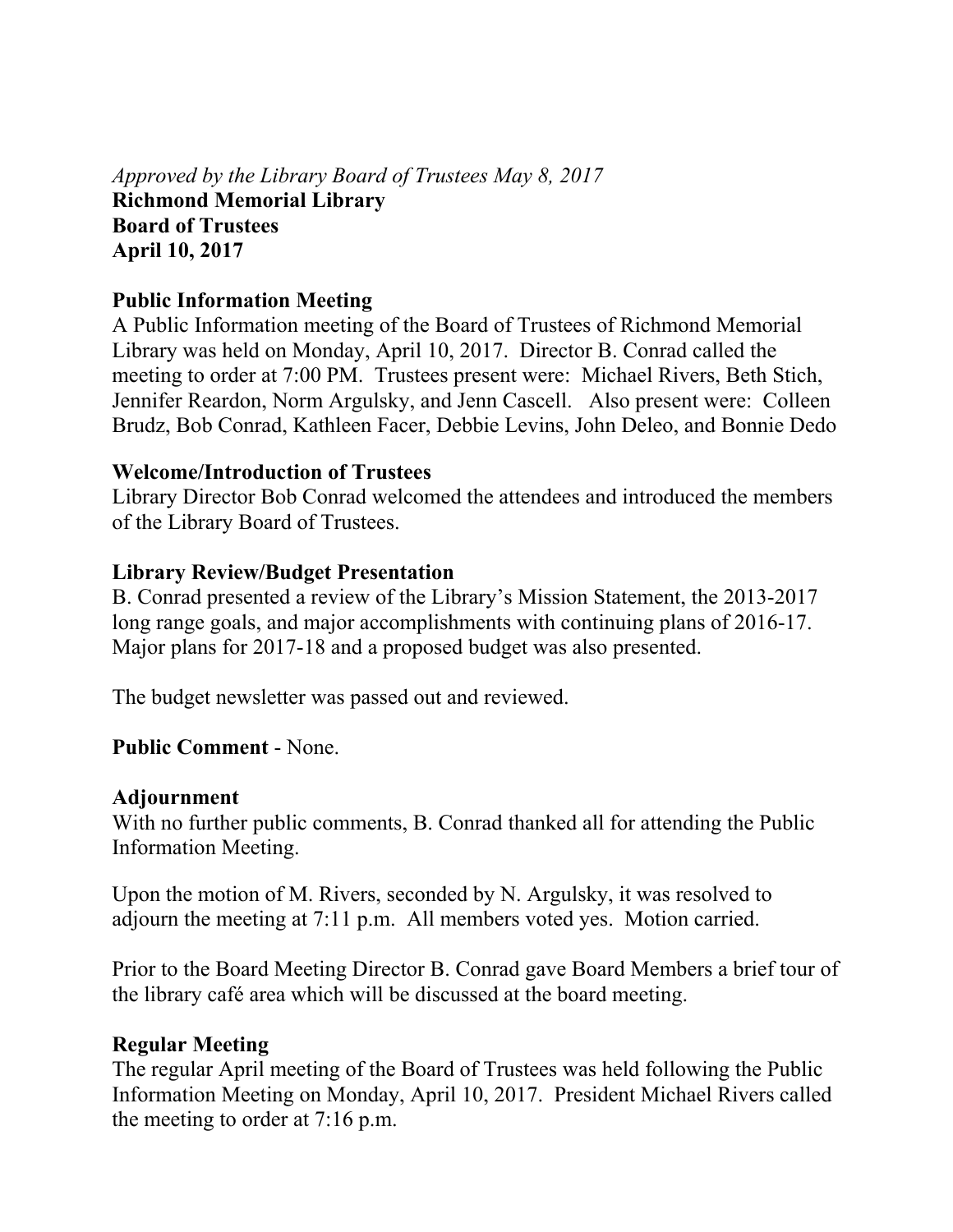*Approved by the Library Board of Trustees May 8, 2017*

**Richmond Memorial Library**
**Board of Trustees**
**April 10, 2017**

**Public Information Meeting**

A Public Information meeting of the Board of Trustees of Richmond Memorial Library was held on Monday, April 10, 2017. Director B. Conrad called the meeting to order at 7:00 PM. Trustees present were: Michael Rivers, Beth Stich, Jennifer Reardon, Norm Argulsky, and Jenn Cascell. Also present were: Colleen Brudz, Bob Conrad, Kathleen Facer, Debbie Levins, John Deleo, and Bonnie Dedo

**Welcome/Introduction of Trustees**

Library Director Bob Conrad welcomed the attendees and introduced the members of the Library Board of Trustees.

**Library Review/Budget Presentation**

B. Conrad presented a review of the Library's Mission Statement, the 2013-2017 long range goals, and major accomplishments with continuing plans of 2016-17. Major plans for 2017-18 and a proposed budget was also presented.

The budget newsletter was passed out and reviewed.

**Public Comment** - None.

**Adjournment**

With no further public comments, B. Conrad thanked all for attending the Public Information Meeting.

Upon the motion of M. Rivers, seconded by N. Argulsky, it was resolved to adjourn the meeting at 7:11 p.m. All members voted yes. Motion carried.

Prior to the Board Meeting Director B. Conrad gave Board Members a brief tour of the library café area which will be discussed at the board meeting.

**Regular Meeting**

The regular April meeting of the Board of Trustees was held following the Public Information Meeting on Monday, April 10, 2017. President Michael Rivers called the meeting to order at 7:16 p.m.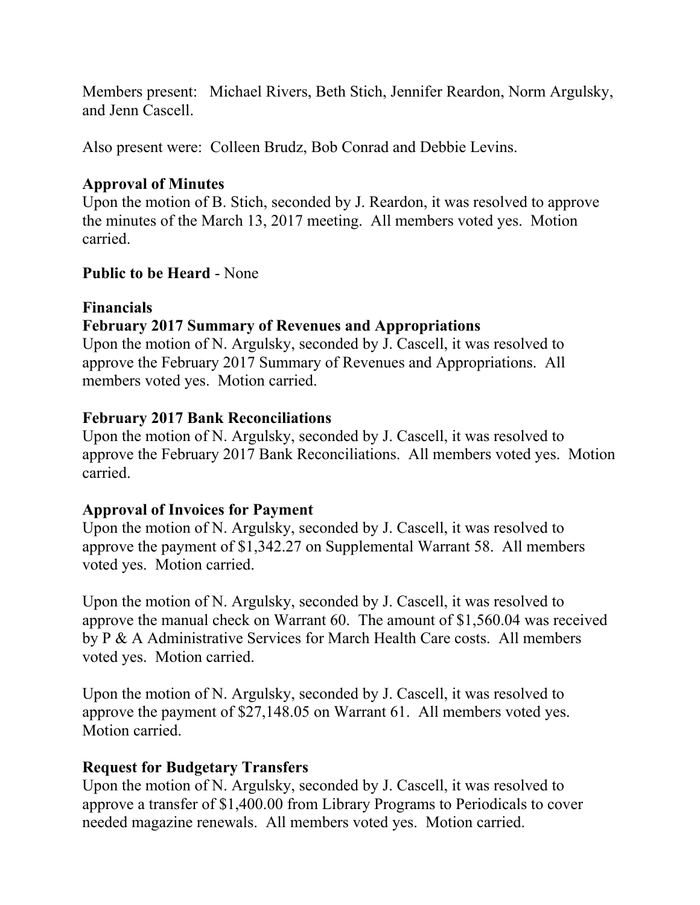Members present: Michael Rivers, Beth Stich, Jennifer Reardon, Norm Argulsky, and Jenn Cascell.

Also present were: Colleen Brudz, Bob Conrad and Debbie Levins.

**Approval of Minutes**

Upon the motion of B. Stich, seconded by J. Reardon, it was resolved to approve the minutes of the March 13, 2017 meeting. All members voted yes. Motion carried.

**Public to be Heard** - None

**Financials**

**February 2017 Summary of Revenues and Appropriations**

Upon the motion of N. Argulsky, seconded by J. Cascell, it was resolved to approve the February 2017 Summary of Revenues and Appropriations. All members voted yes. Motion carried.

**February 2017 Bank Reconciliations**

Upon the motion of N. Argulsky, seconded by J. Cascell, it was resolved to approve the February 2017 Bank Reconciliations. All members voted yes. Motion carried.

**Approval of Invoices for Payment**

Upon the motion of N. Argulsky, seconded by J. Cascell, it was resolved to approve the payment of $1,342.27 on Supplemental Warrant 58. All members voted yes. Motion carried.

Upon the motion of N. Argulsky, seconded by J. Cascell, it was resolved to approve the manual check on Warrant 60. The amount of $1,560.04 was received by P & A Administrative Services for March Health Care costs. All members voted yes. Motion carried.

Upon the motion of N. Argulsky, seconded by J. Cascell, it was resolved to approve the payment of $27,148.05 on Warrant 61. All members voted yes. Motion carried.

**Request for Budgetary Transfers**

Upon the motion of N. Argulsky, seconded by J. Cascell, it was resolved to approve a transfer of $1,400.00 from Library Programs to Periodicals to cover needed magazine renewals. All members voted yes. Motion carried.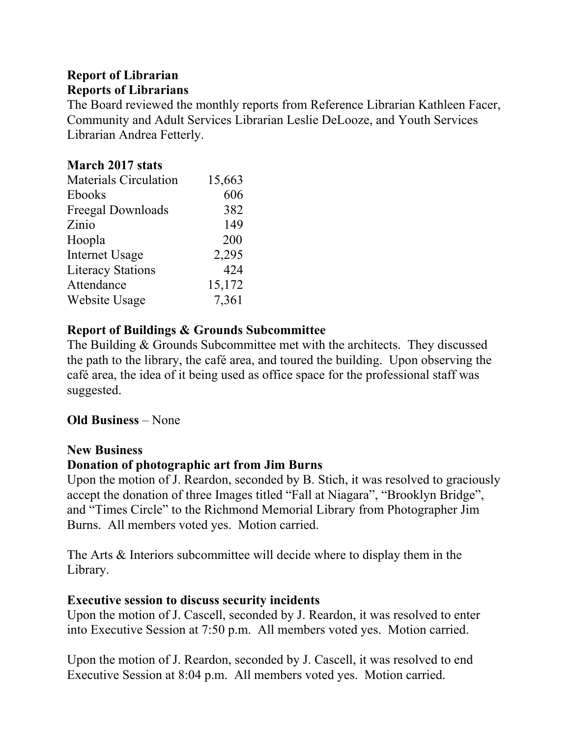**Report of Librarian**

**Reports of Librarians**

The Board reviewed the monthly reports from Reference Librarian Kathleen Facer, Community and Adult Services Librarian Leslie DeLooze, and Youth Services Librarian Andrea Fetterly.

**March 2017 stats**

| | |
|---|---|
| Materials Circulation | 15,663 |
| Ebooks | 606 |
| Freegal Downloads | 382 |
| Zinio | 149 |
| Hoopla | 200 |
| Internet Usage | 2,295 |
| Literacy Stations | 424 |
| Attendance | 15,172 |
| Website Usage | 7,361 |

**Report of Buildings & Grounds Subcommittee**

The Building & Grounds Subcommittee met with the architects. They discussed the path to the library, the café area, and toured the building. Upon observing the café area, the idea of it being used as office space for the professional staff was suggested.

**Old Business** – None

**New Business**

**Donation of photographic art from Jim Burns**

Upon the motion of J. Reardon, seconded by B. Stich, it was resolved to graciously accept the donation of three Images titled "Fall at Niagara", "Brooklyn Bridge", and "Times Circle" to the Richmond Memorial Library from Photographer Jim Burns. All members voted yes. Motion carried.

The Arts & Interiors subcommittee will decide where to display them in the Library.

**Executive session to discuss security incidents**

Upon the motion of J. Cascell, seconded by J. Reardon, it was resolved to enter into Executive Session at 7:50 p.m. All members voted yes. Motion carried.

Upon the motion of J. Reardon, seconded by J. Cascell, it was resolved to end Executive Session at 8:04 p.m. All members voted yes. Motion carried.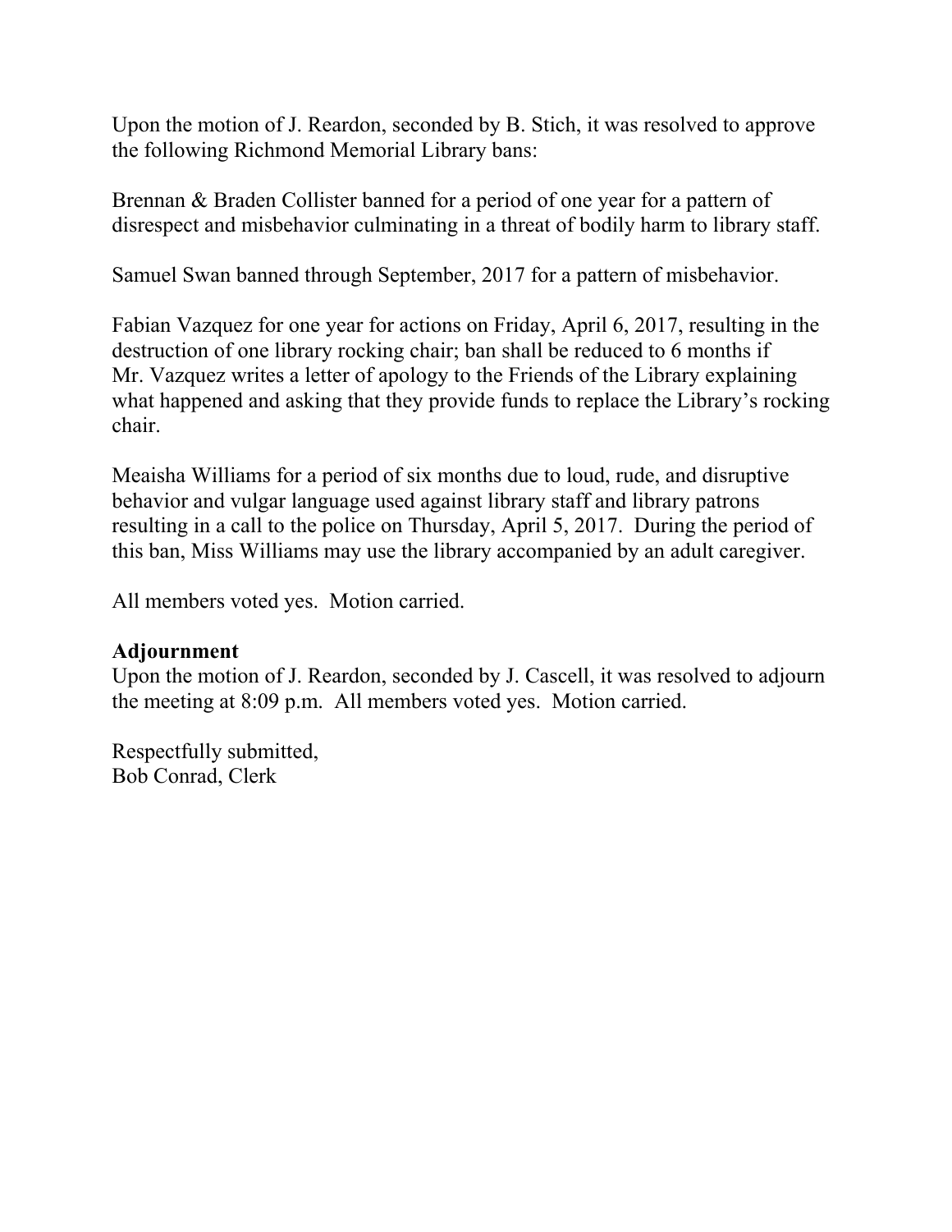Upon the motion of J. Reardon, seconded by B. Stich, it was resolved to approve the following Richmond Memorial Library bans:

Brennan & Braden Collister banned for a period of one year for a pattern of disrespect and misbehavior culminating in a threat of bodily harm to library staff.

Samuel Swan banned through September, 2017 for a pattern of misbehavior.

Fabian Vazquez for one year for actions on Friday, April 6, 2017, resulting in the destruction of one library rocking chair; ban shall be reduced to 6 months if Mr. Vazquez writes a letter of apology to the Friends of the Library explaining what happened and asking that they provide funds to replace the Library's rocking chair.

Meaisha Williams for a period of six months due to loud, rude, and disruptive behavior and vulgar language used against library staff and library patrons resulting in a call to the police on Thursday, April 5, 2017. During the period of this ban, Miss Williams may use the library accompanied by an adult caregiver.

All members voted yes. Motion carried.

**Adjournment**

Upon the motion of J. Reardon, seconded by J. Cascell, it was resolved to adjourn the meeting at 8:09 p.m. All members voted yes. Motion carried.

Respectfully submitted,
Bob Conrad, Clerk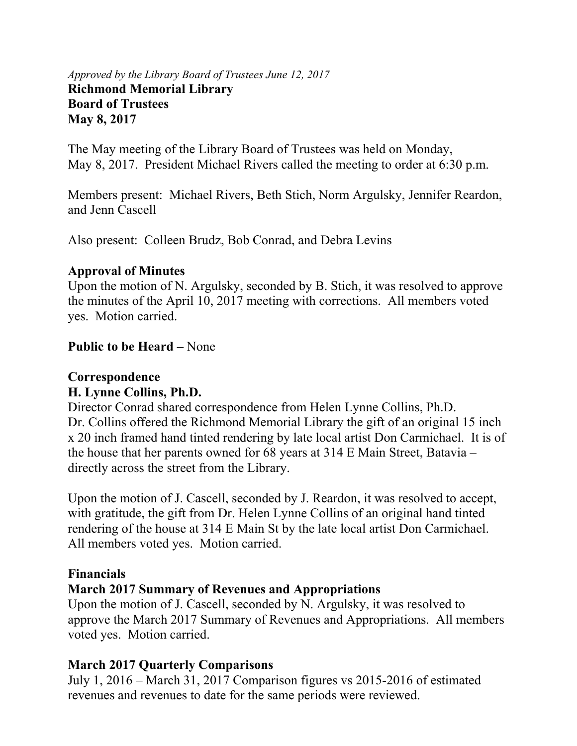*Approved by the Library Board of Trustees June 12, 2017*

**Richmond Memorial Library**
**Board of Trustees**
**May 8, 2017**

The May meeting of the Library Board of Trustees was held on Monday, May 8, 2017. President Michael Rivers called the meeting to order at 6:30 p.m.

Members present: Michael Rivers, Beth Stich, Norm Argulsky, Jennifer Reardon, and Jenn Cascell

Also present: Colleen Brudz, Bob Conrad, and Debra Levins

**Approval of Minutes**
Upon the motion of N. Argulsky, seconded by B. Stich, it was resolved to approve the minutes of the April 10, 2017 meeting with corrections. All members voted yes. Motion carried.

**Public to be Heard –** None

**Correspondence**
**H. Lynne Collins, Ph.D.**
Director Conrad shared correspondence from Helen Lynne Collins, Ph.D. Dr. Collins offered the Richmond Memorial Library the gift of an original 15 inch x 20 inch framed hand tinted rendering by late local artist Don Carmichael. It is of the house that her parents owned for 68 years at 314 E Main Street, Batavia – directly across the street from the Library.

Upon the motion of J. Cascell, seconded by J. Reardon, it was resolved to accept, with gratitude, the gift from Dr. Helen Lynne Collins of an original hand tinted rendering of the house at 314 E Main St by the late local artist Don Carmichael. All members voted yes. Motion carried.

**Financials**
**March 2017 Summary of Revenues and Appropriations**
Upon the motion of J. Cascell, seconded by N. Argulsky, it was resolved to approve the March 2017 Summary of Revenues and Appropriations. All members voted yes. Motion carried.

**March 2017 Quarterly Comparisons**
July 1, 2016 – March 31, 2017 Comparison figures vs 2015-2016 of estimated revenues and revenues to date for the same periods were reviewed.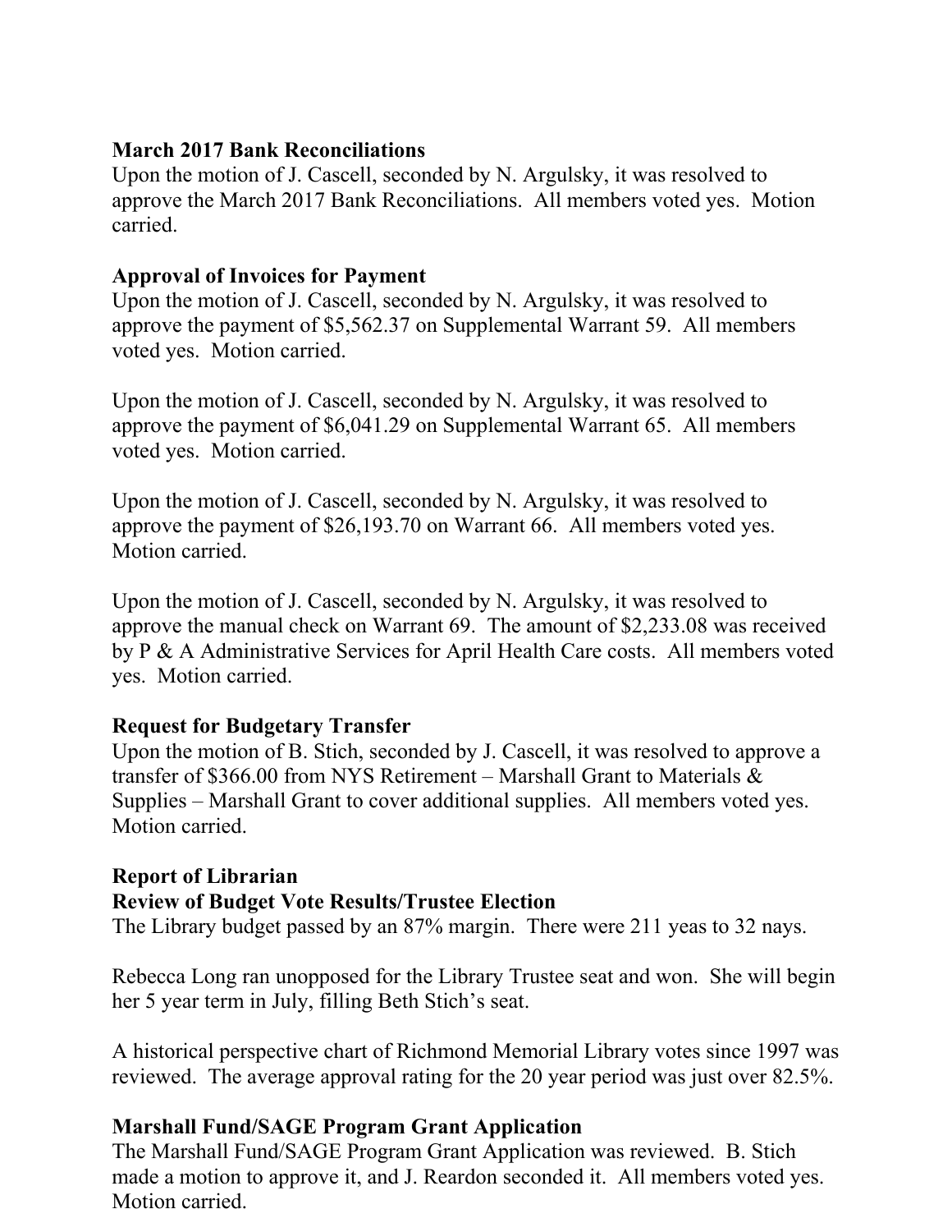**March 2017 Bank Reconciliations**

Upon the motion of J. Cascell, seconded by N. Argulsky, it was resolved to approve the March 2017 Bank Reconciliations. All members voted yes. Motion carried.

**Approval of Invoices for Payment**

Upon the motion of J. Cascell, seconded by N. Argulsky, it was resolved to approve the payment of $5,562.37 on Supplemental Warrant 59. All members voted yes. Motion carried.

Upon the motion of J. Cascell, seconded by N. Argulsky, it was resolved to approve the payment of $6,041.29 on Supplemental Warrant 65. All members voted yes. Motion carried.

Upon the motion of J. Cascell, seconded by N. Argulsky, it was resolved to approve the payment of $26,193.70 on Warrant 66. All members voted yes. Motion carried.

Upon the motion of J. Cascell, seconded by N. Argulsky, it was resolved to approve the manual check on Warrant 69. The amount of $2,233.08 was received by P & A Administrative Services for April Health Care costs. All members voted yes. Motion carried.

**Request for Budgetary Transfer**

Upon the motion of B. Stich, seconded by J. Cascell, it was resolved to approve a transfer of $366.00 from NYS Retirement – Marshall Grant to Materials & Supplies – Marshall Grant to cover additional supplies. All members voted yes. Motion carried.

**Report of Librarian**

**Review of Budget Vote Results/Trustee Election**

The Library budget passed by an 87% margin. There were 211 yeas to 32 nays.

Rebecca Long ran unopposed for the Library Trustee seat and won. She will begin her 5 year term in July, filling Beth Stich's seat.

A historical perspective chart of Richmond Memorial Library votes since 1997 was reviewed. The average approval rating for the 20 year period was just over 82.5%.

**Marshall Fund/SAGE Program Grant Application**

The Marshall Fund/SAGE Program Grant Application was reviewed. B. Stich made a motion to approve it, and J. Reardon seconded it. All members voted yes. Motion carried.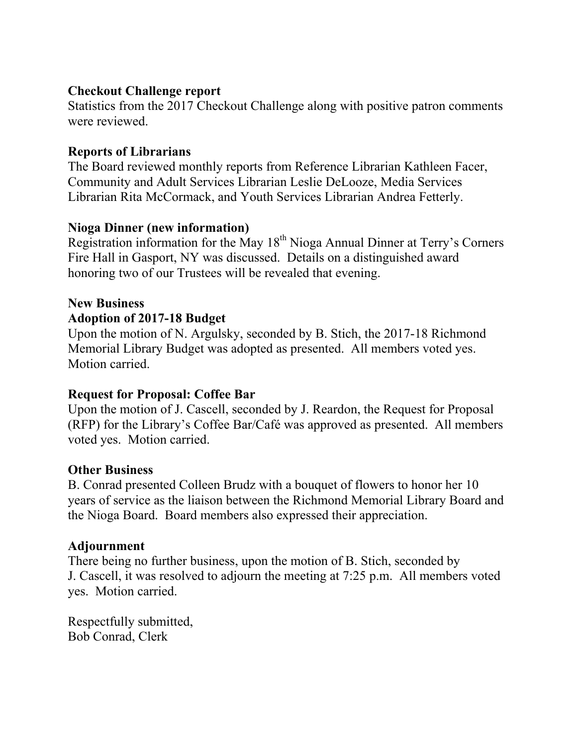**Checkout Challenge report**
Statistics from the 2017 Checkout Challenge along with positive patron comments were reviewed.

**Reports of Librarians**
The Board reviewed monthly reports from Reference Librarian Kathleen Facer, Community and Adult Services Librarian Leslie DeLooze, Media Services Librarian Rita McCormack, and Youth Services Librarian Andrea Fetterly.

**Nioga Dinner (new information)**
Registration information for the May 18th Nioga Annual Dinner at Terry's Corners Fire Hall in Gasport, NY was discussed. Details on a distinguished award honoring two of our Trustees will be revealed that evening.

**New Business**
**Adoption of 2017-18 Budget**
Upon the motion of N. Argulsky, seconded by B. Stich, the 2017-18 Richmond Memorial Library Budget was adopted as presented. All members voted yes. Motion carried.

**Request for Proposal: Coffee Bar**
Upon the motion of J. Cascell, seconded by J. Reardon, the Request for Proposal (RFP) for the Library's Coffee Bar/Café was approved as presented. All members voted yes. Motion carried.

**Other Business**
B. Conrad presented Colleen Brudz with a bouquet of flowers to honor her 10 years of service as the liaison between the Richmond Memorial Library Board and the Nioga Board. Board members also expressed their appreciation.

**Adjournment**
There being no further business, upon the motion of B. Stich, seconded by J. Cascell, it was resolved to adjourn the meeting at 7:25 p.m. All members voted yes. Motion carried.

Respectfully submitted,
Bob Conrad, Clerk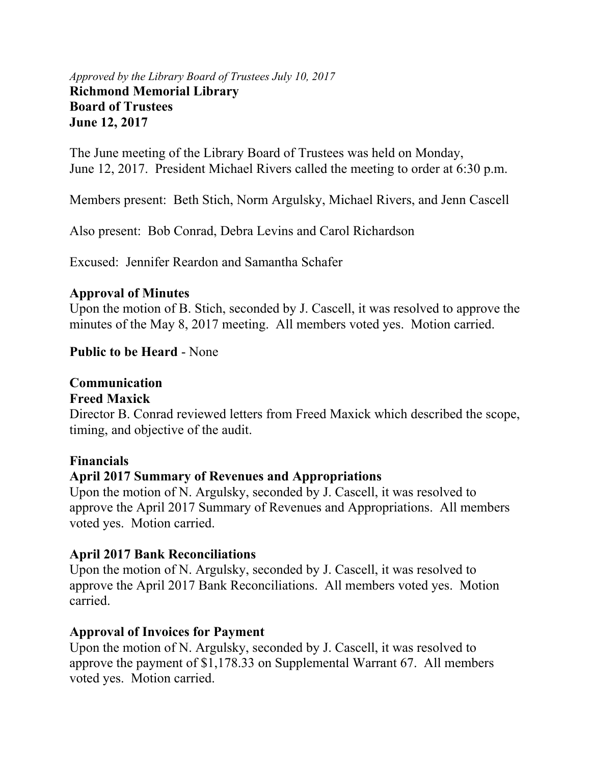*Approved by the Library Board of Trustees July 10, 2017*

**Richmond Memorial Library**
**Board of Trustees**
**June 12, 2017**

The June meeting of the Library Board of Trustees was held on Monday, June 12, 2017. President Michael Rivers called the meeting to order at 6:30 p.m.

Members present: Beth Stich, Norm Argulsky, Michael Rivers, and Jenn Cascell

Also present: Bob Conrad, Debra Levins and Carol Richardson

Excused: Jennifer Reardon and Samantha Schafer

**Approval of Minutes**

Upon the motion of B. Stich, seconded by J. Cascell, it was resolved to approve the minutes of the May 8, 2017 meeting. All members voted yes. Motion carried.

**Public to be Heard** - None

**Communication**

**Freed Maxick**

Director B. Conrad reviewed letters from Freed Maxick which described the scope, timing, and objective of the audit.

**Financials**

**April 2017 Summary of Revenues and Appropriations**

Upon the motion of N. Argulsky, seconded by J. Cascell, it was resolved to approve the April 2017 Summary of Revenues and Appropriations. All members voted yes. Motion carried.

**April 2017 Bank Reconciliations**

Upon the motion of N. Argulsky, seconded by J. Cascell, it was resolved to approve the April 2017 Bank Reconciliations. All members voted yes. Motion carried.

**Approval of Invoices for Payment**

Upon the motion of N. Argulsky, seconded by J. Cascell, it was resolved to approve the payment of $1,178.33 on Supplemental Warrant 67. All members voted yes. Motion carried.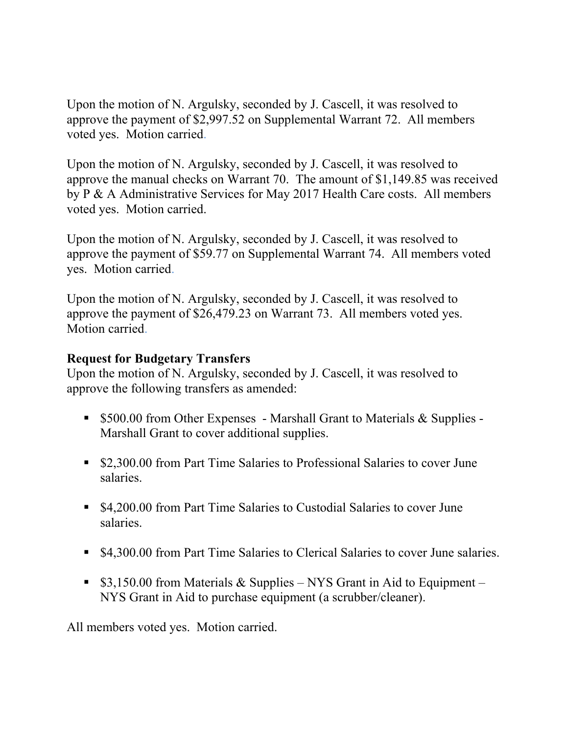Upon the motion of N. Argulsky, seconded by J. Cascell, it was resolved to approve the payment of $2,997.52 on Supplemental Warrant 72. All members voted yes. Motion carried.

Upon the motion of N. Argulsky, seconded by J. Cascell, it was resolved to approve the manual checks on Warrant 70. The amount of $1,149.85 was received by P & A Administrative Services for May 2017 Health Care costs. All members voted yes. Motion carried.

Upon the motion of N. Argulsky, seconded by J. Cascell, it was resolved to approve the payment of $59.77 on Supplemental Warrant 74. All members voted yes. Motion carried.

Upon the motion of N. Argulsky, seconded by J. Cascell, it was resolved to approve the payment of $26,479.23 on Warrant 73. All members voted yes. Motion carried.

**Request for Budgetary Transfers**

Upon the motion of N. Argulsky, seconded by J. Cascell, it was resolved to approve the following transfers as amended:

- $500.00 from Other Expenses - Marshall Grant to Materials & Supplies - Marshall Grant to cover additional supplies.
- $2,300.00 from Part Time Salaries to Professional Salaries to cover June salaries.
- $4,200.00 from Part Time Salaries to Custodial Salaries to cover June salaries.
- $4,300.00 from Part Time Salaries to Clerical Salaries to cover June salaries.
- $3,150.00 from Materials & Supplies – NYS Grant in Aid to Equipment – NYS Grant in Aid to purchase equipment (a scrubber/cleaner).

All members voted yes. Motion carried.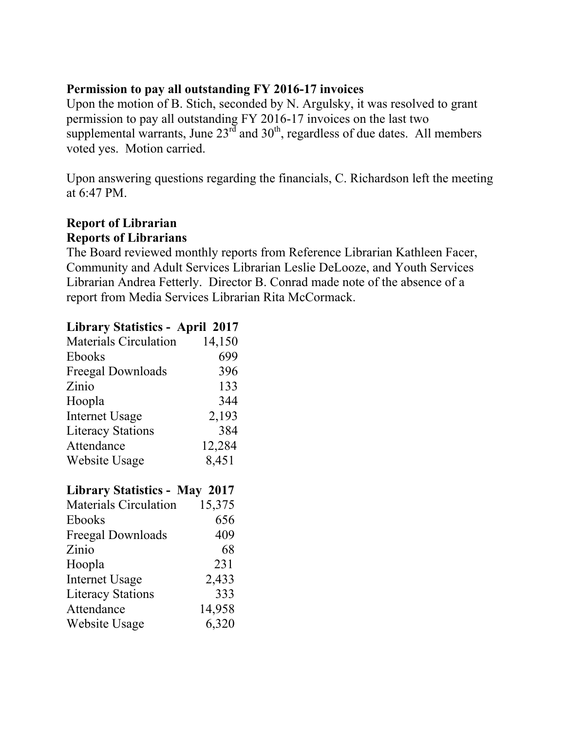**Permission to pay all outstanding FY 2016-17 invoices**

Upon the motion of B. Stich, seconded by N. Argulsky, it was resolved to grant permission to pay all outstanding FY 2016-17 invoices on the last two supplemental warrants, June 23rd and 30th, regardless of due dates. All members voted yes. Motion carried.

Upon answering questions regarding the financials, C. Richardson left the meeting at 6:47 PM.

**Report of Librarian**

**Reports of Librarians**

The Board reviewed monthly reports from Reference Librarian Kathleen Facer, Community and Adult Services Librarian Leslie DeLooze, and Youth Services Librarian Andrea Fetterly. Director B. Conrad made note of the absence of a report from Media Services Librarian Rita McCormack.

**Library Statistics - April 2017**

| | |
|---|---|
| Materials Circulation | 14,150 |
| Ebooks | 699 |
| Freegal Downloads | 396 |
| Zinio | 133 |
| Hoopla | 344 |
| Internet Usage | 2,193 |
| Literacy Stations | 384 |
| Attendance | 12,284 |
| Website Usage | 8,451 |

**Library Statistics - May 2017**

| | |
|---|---|
| Materials Circulation | 15,375 |
| Ebooks | 656 |
| Freegal Downloads | 409 |
| Zinio | 68 |
| Hoopla | 231 |
| Internet Usage | 2,433 |
| Literacy Stations | 333 |
| Attendance | 14,958 |
| Website Usage | 6,320 |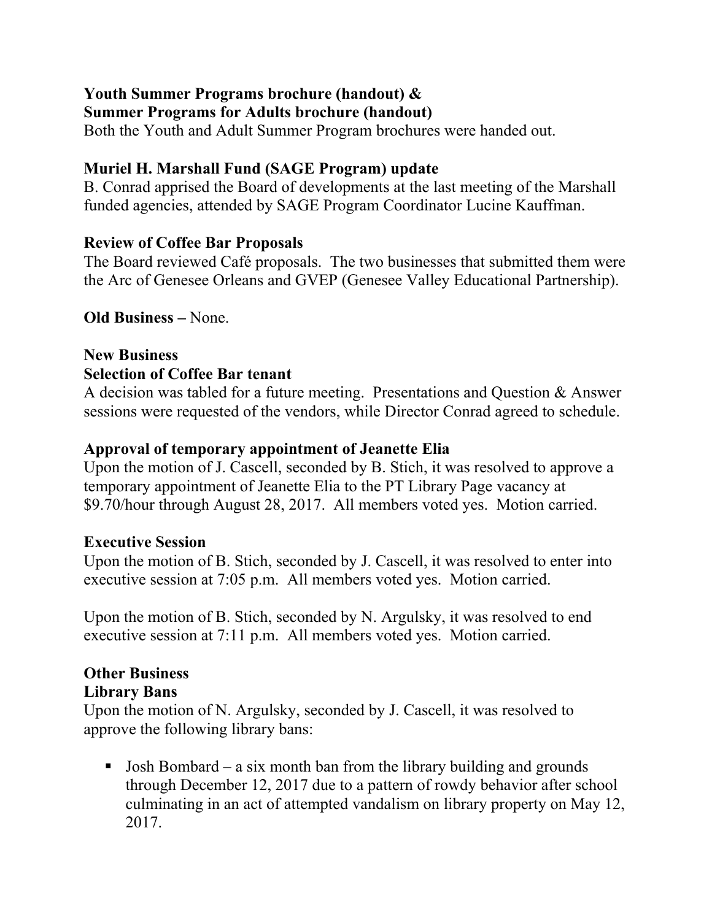**Youth Summer Programs brochure (handout) &**
**Summer Programs for Adults brochure (handout)**
Both the Youth and Adult Summer Program brochures were handed out.

**Muriel H. Marshall Fund (SAGE Program) update**
B. Conrad apprised the Board of developments at the last meeting of the Marshall funded agencies, attended by SAGE Program Coordinator Lucine Kauffman.

**Review of Coffee Bar Proposals**
The Board reviewed Café proposals. The two businesses that submitted them were the Arc of Genesee Orleans and GVEP (Genesee Valley Educational Partnership).

**Old Business –** None.

**New Business**
**Selection of Coffee Bar tenant**
A decision was tabled for a future meeting. Presentations and Question & Answer sessions were requested of the vendors, while Director Conrad agreed to schedule.

**Approval of temporary appointment of Jeanette Elia**
Upon the motion of J. Cascell, seconded by B. Stich, it was resolved to approve a temporary appointment of Jeanette Elia to the PT Library Page vacancy at $9.70/hour through August 28, 2017. All members voted yes. Motion carried.

**Executive Session**
Upon the motion of B. Stich, seconded by J. Cascell, it was resolved to enter into executive session at 7:05 p.m. All members voted yes. Motion carried.

Upon the motion of B. Stich, seconded by N. Argulsky, it was resolved to end executive session at 7:11 p.m. All members voted yes. Motion carried.

**Other Business**
**Library Bans**
Upon the motion of N. Argulsky, seconded by J. Cascell, it was resolved to approve the following library bans:

- Josh Bombard – a six month ban from the library building and grounds through December 12, 2017 due to a pattern of rowdy behavior after school culminating in an act of attempted vandalism on library property on May 12, 2017.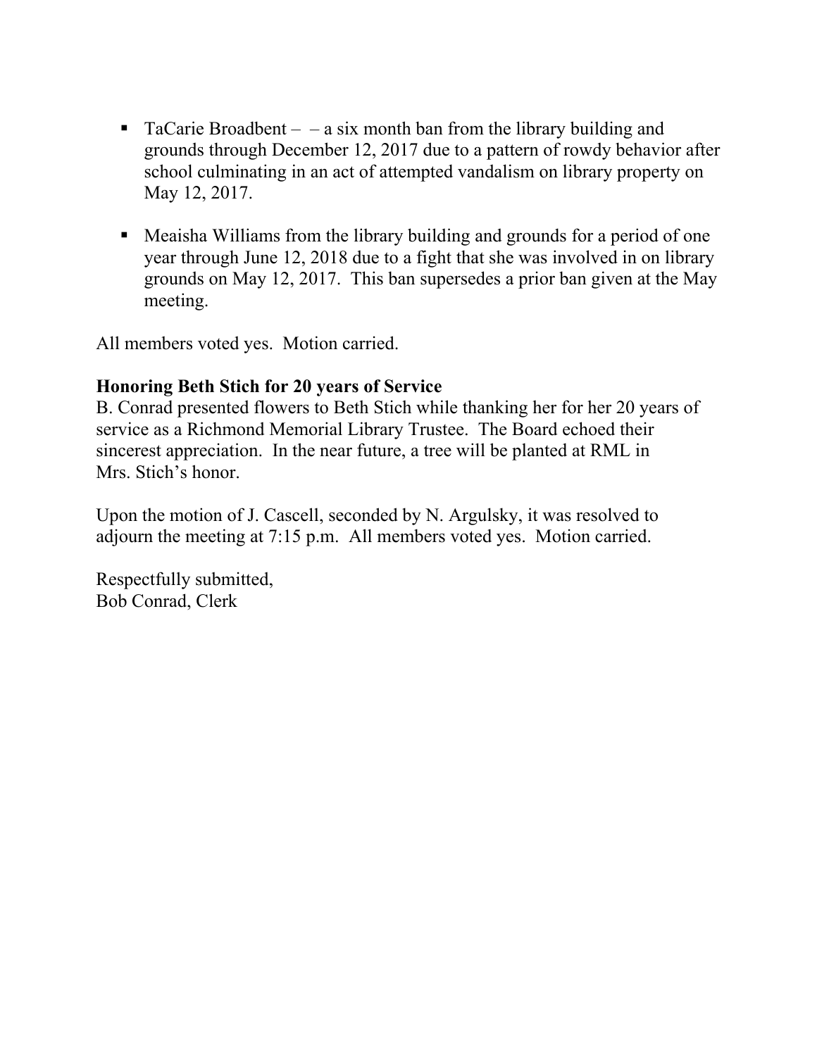- TaCarie Broadbent – – a six month ban from the library building and grounds through December 12, 2017 due to a pattern of rowdy behavior after school culminating in an act of attempted vandalism on library property on May 12, 2017.

- Meaisha Williams from the library building and grounds for a period of one year through June 12, 2018 due to a fight that she was involved in on library grounds on May 12, 2017. This ban supersedes a prior ban given at the May meeting.

All members voted yes. Motion carried.

**Honoring Beth Stich for 20 years of Service**
B. Conrad presented flowers to Beth Stich while thanking her for her 20 years of service as a Richmond Memorial Library Trustee. The Board echoed their sincerest appreciation. In the near future, a tree will be planted at RML in Mrs. Stich's honor.

Upon the motion of J. Cascell, seconded by N. Argulsky, it was resolved to adjourn the meeting at 7:15 p.m. All members voted yes. Motion carried.

Respectfully submitted,
Bob Conrad, Clerk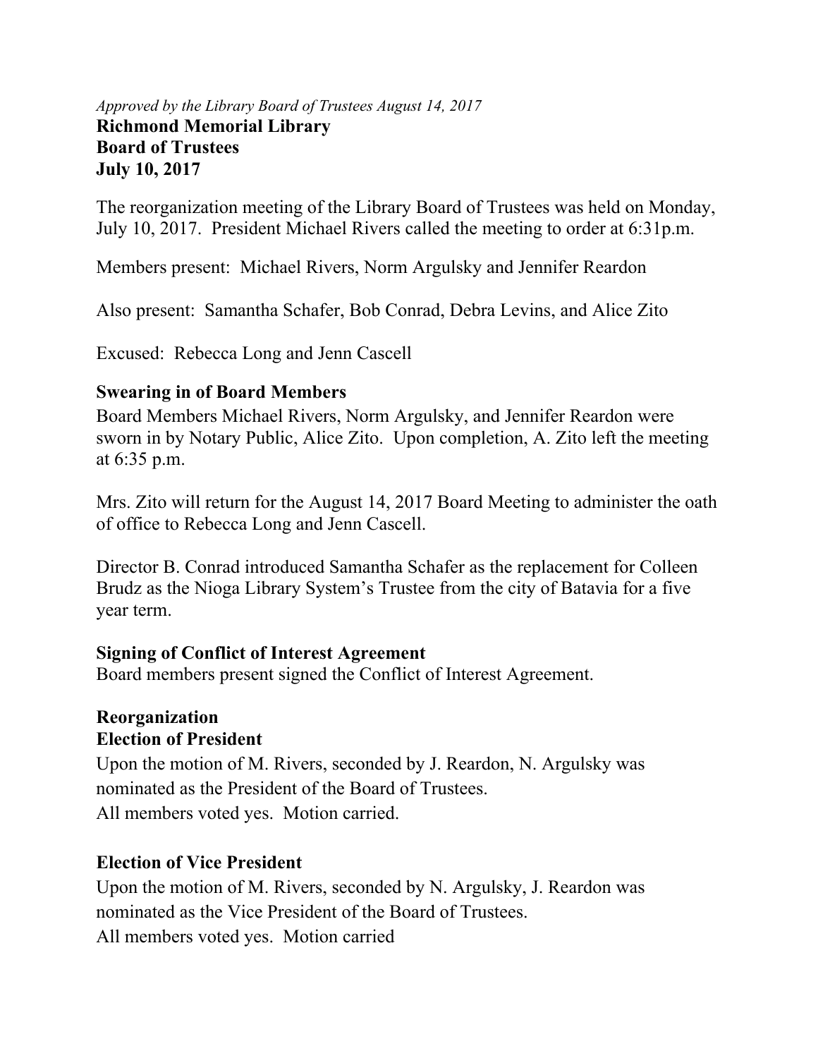*Approved by the Library Board of Trustees August 14, 2017*

**Richmond Memorial Library**
**Board of Trustees**
**July 10, 2017**

The reorganization meeting of the Library Board of Trustees was held on Monday, July 10, 2017. President Michael Rivers called the meeting to order at 6:31p.m.

Members present: Michael Rivers, Norm Argulsky and Jennifer Reardon

Also present: Samantha Schafer, Bob Conrad, Debra Levins, and Alice Zito

Excused: Rebecca Long and Jenn Cascell

**Swearing in of Board Members**

Board Members Michael Rivers, Norm Argulsky, and Jennifer Reardon were sworn in by Notary Public, Alice Zito. Upon completion, A. Zito left the meeting at 6:35 p.m.

Mrs. Zito will return for the August 14, 2017 Board Meeting to administer the oath of office to Rebecca Long and Jenn Cascell.

Director B. Conrad introduced Samantha Schafer as the replacement for Colleen Brudz as the Nioga Library System's Trustee from the city of Batavia for a five year term.

**Signing of Conflict of Interest Agreement**

Board members present signed the Conflict of Interest Agreement.

**Reorganization**

**Election of President**

Upon the motion of M. Rivers, seconded by J. Reardon, N. Argulsky was nominated as the President of the Board of Trustees.
All members voted yes. Motion carried.

**Election of Vice President**

Upon the motion of M. Rivers, seconded by N. Argulsky, J. Reardon was nominated as the Vice President of the Board of Trustees.
All members voted yes. Motion carried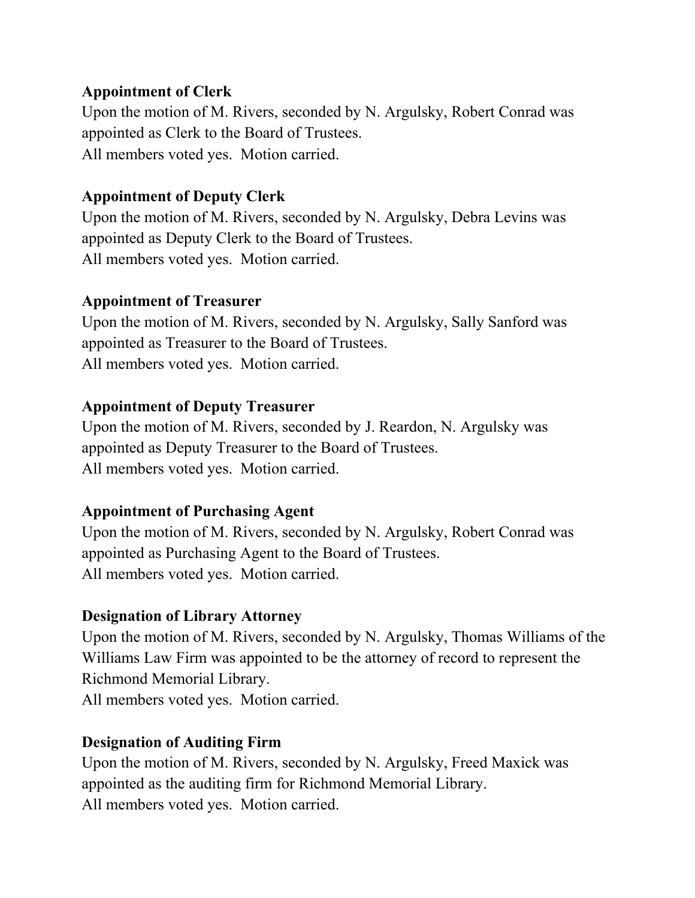**Appointment of Clerk**
Upon the motion of M. Rivers, seconded by N. Argulsky, Robert Conrad was appointed as Clerk to the Board of Trustees.
All members voted yes. Motion carried.

**Appointment of Deputy Clerk**
Upon the motion of M. Rivers, seconded by N. Argulsky, Debra Levins was appointed as Deputy Clerk to the Board of Trustees.
All members voted yes. Motion carried.

**Appointment of Treasurer**
Upon the motion of M. Rivers, seconded by N. Argulsky, Sally Sanford was appointed as Treasurer to the Board of Trustees.
All members voted yes. Motion carried.

**Appointment of Deputy Treasurer**
Upon the motion of M. Rivers, seconded by J. Reardon, N. Argulsky was appointed as Deputy Treasurer to the Board of Trustees.
All members voted yes. Motion carried.

**Appointment of Purchasing Agent**
Upon the motion of M. Rivers, seconded by N. Argulsky, Robert Conrad was appointed as Purchasing Agent to the Board of Trustees.
All members voted yes. Motion carried.

**Designation of Library Attorney**
Upon the motion of M. Rivers, seconded by N. Argulsky, Thomas Williams of the Williams Law Firm was appointed to be the attorney of record to represent the Richmond Memorial Library.
All members voted yes. Motion carried.

**Designation of Auditing Firm**
Upon the motion of M. Rivers, seconded by N. Argulsky, Freed Maxick was appointed as the auditing firm for Richmond Memorial Library.
All members voted yes. Motion carried.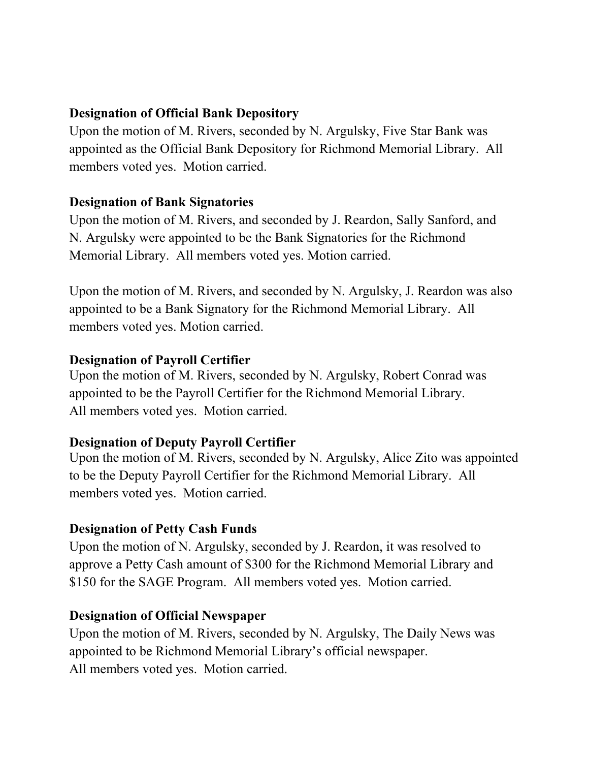**Designation of Official Bank Depository**
Upon the motion of M. Rivers, seconded by N. Argulsky, Five Star Bank was appointed as the Official Bank Depository for Richmond Memorial Library. All members voted yes. Motion carried.

**Designation of Bank Signatories**
Upon the motion of M. Rivers, and seconded by J. Reardon, Sally Sanford, and N. Argulsky were appointed to be the Bank Signatories for the Richmond Memorial Library. All members voted yes. Motion carried.

Upon the motion of M. Rivers, and seconded by N. Argulsky, J. Reardon was also appointed to be a Bank Signatory for the Richmond Memorial Library. All members voted yes. Motion carried.

**Designation of Payroll Certifier**
Upon the motion of M. Rivers, seconded by N. Argulsky, Robert Conrad was appointed to be the Payroll Certifier for the Richmond Memorial Library. All members voted yes. Motion carried.

**Designation of Deputy Payroll Certifier**
Upon the motion of M. Rivers, seconded by N. Argulsky, Alice Zito was appointed to be the Deputy Payroll Certifier for the Richmond Memorial Library. All members voted yes. Motion carried.

**Designation of Petty Cash Funds**
Upon the motion of N. Argulsky, seconded by J. Reardon, it was resolved to approve a Petty Cash amount of $300 for the Richmond Memorial Library and $150 for the SAGE Program. All members voted yes. Motion carried.

**Designation of Official Newspaper**
Upon the motion of M. Rivers, seconded by N. Argulsky, The Daily News was appointed to be Richmond Memorial Library's official newspaper. All members voted yes. Motion carried.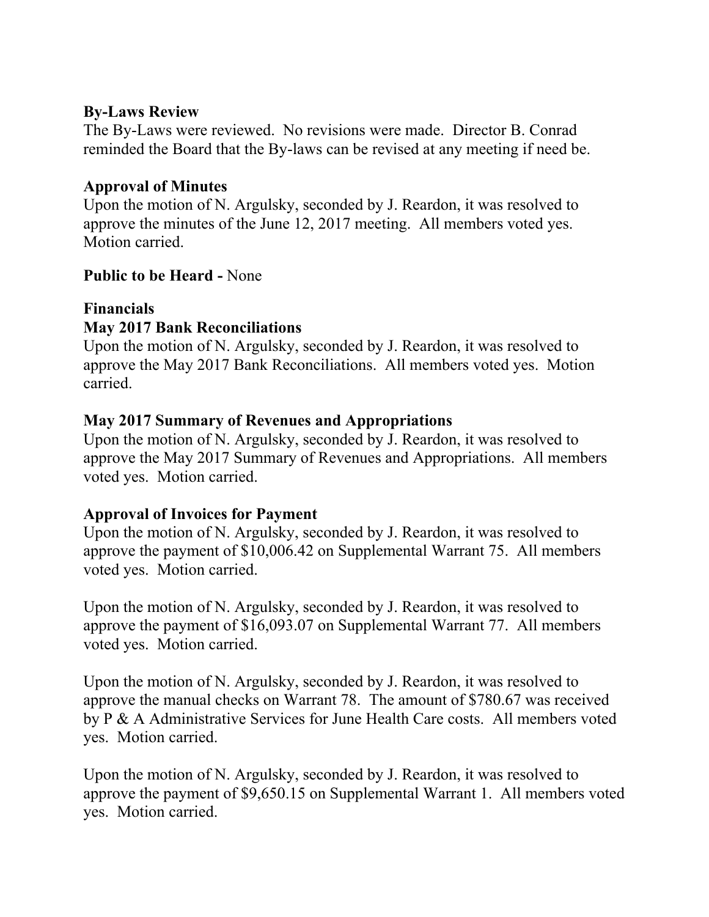**By-Laws Review**

The By-Laws were reviewed. No revisions were made. Director B. Conrad reminded the Board that the By-laws can be revised at any meeting if need be.

**Approval of Minutes**

Upon the motion of N. Argulsky, seconded by J. Reardon, it was resolved to approve the minutes of the June 12, 2017 meeting. All members voted yes. Motion carried.

**Public to be Heard -** None

**Financials**

**May 2017 Bank Reconciliations**

Upon the motion of N. Argulsky, seconded by J. Reardon, it was resolved to approve the May 2017 Bank Reconciliations. All members voted yes. Motion carried.

**May 2017 Summary of Revenues and Appropriations**

Upon the motion of N. Argulsky, seconded by J. Reardon, it was resolved to approve the May 2017 Summary of Revenues and Appropriations. All members voted yes. Motion carried.

**Approval of Invoices for Payment**

Upon the motion of N. Argulsky, seconded by J. Reardon, it was resolved to approve the payment of $10,006.42 on Supplemental Warrant 75. All members voted yes. Motion carried.

Upon the motion of N. Argulsky, seconded by J. Reardon, it was resolved to approve the payment of $16,093.07 on Supplemental Warrant 77. All members voted yes. Motion carried.

Upon the motion of N. Argulsky, seconded by J. Reardon, it was resolved to approve the manual checks on Warrant 78. The amount of $780.67 was received by P & A Administrative Services for June Health Care costs. All members voted yes. Motion carried.

Upon the motion of N. Argulsky, seconded by J. Reardon, it was resolved to approve the payment of $9,650.15 on Supplemental Warrant 1. All members voted yes. Motion carried.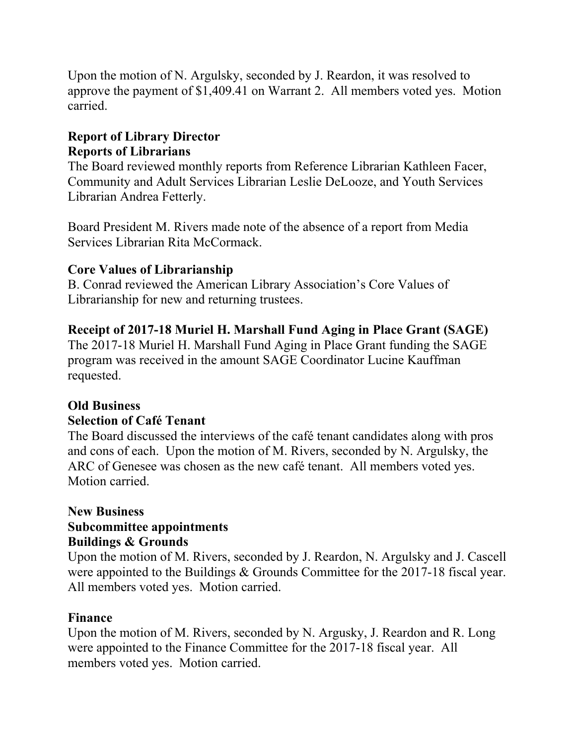Upon the motion of N. Argulsky, seconded by J. Reardon, it was resolved to approve the payment of $1,409.41 on Warrant 2. All members voted yes. Motion carried.

**Report of Library Director**

**Reports of Librarians**

The Board reviewed monthly reports from Reference Librarian Kathleen Facer, Community and Adult Services Librarian Leslie DeLooze, and Youth Services Librarian Andrea Fetterly.

Board President M. Rivers made note of the absence of a report from Media Services Librarian Rita McCormack.

**Core Values of Librarianship**

B. Conrad reviewed the American Library Association's Core Values of Librarianship for new and returning trustees.

**Receipt of 2017-18 Muriel H. Marshall Fund Aging in Place Grant (SAGE)**

The 2017-18 Muriel H. Marshall Fund Aging in Place Grant funding the SAGE program was received in the amount SAGE Coordinator Lucine Kauffman requested.

**Old Business**

**Selection of Café Tenant**

The Board discussed the interviews of the café tenant candidates along with pros and cons of each. Upon the motion of M. Rivers, seconded by N. Argulsky, the ARC of Genesee was chosen as the new café tenant. All members voted yes. Motion carried.

**New Business**

**Subcommittee appointments**

**Buildings & Grounds**

Upon the motion of M. Rivers, seconded by J. Reardon, N. Argulsky and J. Cascell were appointed to the Buildings & Grounds Committee for the 2017-18 fiscal year. All members voted yes. Motion carried.

**Finance**

Upon the motion of M. Rivers, seconded by N. Argusky, J. Reardon and R. Long were appointed to the Finance Committee for the 2017-18 fiscal year. All members voted yes. Motion carried.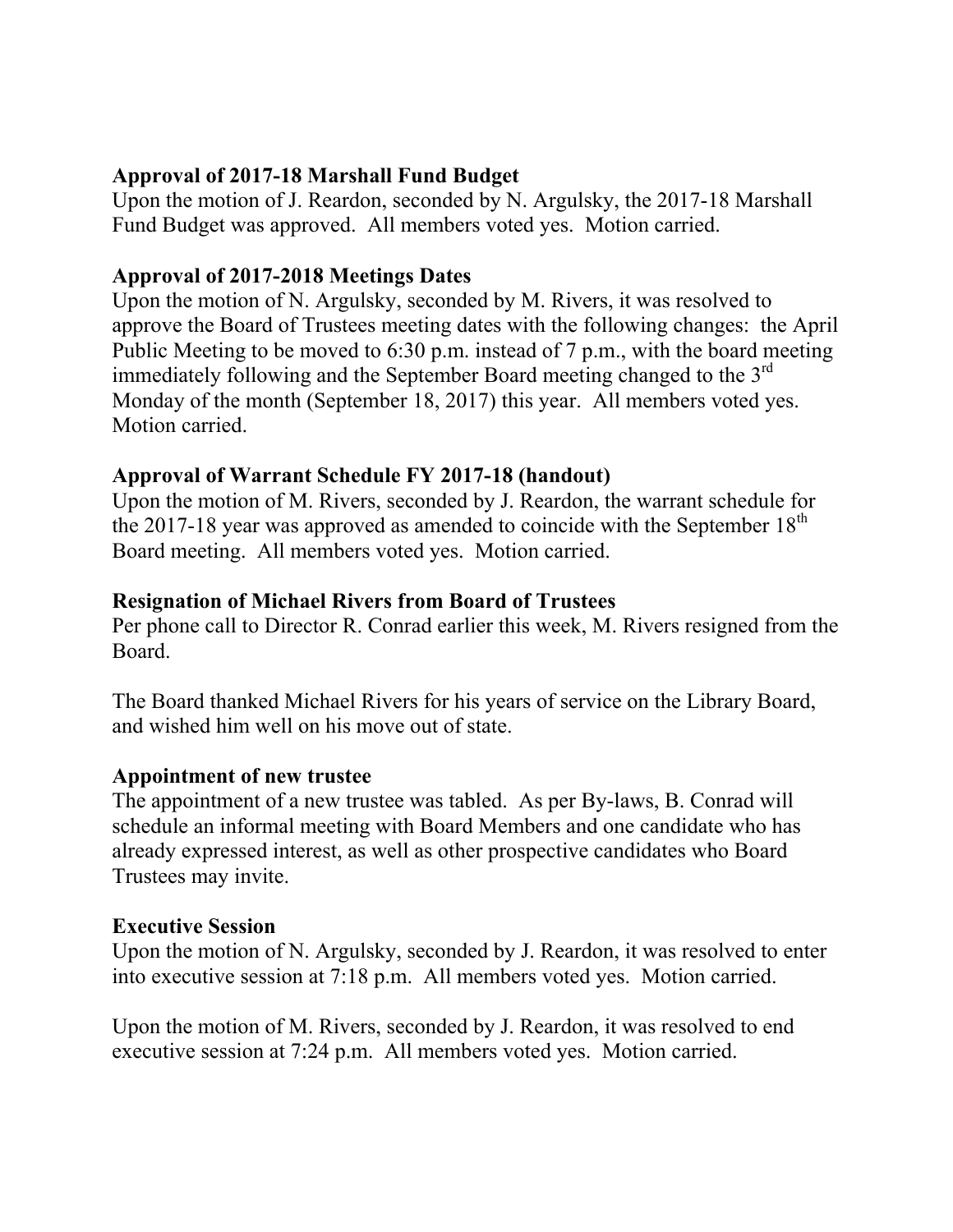**Approval of 2017-18 Marshall Fund Budget**
Upon the motion of J. Reardon, seconded by N. Argulsky, the 2017-18 Marshall Fund Budget was approved. All members voted yes. Motion carried.

**Approval of 2017-2018 Meetings Dates**
Upon the motion of N. Argulsky, seconded by M. Rivers, it was resolved to approve the Board of Trustees meeting dates with the following changes: the April Public Meeting to be moved to 6:30 p.m. instead of 7 p.m., with the board meeting immediately following and the September Board meeting changed to the 3rd Monday of the month (September 18, 2017) this year. All members voted yes. Motion carried.

**Approval of Warrant Schedule FY 2017-18 (handout)**
Upon the motion of M. Rivers, seconded by J. Reardon, the warrant schedule for the 2017-18 year was approved as amended to coincide with the September 18th Board meeting. All members voted yes. Motion carried.

**Resignation of Michael Rivers from Board of Trustees**
Per phone call to Director R. Conrad earlier this week, M. Rivers resigned from the Board.

The Board thanked Michael Rivers for his years of service on the Library Board, and wished him well on his move out of state.

**Appointment of new trustee**
The appointment of a new trustee was tabled. As per By-laws, B. Conrad will schedule an informal meeting with Board Members and one candidate who has already expressed interest, as well as other prospective candidates who Board Trustees may invite.

**Executive Session**
Upon the motion of N. Argulsky, seconded by J. Reardon, it was resolved to enter into executive session at 7:18 p.m. All members voted yes. Motion carried.

Upon the motion of M. Rivers, seconded by J. Reardon, it was resolved to end executive session at 7:24 p.m. All members voted yes. Motion carried.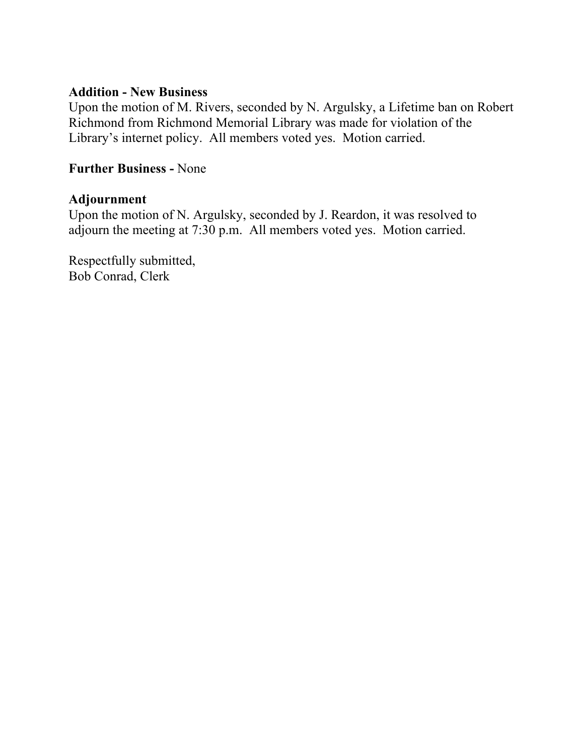**Addition - New Business**
Upon the motion of M. Rivers, seconded by N. Argulsky, a Lifetime ban on Robert Richmond from Richmond Memorial Library was made for violation of the Library's internet policy. All members voted yes. Motion carried.

**Further Business -** None

**Adjournment**
Upon the motion of N. Argulsky, seconded by J. Reardon, it was resolved to adjourn the meeting at 7:30 p.m. All members voted yes. Motion carried.

Respectfully submitted,
Bob Conrad, Clerk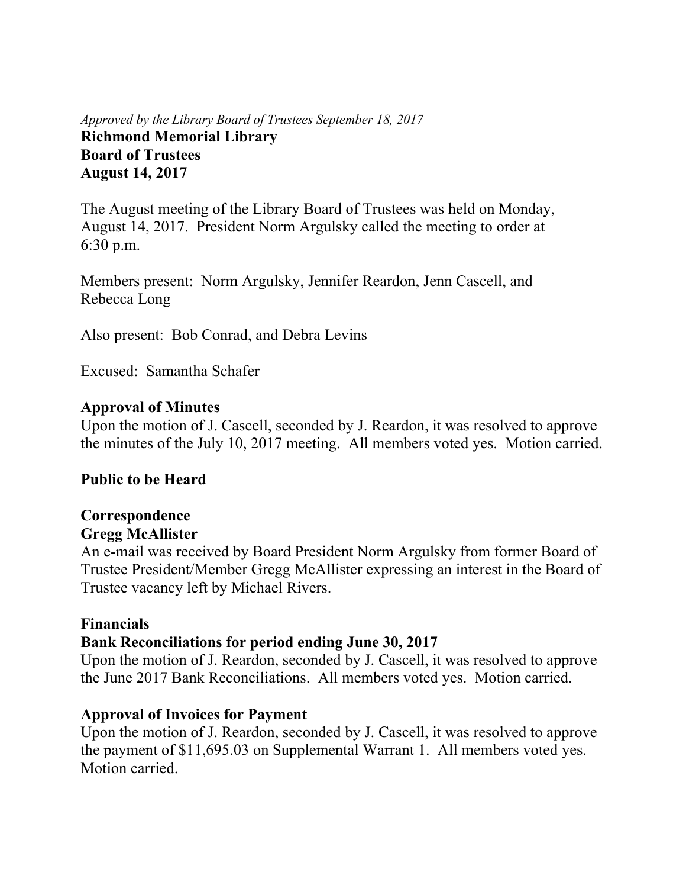*Approved by the Library Board of Trustees September 18, 2017*

**Richmond Memorial Library**
**Board of Trustees**
**August 14, 2017**

The August meeting of the Library Board of Trustees was held on Monday, August 14, 2017. President Norm Argulsky called the meeting to order at 6:30 p.m.

Members present: Norm Argulsky, Jennifer Reardon, Jenn Cascell, and Rebecca Long

Also present: Bob Conrad, and Debra Levins

Excused: Samantha Schafer

**Approval of Minutes**

Upon the motion of J. Cascell, seconded by J. Reardon, it was resolved to approve the minutes of the July 10, 2017 meeting. All members voted yes. Motion carried.

**Public to be Heard**

**Correspondence**

**Gregg McAllister**

An e-mail was received by Board President Norm Argulsky from former Board of Trustee President/Member Gregg McAllister expressing an interest in the Board of Trustee vacancy left by Michael Rivers.

**Financials**

**Bank Reconciliations for period ending June 30, 2017**

Upon the motion of J. Reardon, seconded by J. Cascell, it was resolved to approve the June 2017 Bank Reconciliations. All members voted yes. Motion carried.

**Approval of Invoices for Payment**

Upon the motion of J. Reardon, seconded by J. Cascell, it was resolved to approve the payment of $11,695.03 on Supplemental Warrant 1. All members voted yes. Motion carried.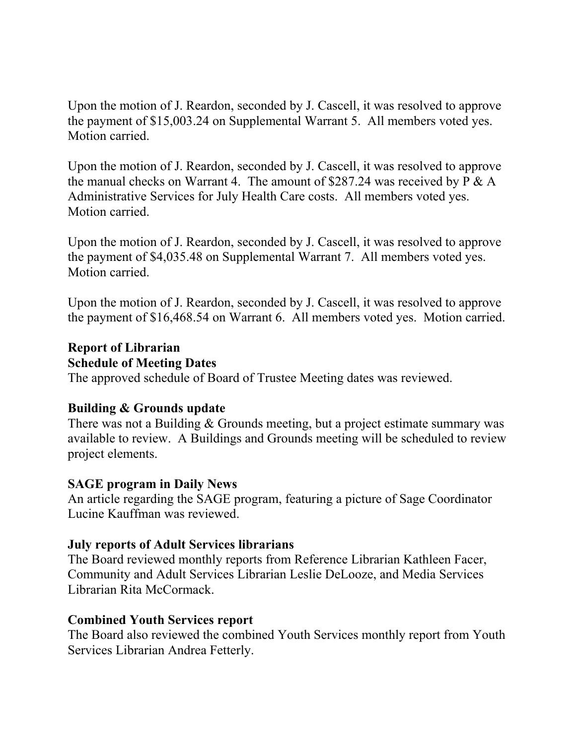Upon the motion of J. Reardon, seconded by J. Cascell, it was resolved to approve the payment of $15,003.24 on Supplemental Warrant 5. All members voted yes. Motion carried.

Upon the motion of J. Reardon, seconded by J. Cascell, it was resolved to approve the manual checks on Warrant 4. The amount of $287.24 was received by P & A Administrative Services for July Health Care costs. All members voted yes. Motion carried.

Upon the motion of J. Reardon, seconded by J. Cascell, it was resolved to approve the payment of $4,035.48 on Supplemental Warrant 7. All members voted yes. Motion carried.

Upon the motion of J. Reardon, seconded by J. Cascell, it was resolved to approve the payment of $16,468.54 on Warrant 6. All members voted yes. Motion carried.

**Report of Librarian**
**Schedule of Meeting Dates**
The approved schedule of Board of Trustee Meeting dates was reviewed.

**Building & Grounds update**
There was not a Building & Grounds meeting, but a project estimate summary was available to review. A Buildings and Grounds meeting will be scheduled to review project elements.

**SAGE program in Daily News**
An article regarding the SAGE program, featuring a picture of Sage Coordinator Lucine Kauffman was reviewed.

**July reports of Adult Services librarians**
The Board reviewed monthly reports from Reference Librarian Kathleen Facer, Community and Adult Services Librarian Leslie DeLooze, and Media Services Librarian Rita McCormack.

**Combined Youth Services report**
The Board also reviewed the combined Youth Services monthly report from Youth Services Librarian Andrea Fetterly.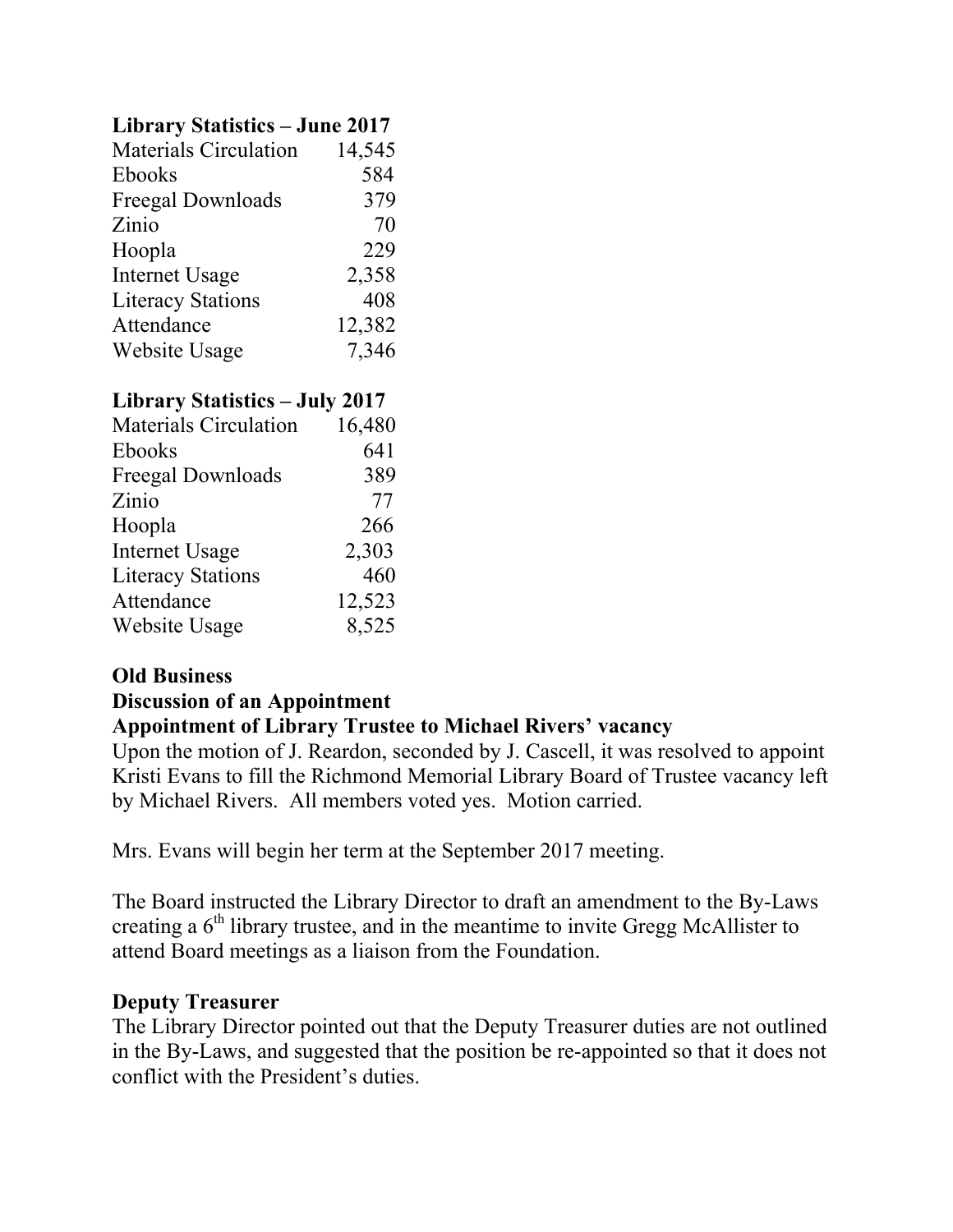**Library Statistics – June 2017**

| | |
|---|---:|
| Materials Circulation | 14,545 |
| Ebooks | 584 |
| Freegal Downloads | 379 |
| Zinio | 70 |
| Hoopla | 229 |
| Internet Usage | 2,358 |
| Literacy Stations | 408 |
| Attendance | 12,382 |
| Website Usage | 7,346 |

**Library Statistics – July 2017**

| | |
|---|---:|
| Materials Circulation | 16,480 |
| Ebooks | 641 |
| Freegal Downloads | 389 |
| Zinio | 77 |
| Hoopla | 266 |
| Internet Usage | 2,303 |
| Literacy Stations | 460 |
| Attendance | 12,523 |
| Website Usage | 8,525 |

**Old Business**

**Discussion of an Appointment**

**Appointment of Library Trustee to Michael Rivers' vacancy**

Upon the motion of J. Reardon, seconded by J. Cascell, it was resolved to appoint Kristi Evans to fill the Richmond Memorial Library Board of Trustee vacancy left by Michael Rivers. All members voted yes. Motion carried.

Mrs. Evans will begin her term at the September 2017 meeting.

The Board instructed the Library Director to draft an amendment to the By-Laws creating a 6th library trustee, and in the meantime to invite Gregg McAllister to attend Board meetings as a liaison from the Foundation.

**Deputy Treasurer**

The Library Director pointed out that the Deputy Treasurer duties are not outlined in the By-Laws, and suggested that the position be re-appointed so that it does not conflict with the President's duties.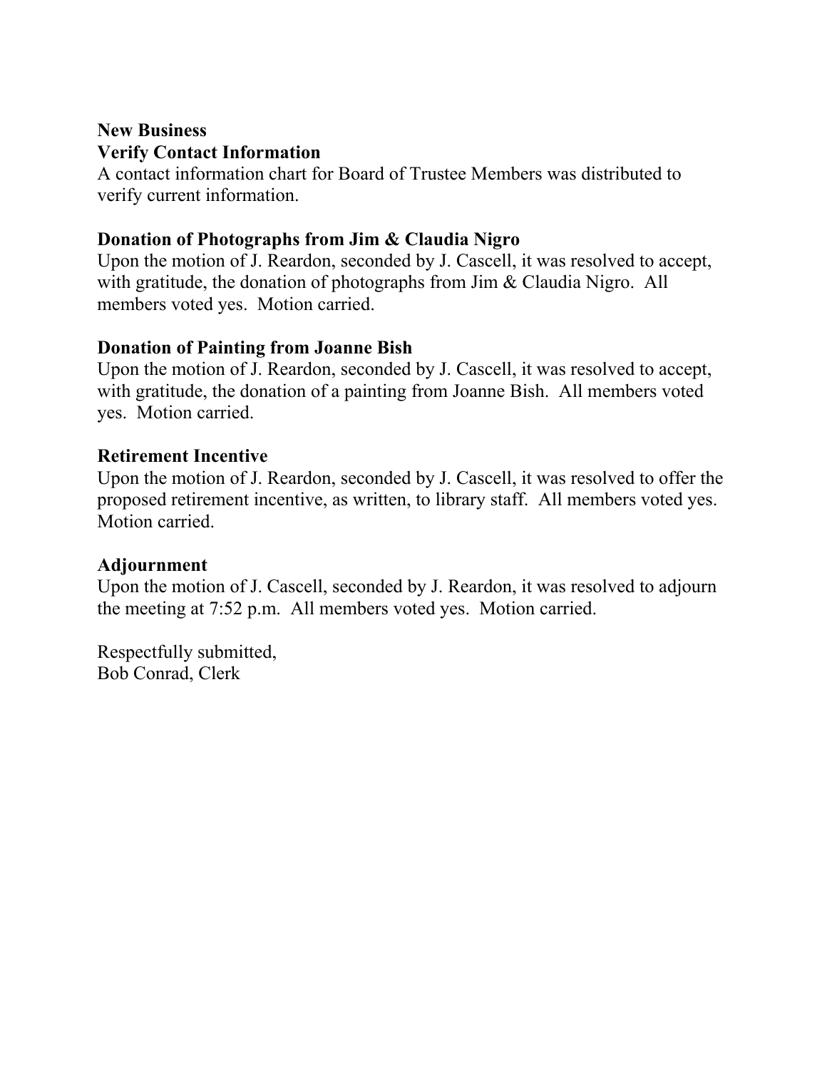**New Business**

**Verify Contact Information**

A contact information chart for Board of Trustee Members was distributed to verify current information.

**Donation of Photographs from Jim & Claudia Nigro**

Upon the motion of J. Reardon, seconded by J. Cascell, it was resolved to accept, with gratitude, the donation of photographs from Jim & Claudia Nigro. All members voted yes. Motion carried.

**Donation of Painting from Joanne Bish**

Upon the motion of J. Reardon, seconded by J. Cascell, it was resolved to accept, with gratitude, the donation of a painting from Joanne Bish. All members voted yes. Motion carried.

**Retirement Incentive**

Upon the motion of J. Reardon, seconded by J. Cascell, it was resolved to offer the proposed retirement incentive, as written, to library staff. All members voted yes. Motion carried.

**Adjournment**

Upon the motion of J. Cascell, seconded by J. Reardon, it was resolved to adjourn the meeting at 7:52 p.m. All members voted yes. Motion carried.

Respectfully submitted,
Bob Conrad, Clerk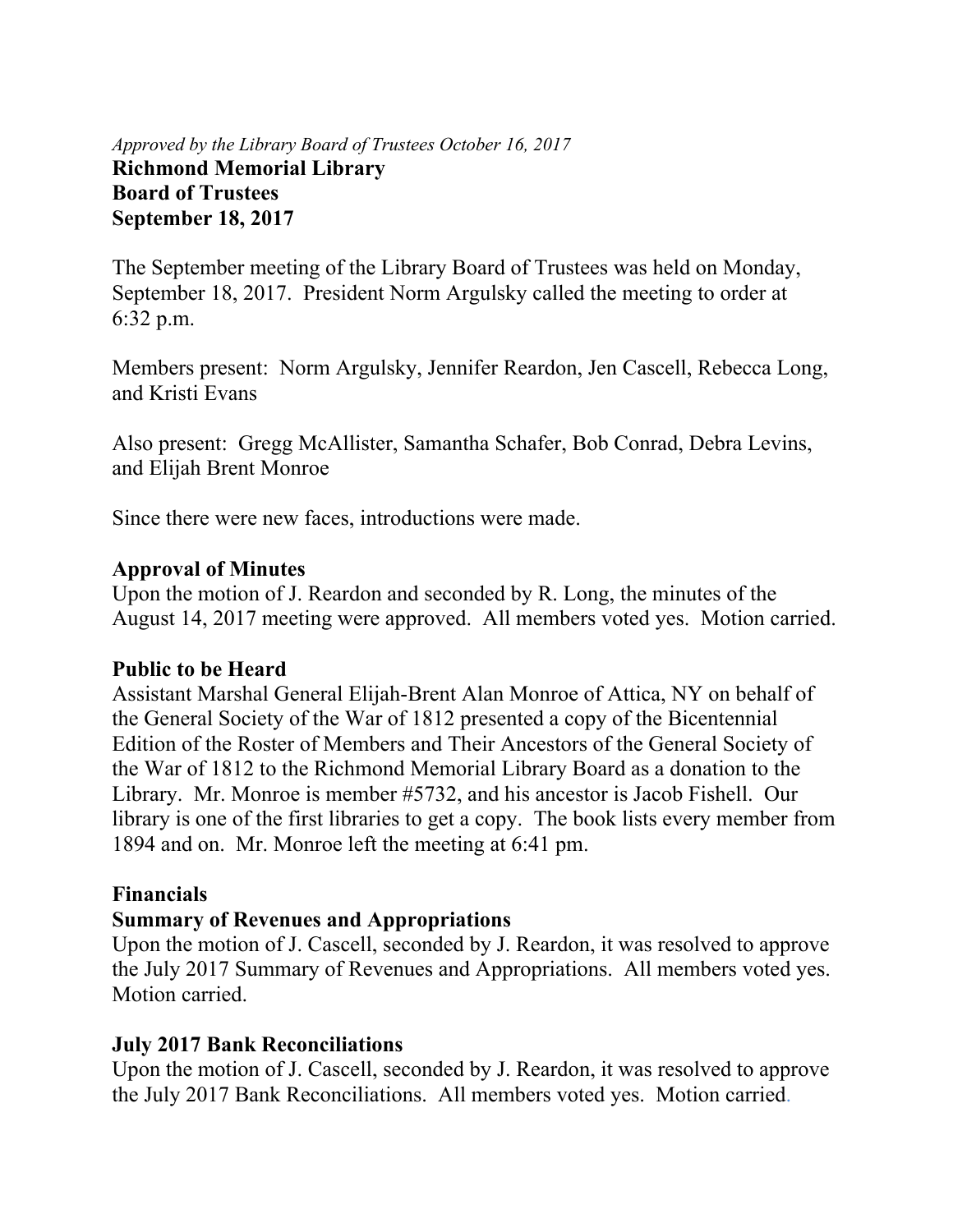*Approved by the Library Board of Trustees October 16, 2017*

**Richmond Memorial Library**
**Board of Trustees**
**September 18, 2017**

The September meeting of the Library Board of Trustees was held on Monday, September 18, 2017. President Norm Argulsky called the meeting to order at 6:32 p.m.

Members present: Norm Argulsky, Jennifer Reardon, Jen Cascell, Rebecca Long, and Kristi Evans

Also present: Gregg McAllister, Samantha Schafer, Bob Conrad, Debra Levins, and Elijah Brent Monroe

Since there were new faces, introductions were made.

**Approval of Minutes**
Upon the motion of J. Reardon and seconded by R. Long, the minutes of the August 14, 2017 meeting were approved. All members voted yes. Motion carried.

**Public to be Heard**
Assistant Marshal General Elijah-Brent Alan Monroe of Attica, NY on behalf of the General Society of the War of 1812 presented a copy of the Bicentennial Edition of the Roster of Members and Their Ancestors of the General Society of the War of 1812 to the Richmond Memorial Library Board as a donation to the Library. Mr. Monroe is member #5732, and his ancestor is Jacob Fishell. Our library is one of the first libraries to get a copy. The book lists every member from 1894 and on. Mr. Monroe left the meeting at 6:41 pm.

**Financials**
**Summary of Revenues and Appropriations**
Upon the motion of J. Cascell, seconded by J. Reardon, it was resolved to approve the July 2017 Summary of Revenues and Appropriations. All members voted yes. Motion carried.

**July 2017 Bank Reconciliations**
Upon the motion of J. Cascell, seconded by J. Reardon, it was resolved to approve the July 2017 Bank Reconciliations. All members voted yes. Motion carried.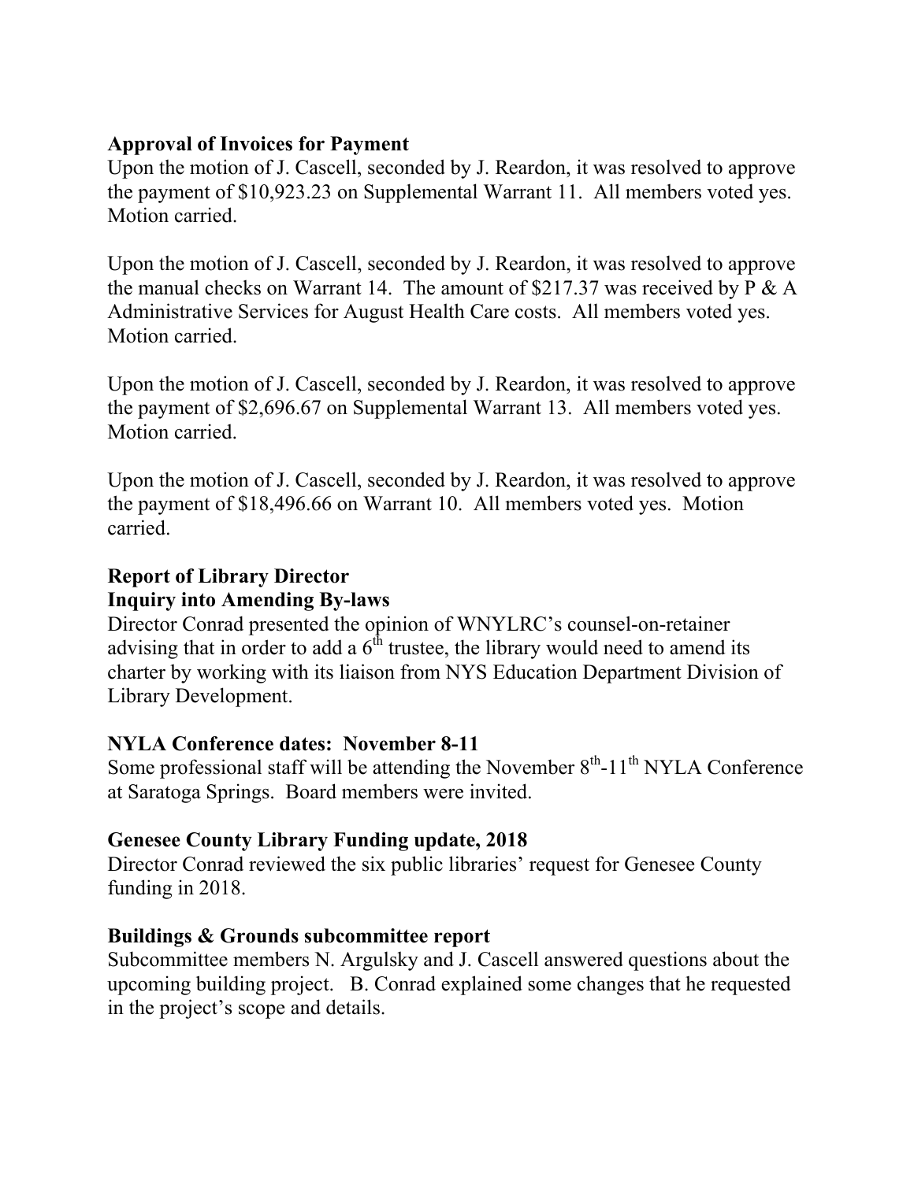**Approval of Invoices for Payment**

Upon the motion of J. Cascell, seconded by J. Reardon, it was resolved to approve the payment of $10,923.23 on Supplemental Warrant 11. All members voted yes. Motion carried.

Upon the motion of J. Cascell, seconded by J. Reardon, it was resolved to approve the manual checks on Warrant 14. The amount of $217.37 was received by P & A Administrative Services for August Health Care costs. All members voted yes. Motion carried.

Upon the motion of J. Cascell, seconded by J. Reardon, it was resolved to approve the payment of $2,696.67 on Supplemental Warrant 13. All members voted yes. Motion carried.

Upon the motion of J. Cascell, seconded by J. Reardon, it was resolved to approve the payment of $18,496.66 on Warrant 10. All members voted yes. Motion carried.

**Report of Library Director**

**Inquiry into Amending By-laws**

Director Conrad presented the opinion of WNYLRC's counsel-on-retainer advising that in order to add a 6th trustee, the library would need to amend its charter by working with its liaison from NYS Education Department Division of Library Development.

**NYLA Conference dates: November 8-11**

Some professional staff will be attending the November 8th-11th NYLA Conference at Saratoga Springs. Board members were invited.

**Genesee County Library Funding update, 2018**

Director Conrad reviewed the six public libraries' request for Genesee County funding in 2018.

**Buildings & Grounds subcommittee report**

Subcommittee members N. Argulsky and J. Cascell answered questions about the upcoming building project. B. Conrad explained some changes that he requested in the project's scope and details.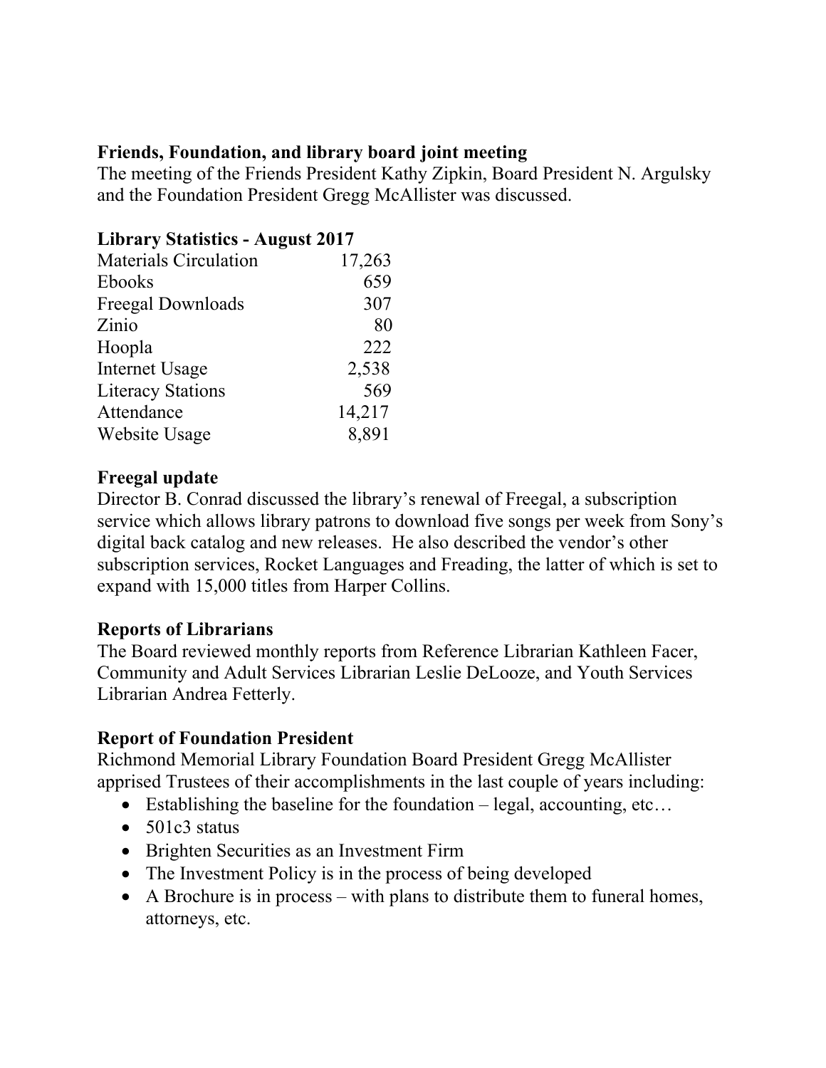**Friends, Foundation, and library board joint meeting**
The meeting of the Friends President Kathy Zipkin, Board President N. Argulsky and the Foundation President Gregg McAllister was discussed.

**Library Statistics - August 2017**

| | |
|---|---:|
| Materials Circulation | 17,263 |
| Ebooks | 659 |
| Freegal Downloads | 307 |
| Zinio | 80 |
| Hoopla | 222 |
| Internet Usage | 2,538 |
| Literacy Stations | 569 |
| Attendance | 14,217 |
| Website Usage | 8,891 |

**Freegal update**
Director B. Conrad discussed the library's renewal of Freegal, a subscription service which allows library patrons to download five songs per week from Sony's digital back catalog and new releases. He also described the vendor's other subscription services, Rocket Languages and Freading, the latter of which is set to expand with 15,000 titles from Harper Collins.

**Reports of Librarians**
The Board reviewed monthly reports from Reference Librarian Kathleen Facer, Community and Adult Services Librarian Leslie DeLooze, and Youth Services Librarian Andrea Fetterly.

**Report of Foundation President**
Richmond Memorial Library Foundation Board President Gregg McAllister apprised Trustees of their accomplishments in the last couple of years including:

- Establishing the baseline for the foundation – legal, accounting, etc…
- 501c3 status
- Brighten Securities as an Investment Firm
- The Investment Policy is in the process of being developed
- A Brochure is in process – with plans to distribute them to funeral homes, attorneys, etc.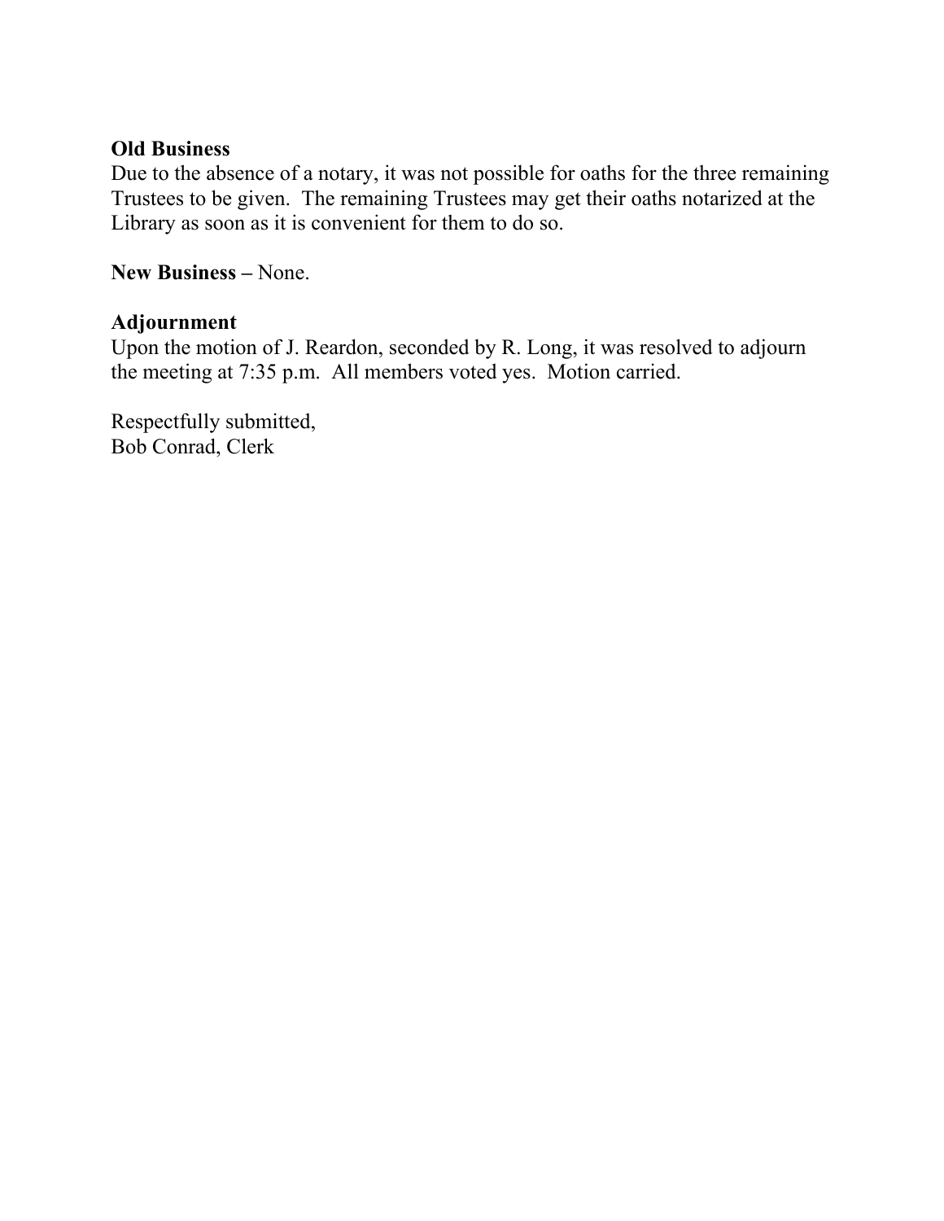**Old Business**
Due to the absence of a notary, it was not possible for oaths for the three remaining Trustees to be given. The remaining Trustees may get their oaths notarized at the Library as soon as it is convenient for them to do so.

**New Business –** None.

**Adjournment**
Upon the motion of J. Reardon, seconded by R. Long, it was resolved to adjourn the meeting at 7:35 p.m. All members voted yes. Motion carried.

Respectfully submitted,
Bob Conrad, Clerk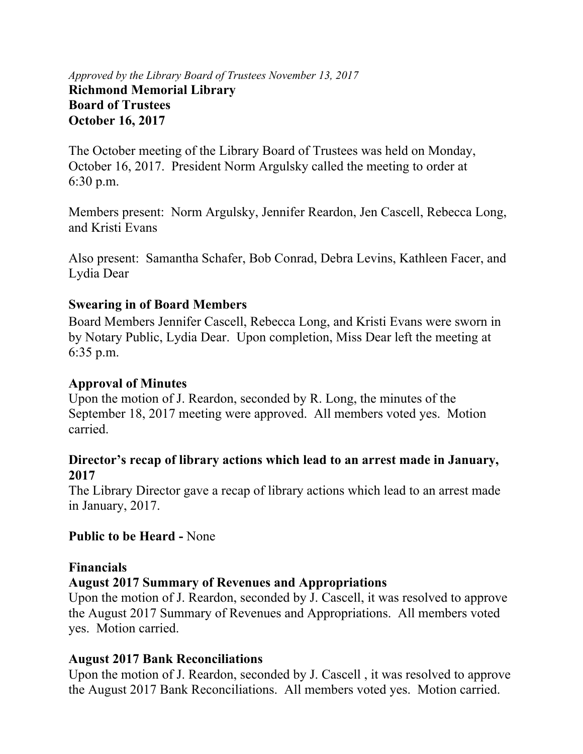*Approved by the Library Board of Trustees November 13, 2017*

**Richmond Memorial Library**
**Board of Trustees**
**October 16, 2017**

The October meeting of the Library Board of Trustees was held on Monday, October 16, 2017. President Norm Argulsky called the meeting to order at 6:30 p.m.

Members present: Norm Argulsky, Jennifer Reardon, Jen Cascell, Rebecca Long, and Kristi Evans

Also present: Samantha Schafer, Bob Conrad, Debra Levins, Kathleen Facer, and Lydia Dear

**Swearing in of Board Members**

Board Members Jennifer Cascell, Rebecca Long, and Kristi Evans were sworn in by Notary Public, Lydia Dear. Upon completion, Miss Dear left the meeting at 6:35 p.m.

**Approval of Minutes**

Upon the motion of J. Reardon, seconded by R. Long, the minutes of the September 18, 2017 meeting were approved. All members voted yes. Motion carried.

**Director's recap of library actions which lead to an arrest made in January, 2017**

The Library Director gave a recap of library actions which lead to an arrest made in January, 2017.

**Public to be Heard -** None

**Financials**

**August 2017 Summary of Revenues and Appropriations**

Upon the motion of J. Reardon, seconded by J. Cascell, it was resolved to approve the August 2017 Summary of Revenues and Appropriations. All members voted yes. Motion carried.

**August 2017 Bank Reconciliations**

Upon the motion of J. Reardon, seconded by J. Cascell , it was resolved to approve the August 2017 Bank Reconciliations. All members voted yes. Motion carried.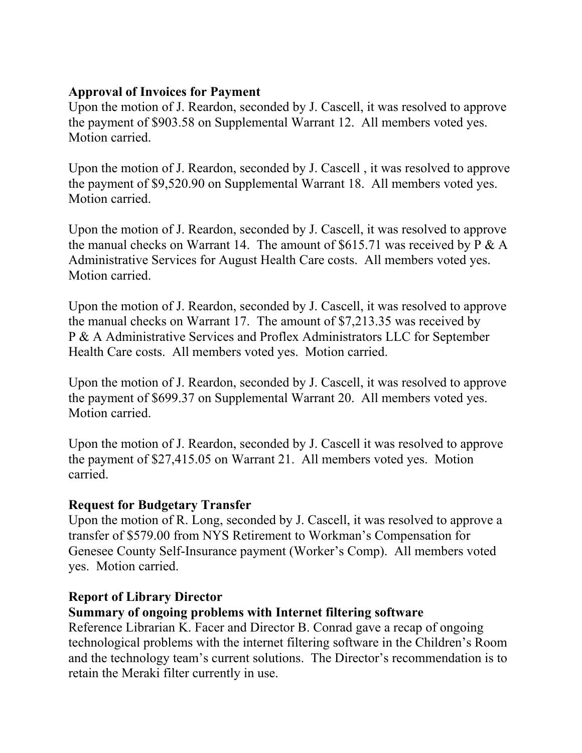**Approval of Invoices for Payment**

Upon the motion of J. Reardon, seconded by J. Cascell, it was resolved to approve the payment of $903.58 on Supplemental Warrant 12. All members voted yes. Motion carried.

Upon the motion of J. Reardon, seconded by J. Cascell , it was resolved to approve the payment of $9,520.90 on Supplemental Warrant 18. All members voted yes. Motion carried.

Upon the motion of J. Reardon, seconded by J. Cascell, it was resolved to approve the manual checks on Warrant 14. The amount of $615.71 was received by P & A Administrative Services for August Health Care costs. All members voted yes. Motion carried.

Upon the motion of J. Reardon, seconded by J. Cascell, it was resolved to approve the manual checks on Warrant 17. The amount of $7,213.35 was received by P & A Administrative Services and Proflex Administrators LLC for September Health Care costs. All members voted yes. Motion carried.

Upon the motion of J. Reardon, seconded by J. Cascell, it was resolved to approve the payment of $699.37 on Supplemental Warrant 20. All members voted yes. Motion carried.

Upon the motion of J. Reardon, seconded by J. Cascell it was resolved to approve the payment of $27,415.05 on Warrant 21. All members voted yes. Motion carried.

**Request for Budgetary Transfer**

Upon the motion of R. Long, seconded by J. Cascell, it was resolved to approve a transfer of $579.00 from NYS Retirement to Workman's Compensation for Genesee County Self-Insurance payment (Worker's Comp). All members voted yes. Motion carried.

**Report of Library Director**

**Summary of ongoing problems with Internet filtering software**

Reference Librarian K. Facer and Director B. Conrad gave a recap of ongoing technological problems with the internet filtering software in the Children's Room and the technology team's current solutions. The Director's recommendation is to retain the Meraki filter currently in use.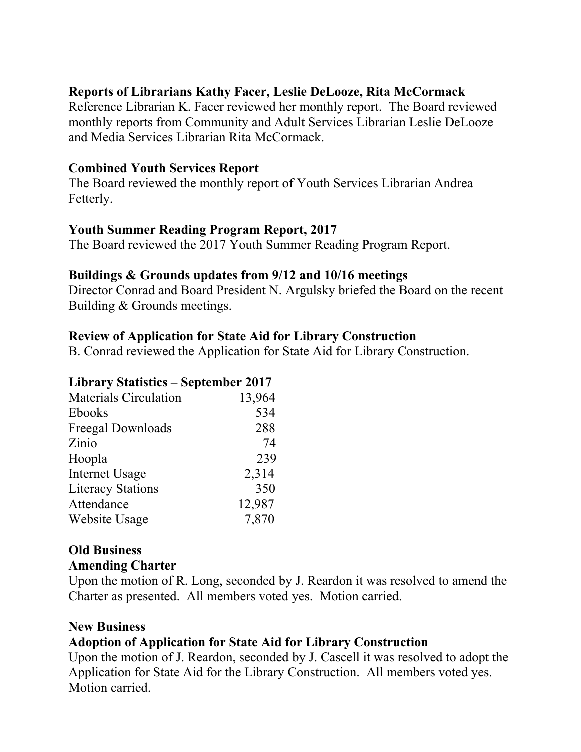**Reports of Librarians Kathy Facer, Leslie DeLooze, Rita McCormack**
Reference Librarian K. Facer reviewed her monthly report. The Board reviewed monthly reports from Community and Adult Services Librarian Leslie DeLooze and Media Services Librarian Rita McCormack.

**Combined Youth Services Report**
The Board reviewed the monthly report of Youth Services Librarian Andrea Fetterly.

**Youth Summer Reading Program Report, 2017**
The Board reviewed the 2017 Youth Summer Reading Program Report.

**Buildings & Grounds updates from 9/12 and 10/16 meetings**
Director Conrad and Board President N. Argulsky briefed the Board on the recent Building & Grounds meetings.

**Review of Application for State Aid for Library Construction**
B. Conrad reviewed the Application for State Aid for Library Construction.

**Library Statistics – September 2017**

| | |
|---|---:|
| Materials Circulation | 13,964 |
| Ebooks | 534 |
| Freegal Downloads | 288 |
| Zinio | 74 |
| Hoopla | 239 |
| Internet Usage | 2,314 |
| Literacy Stations | 350 |
| Attendance | 12,987 |
| Website Usage | 7,870 |

**Old Business**
**Amending Charter**
Upon the motion of R. Long, seconded by J. Reardon it was resolved to amend the Charter as presented. All members voted yes. Motion carried.

**New Business**
**Adoption of Application for State Aid for Library Construction**
Upon the motion of J. Reardon, seconded by J. Cascell it was resolved to adopt the Application for State Aid for the Library Construction. All members voted yes. Motion carried.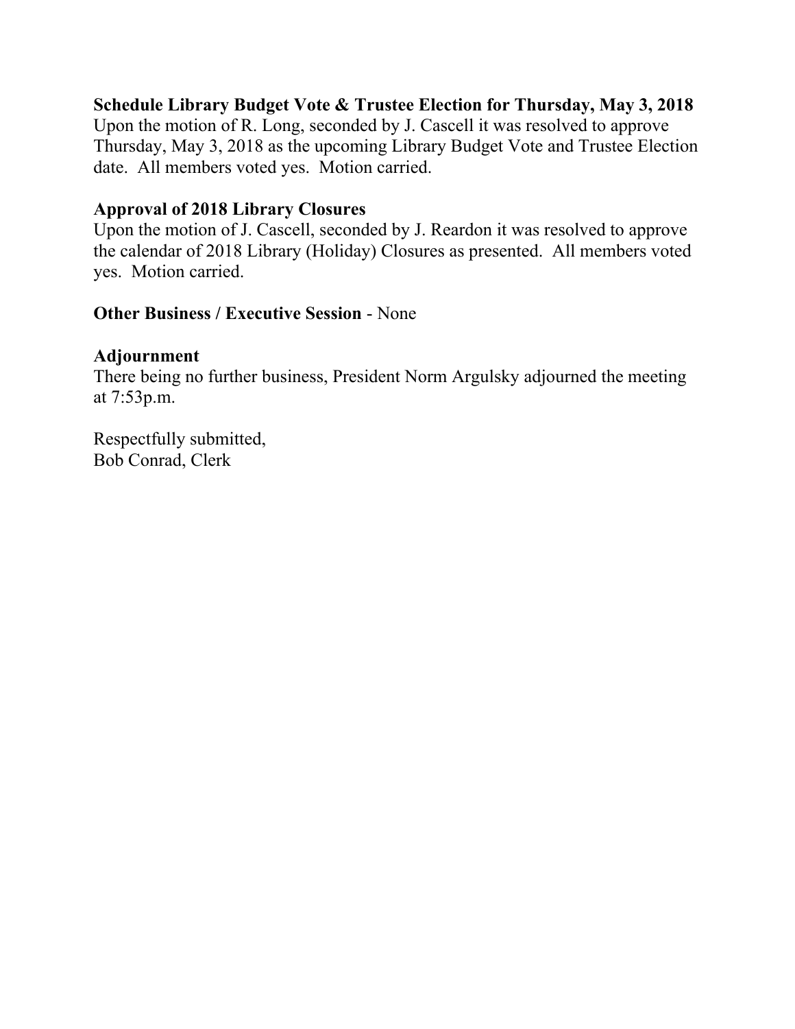**Schedule Library Budget Vote & Trustee Election for Thursday, May 3, 2018**
Upon the motion of R. Long, seconded by J. Cascell it was resolved to approve Thursday, May 3, 2018 as the upcoming Library Budget Vote and Trustee Election date. All members voted yes. Motion carried.

**Approval of 2018 Library Closures**
Upon the motion of J. Cascell, seconded by J. Reardon it was resolved to approve the calendar of 2018 Library (Holiday) Closures as presented. All members voted yes. Motion carried.

**Other Business / Executive Session** - None

**Adjournment**
There being no further business, President Norm Argulsky adjourned the meeting at 7:53p.m.

Respectfully submitted,
Bob Conrad, Clerk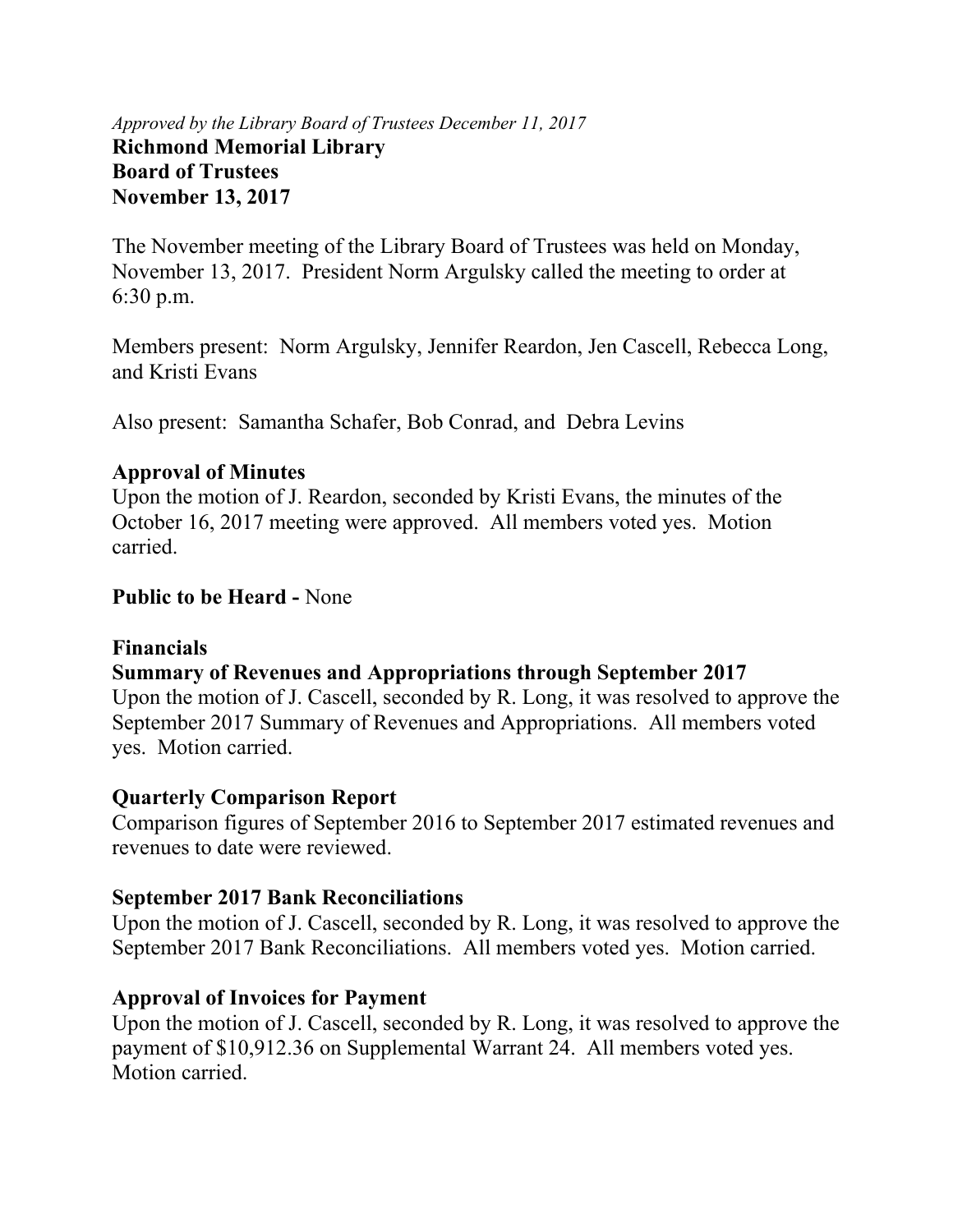*Approved by the Library Board of Trustees December 11, 2017*

**Richmond Memorial Library**
**Board of Trustees**
**November 13, 2017**

The November meeting of the Library Board of Trustees was held on Monday, November 13, 2017. President Norm Argulsky called the meeting to order at 6:30 p.m.

Members present: Norm Argulsky, Jennifer Reardon, Jen Cascell, Rebecca Long, and Kristi Evans

Also present: Samantha Schafer, Bob Conrad, and Debra Levins

**Approval of Minutes**
Upon the motion of J. Reardon, seconded by Kristi Evans, the minutes of the October 16, 2017 meeting were approved. All members voted yes. Motion carried.

**Public to be Heard -** None

**Financials**
**Summary of Revenues and Appropriations through September 2017**
Upon the motion of J. Cascell, seconded by R. Long, it was resolved to approve the September 2017 Summary of Revenues and Appropriations. All members voted yes. Motion carried.

**Quarterly Comparison Report**
Comparison figures of September 2016 to September 2017 estimated revenues and revenues to date were reviewed.

**September 2017 Bank Reconciliations**
Upon the motion of J. Cascell, seconded by R. Long, it was resolved to approve the September 2017 Bank Reconciliations. All members voted yes. Motion carried.

**Approval of Invoices for Payment**
Upon the motion of J. Cascell, seconded by R. Long, it was resolved to approve the payment of $10,912.36 on Supplemental Warrant 24. All members voted yes. Motion carried.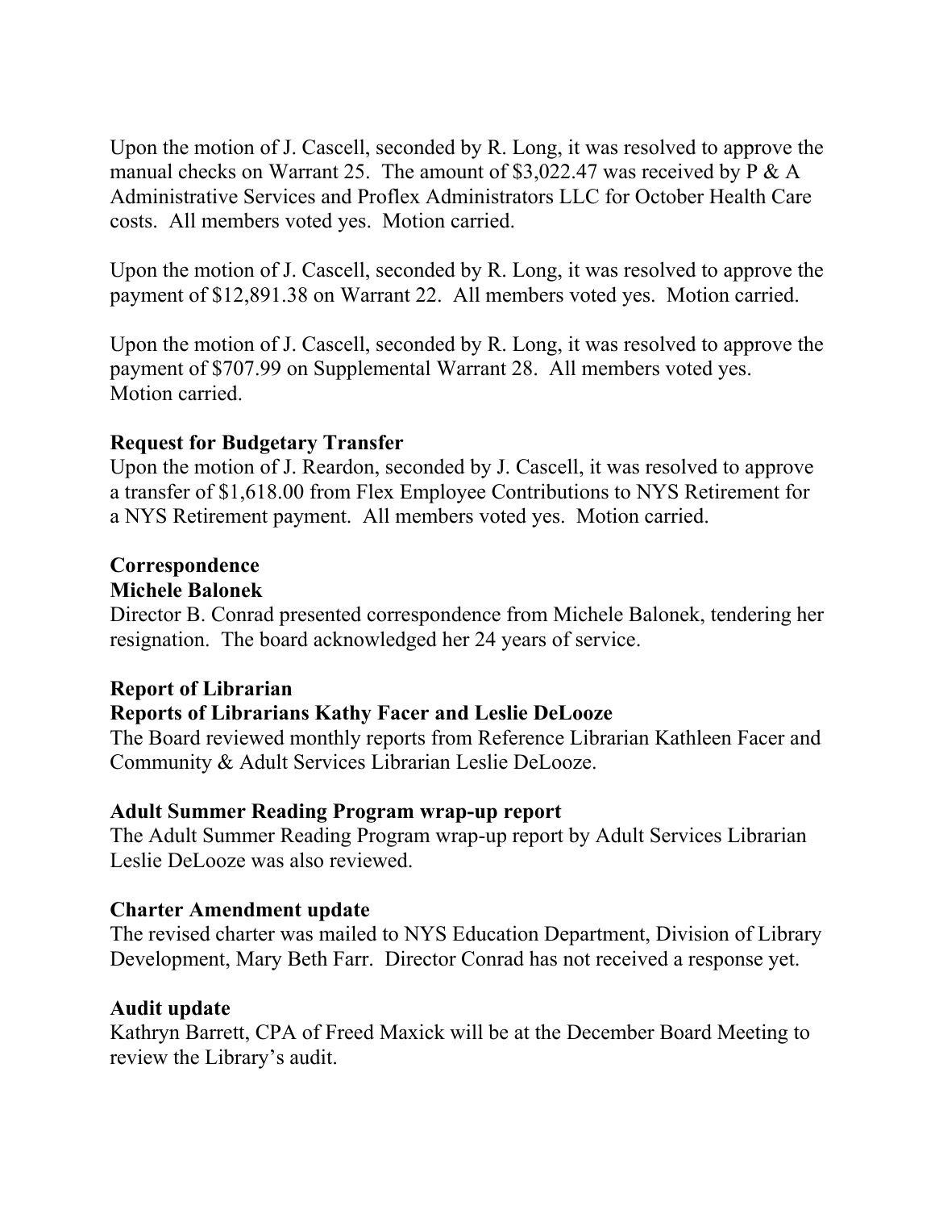Upon the motion of J. Cascell, seconded by R. Long, it was resolved to approve the manual checks on Warrant 25. The amount of $3,022.47 was received by P & A Administrative Services and Proflex Administrators LLC for October Health Care costs. All members voted yes. Motion carried.

Upon the motion of J. Cascell, seconded by R. Long, it was resolved to approve the payment of $12,891.38 on Warrant 22. All members voted yes. Motion carried.

Upon the motion of J. Cascell, seconded by R. Long, it was resolved to approve the payment of $707.99 on Supplemental Warrant 28. All members voted yes. Motion carried.

**Request for Budgetary Transfer**

Upon the motion of J. Reardon, seconded by J. Cascell, it was resolved to approve a transfer of $1,618.00 from Flex Employee Contributions to NYS Retirement for a NYS Retirement payment. All members voted yes. Motion carried.

**Correspondence**

**Michele Balonek**

Director B. Conrad presented correspondence from Michele Balonek, tendering her resignation. The board acknowledged her 24 years of service.

**Report of Librarian**

**Reports of Librarians Kathy Facer and Leslie DeLooze**

The Board reviewed monthly reports from Reference Librarian Kathleen Facer and Community & Adult Services Librarian Leslie DeLooze.

**Adult Summer Reading Program wrap-up report**

The Adult Summer Reading Program wrap-up report by Adult Services Librarian Leslie DeLooze was also reviewed.

**Charter Amendment update**

The revised charter was mailed to NYS Education Department, Division of Library Development, Mary Beth Farr. Director Conrad has not received a response yet.

**Audit update**

Kathryn Barrett, CPA of Freed Maxick will be at the December Board Meeting to review the Library's audit.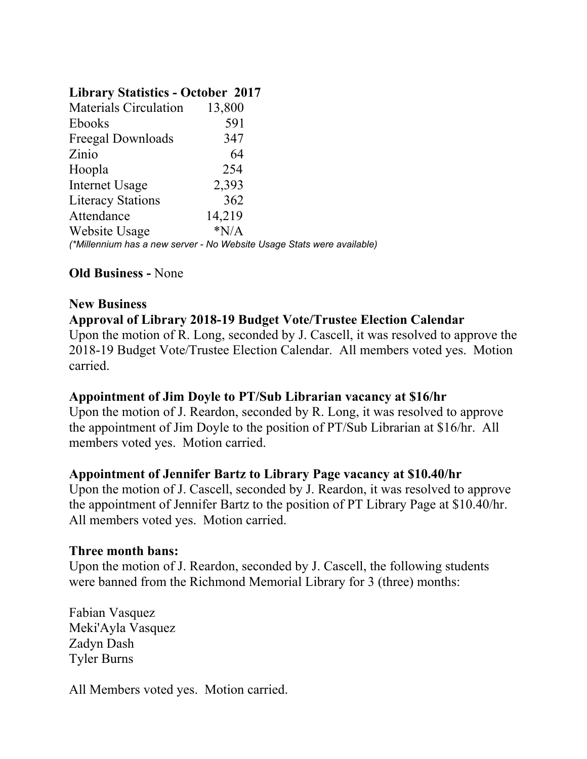**Library Statistics - October 2017**

| | |
|---|---|
| Materials Circulation | 13,800 |
| Ebooks | 591 |
| Freegal Downloads | 347 |
| Zinio | 64 |
| Hoopla | 254 |
| Internet Usage | 2,393 |
| Literacy Stations | 362 |
| Attendance | 14,219 |
| Website Usage | *N/A |

*(*Millennium has a new server - No Website Usage Stats were available)*

**Old Business -** None

**New Business**

**Approval of Library 2018-19 Budget Vote/Trustee Election Calendar**

Upon the motion of R. Long, seconded by J. Cascell, it was resolved to approve the 2018-19 Budget Vote/Trustee Election Calendar. All members voted yes. Motion carried.

**Appointment of Jim Doyle to PT/Sub Librarian vacancy at $16/hr**

Upon the motion of J. Reardon, seconded by R. Long, it was resolved to approve the appointment of Jim Doyle to the position of PT/Sub Librarian at $16/hr. All members voted yes. Motion carried.

**Appointment of Jennifer Bartz to Library Page vacancy at $10.40/hr**

Upon the motion of J. Cascell, seconded by J. Reardon, it was resolved to approve the appointment of Jennifer Bartz to the position of PT Library Page at $10.40/hr. All members voted yes. Motion carried.

**Three month bans:**

Upon the motion of J. Reardon, seconded by J. Cascell, the following students were banned from the Richmond Memorial Library for 3 (three) months:

Fabian Vasquez
Meki'Ayla Vasquez
Zadyn Dash
Tyler Burns

All Members voted yes. Motion carried.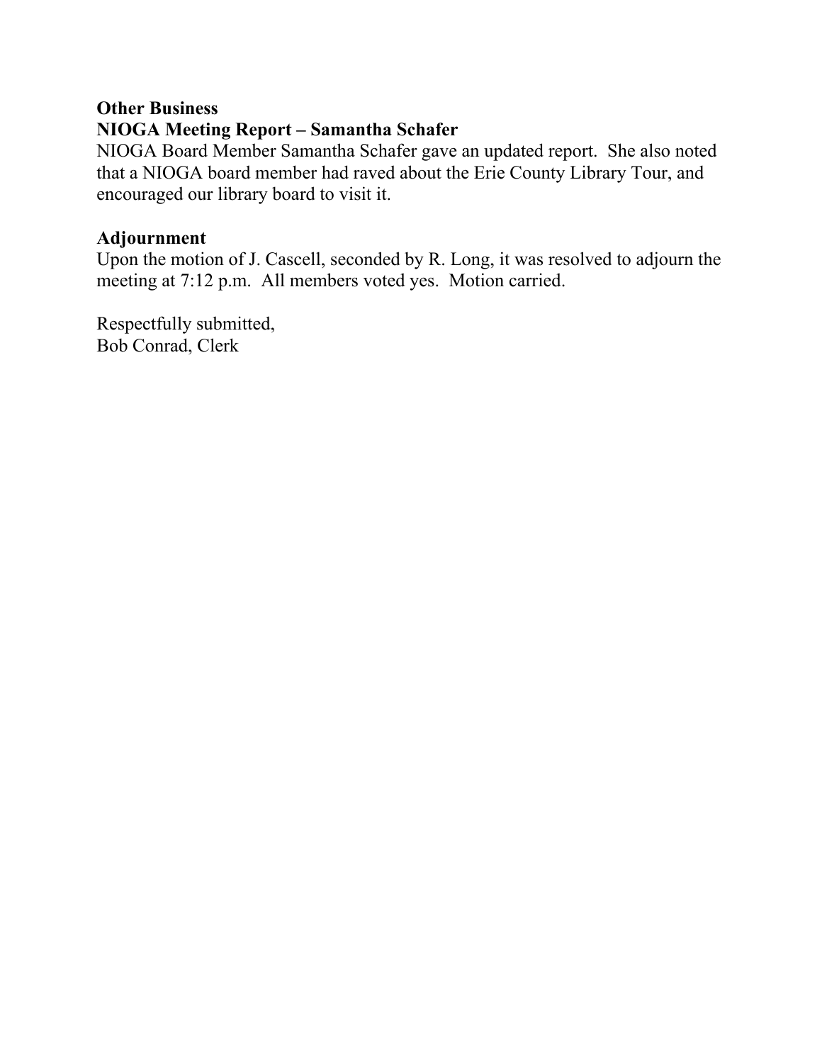**Other Business**

**NIOGA Meeting Report – Samantha Schafer**

NIOGA Board Member Samantha Schafer gave an updated report. She also noted that a NIOGA board member had raved about the Erie County Library Tour, and encouraged our library board to visit it.

**Adjournment**

Upon the motion of J. Cascell, seconded by R. Long, it was resolved to adjourn the meeting at 7:12 p.m. All members voted yes. Motion carried.

Respectfully submitted,
Bob Conrad, Clerk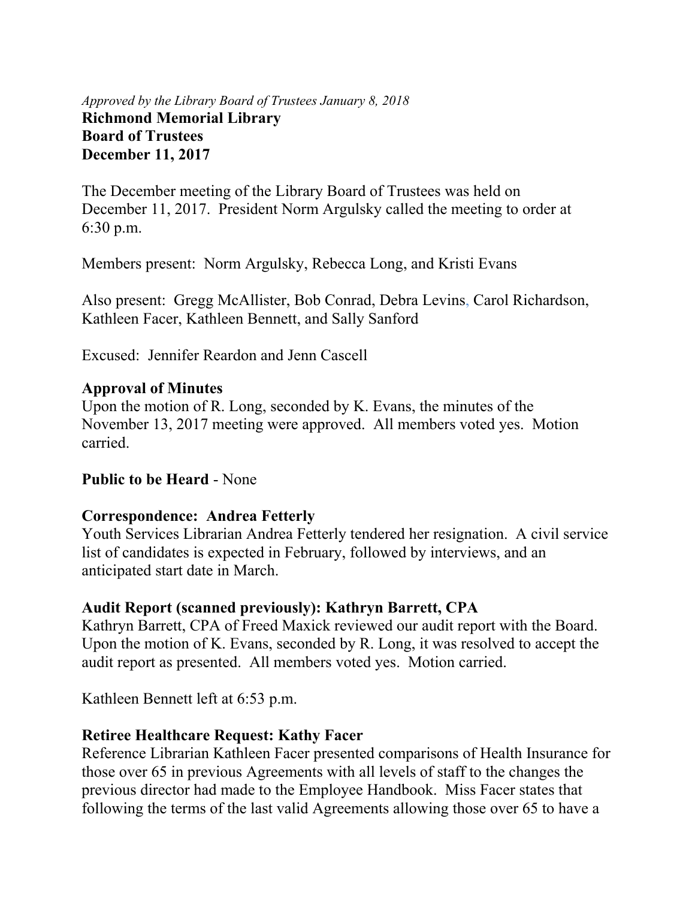*Approved by the Library Board of Trustees January 8, 2018*

**Richmond Memorial Library**
**Board of Trustees**
**December 11, 2017**

The December meeting of the Library Board of Trustees was held on December 11, 2017. President Norm Argulsky called the meeting to order at 6:30 p.m.

Members present: Norm Argulsky, Rebecca Long, and Kristi Evans

Also present: Gregg McAllister, Bob Conrad, Debra Levins, Carol Richardson, Kathleen Facer, Kathleen Bennett, and Sally Sanford

Excused: Jennifer Reardon and Jenn Cascell

**Approval of Minutes**
Upon the motion of R. Long, seconded by K. Evans, the minutes of the November 13, 2017 meeting were approved. All members voted yes. Motion carried.

**Public to be Heard** - None

**Correspondence: Andrea Fetterly**
Youth Services Librarian Andrea Fetterly tendered her resignation. A civil service list of candidates is expected in February, followed by interviews, and an anticipated start date in March.

**Audit Report (scanned previously): Kathryn Barrett, CPA**
Kathryn Barrett, CPA of Freed Maxick reviewed our audit report with the Board. Upon the motion of K. Evans, seconded by R. Long, it was resolved to accept the audit report as presented. All members voted yes. Motion carried.

Kathleen Bennett left at 6:53 p.m.

**Retiree Healthcare Request: Kathy Facer**
Reference Librarian Kathleen Facer presented comparisons of Health Insurance for those over 65 in previous Agreements with all levels of staff to the changes the previous director had made to the Employee Handbook. Miss Facer states that following the terms of the last valid Agreements allowing those over 65 to have a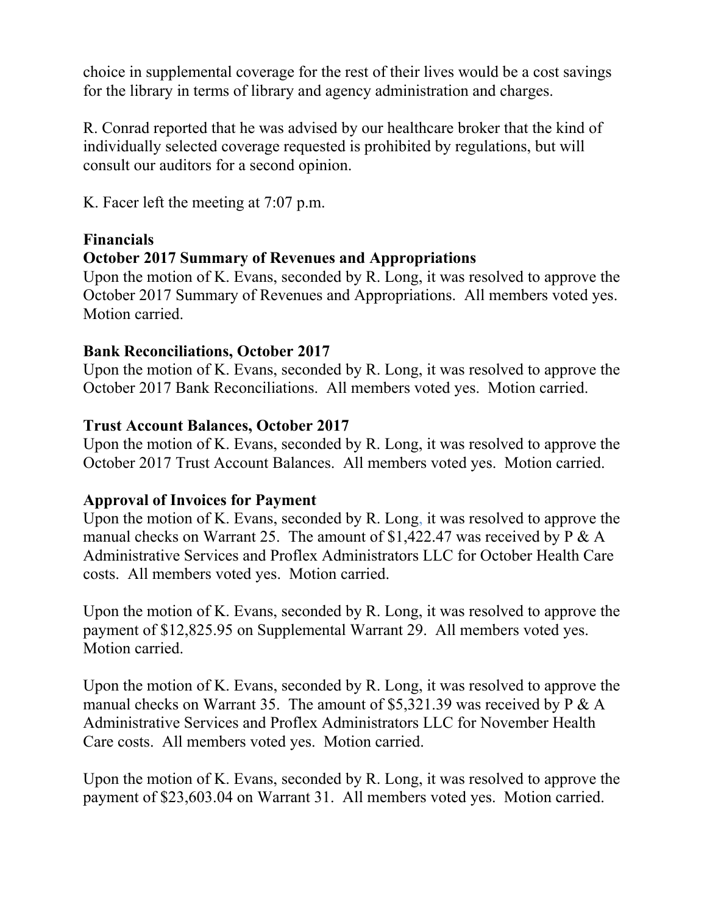choice in supplemental coverage for the rest of their lives would be a cost savings for the library in terms of library and agency administration and charges.

R. Conrad reported that he was advised by our healthcare broker that the kind of individually selected coverage requested is prohibited by regulations, but will consult our auditors for a second opinion.

K. Facer left the meeting at 7:07 p.m.

**Financials**

**October 2017 Summary of Revenues and Appropriations**

Upon the motion of K. Evans, seconded by R. Long, it was resolved to approve the October 2017 Summary of Revenues and Appropriations. All members voted yes. Motion carried.

**Bank Reconciliations, October 2017**

Upon the motion of K. Evans, seconded by R. Long, it was resolved to approve the October 2017 Bank Reconciliations. All members voted yes. Motion carried.

**Trust Account Balances, October 2017**

Upon the motion of K. Evans, seconded by R. Long, it was resolved to approve the October 2017 Trust Account Balances. All members voted yes. Motion carried.

**Approval of Invoices for Payment**

Upon the motion of K. Evans, seconded by R. Long, it was resolved to approve the manual checks on Warrant 25. The amount of $1,422.47 was received by P & A Administrative Services and Proflex Administrators LLC for October Health Care costs. All members voted yes. Motion carried.

Upon the motion of K. Evans, seconded by R. Long, it was resolved to approve the payment of $12,825.95 on Supplemental Warrant 29. All members voted yes. Motion carried.

Upon the motion of K. Evans, seconded by R. Long, it was resolved to approve the manual checks on Warrant 35. The amount of $5,321.39 was received by P & A Administrative Services and Proflex Administrators LLC for November Health Care costs. All members voted yes. Motion carried.

Upon the motion of K. Evans, seconded by R. Long, it was resolved to approve the payment of $23,603.04 on Warrant 31. All members voted yes. Motion carried.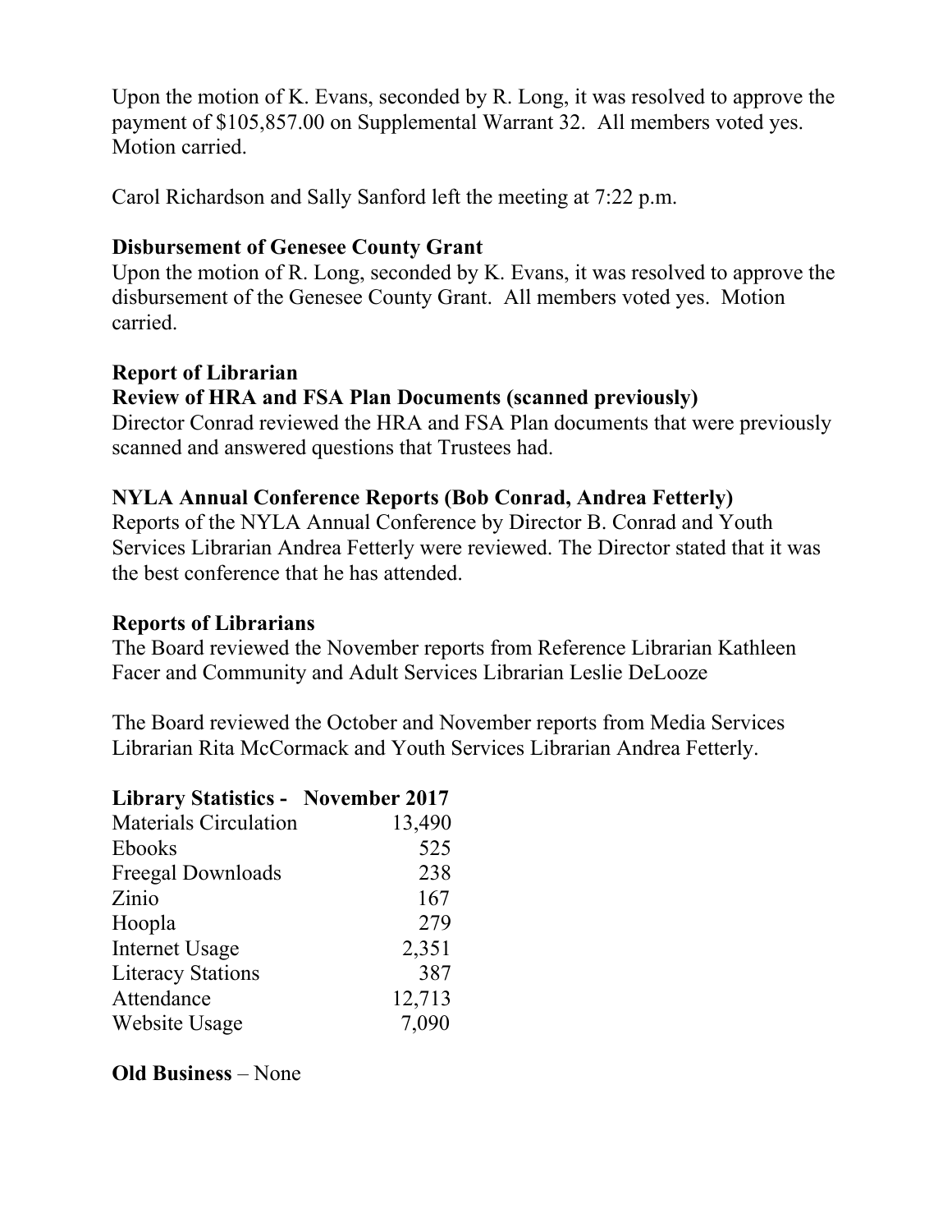Upon the motion of K. Evans, seconded by R. Long, it was resolved to approve the payment of $105,857.00 on Supplemental Warrant 32. All members voted yes. Motion carried.

Carol Richardson and Sally Sanford left the meeting at 7:22 p.m.

**Disbursement of Genesee County Grant**

Upon the motion of R. Long, seconded by K. Evans, it was resolved to approve the disbursement of the Genesee County Grant. All members voted yes. Motion carried.

**Report of Librarian**

**Review of HRA and FSA Plan Documents (scanned previously)**

Director Conrad reviewed the HRA and FSA Plan documents that were previously scanned and answered questions that Trustees had.

**NYLA Annual Conference Reports (Bob Conrad, Andrea Fetterly)**

Reports of the NYLA Annual Conference by Director B. Conrad and Youth Services Librarian Andrea Fetterly were reviewed. The Director stated that it was the best conference that he has attended.

**Reports of Librarians**

The Board reviewed the November reports from Reference Librarian Kathleen Facer and Community and Adult Services Librarian Leslie DeLooze

The Board reviewed the October and November reports from Media Services Librarian Rita McCormack and Youth Services Librarian Andrea Fetterly.

| **Library Statistics -** | **November 2017** |
|---|---:|
| Materials Circulation | 13,490 |
| Ebooks | 525 |
| Freegal Downloads | 238 |
| Zinio | 167 |
| Hoopla | 279 |
| Internet Usage | 2,351 |
| Literacy Stations | 387 |
| Attendance | 12,713 |
| Website Usage | 7,090 |

**Old Business** – None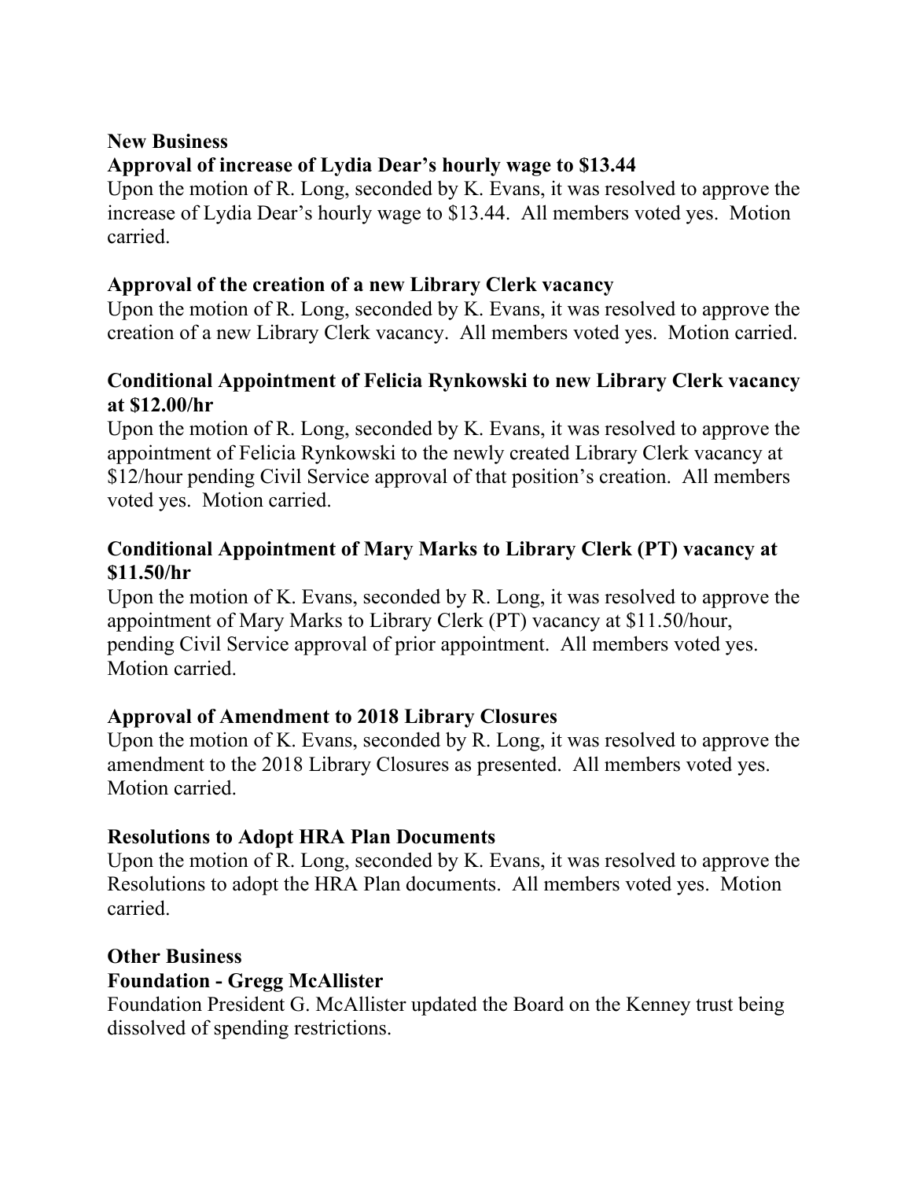## New Business

### Approval of increase of Lydia Dear's hourly wage to $13.44

Upon the motion of R. Long, seconded by K. Evans, it was resolved to approve the increase of Lydia Dear's hourly wage to $13.44. All members voted yes. Motion carried.

### Approval of the creation of a new Library Clerk vacancy

Upon the motion of R. Long, seconded by K. Evans, it was resolved to approve the creation of a new Library Clerk vacancy. All members voted yes. Motion carried.

### Conditional Appointment of Felicia Rynkowski to new Library Clerk vacancy at $12.00/hr

Upon the motion of R. Long, seconded by K. Evans, it was resolved to approve the appointment of Felicia Rynkowski to the newly created Library Clerk vacancy at $12/hour pending Civil Service approval of that position's creation. All members voted yes. Motion carried.

### Conditional Appointment of Mary Marks to Library Clerk (PT) vacancy at $11.50/hr

Upon the motion of K. Evans, seconded by R. Long, it was resolved to approve the appointment of Mary Marks to Library Clerk (PT) vacancy at $11.50/hour, pending Civil Service approval of prior appointment. All members voted yes. Motion carried.

### Approval of Amendment to 2018 Library Closures

Upon the motion of K. Evans, seconded by R. Long, it was resolved to approve the amendment to the 2018 Library Closures as presented. All members voted yes. Motion carried.

### Resolutions to Adopt HRA Plan Documents

Upon the motion of R. Long, seconded by K. Evans, it was resolved to approve the Resolutions to adopt the HRA Plan documents. All members voted yes. Motion carried.

## Other Business

### Foundation - Gregg McAllister

Foundation President G. McAllister updated the Board on the Kenney trust being dissolved of spending restrictions.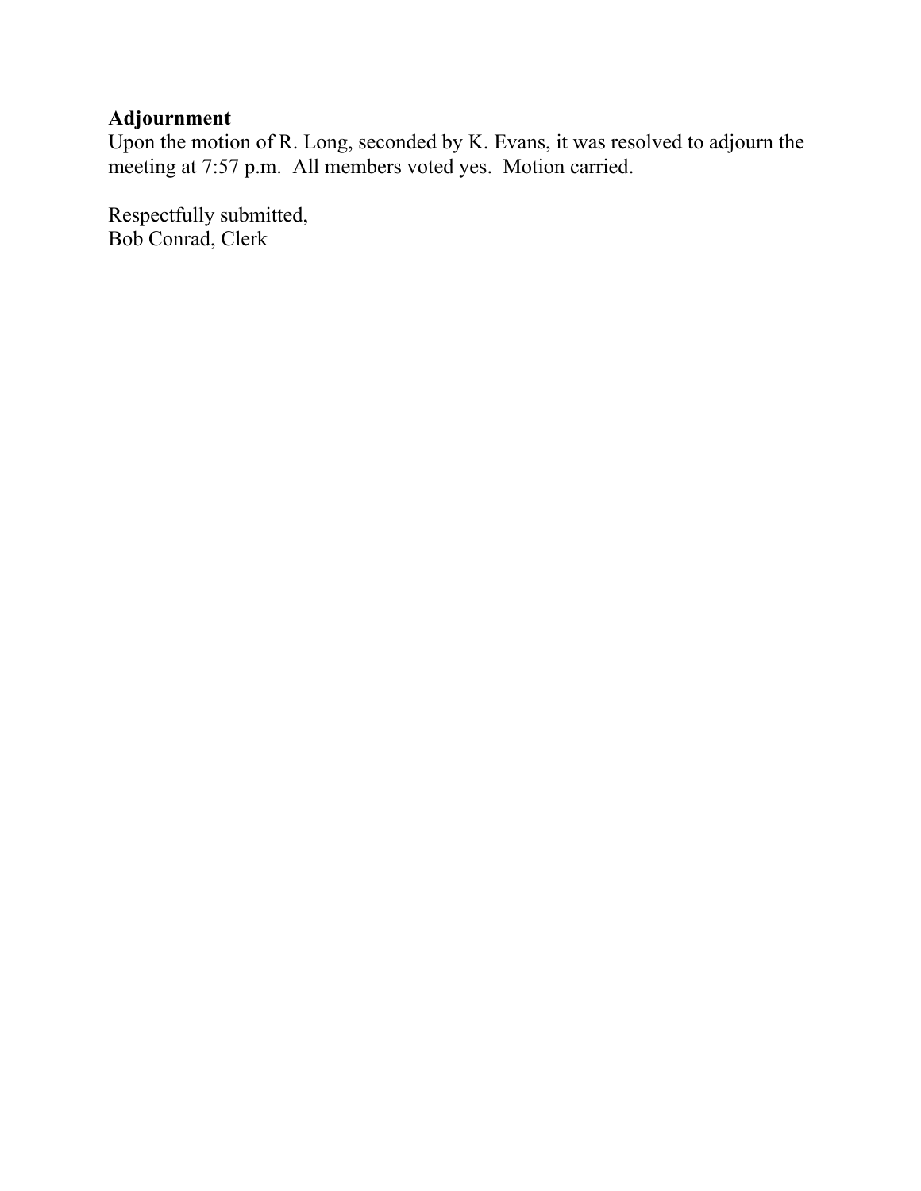**Adjournment**
Upon the motion of R. Long, seconded by K. Evans, it was resolved to adjourn the meeting at 7:57 p.m. All members voted yes. Motion carried.

Respectfully submitted,
Bob Conrad, Clerk